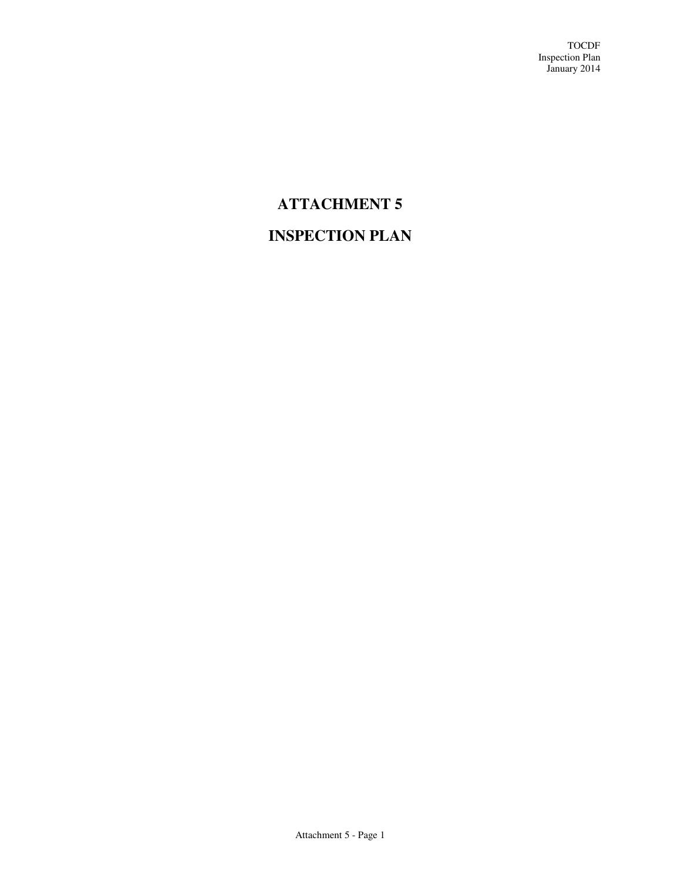# ATTACHMENT 5

# INSPECTION PLAN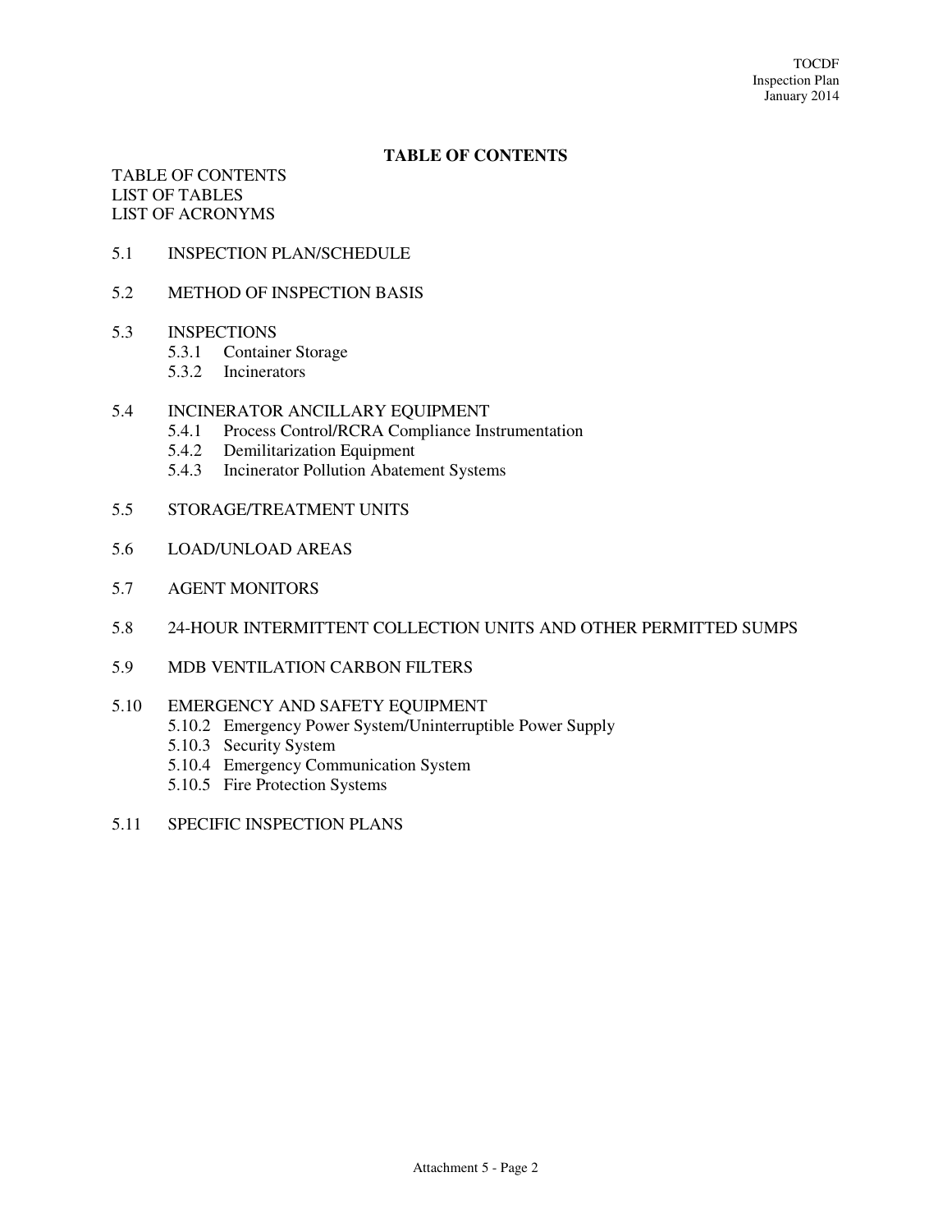## TABLE OF CONTENTS

TABLE OF CONTENTS
LIST OF TABLES
LIST OF ACRONYMS

5.1 INSPECTION PLAN/SCHEDULE

5.2 METHOD OF INSPECTION BASIS

5.3 INSPECTIONS
- 5.3.1 Container Storage
- 5.3.2 Incinerators

5.4 INCINERATOR ANCILLARY EQUIPMENT
- 5.4.1 Process Control/RCRA Compliance Instrumentation
- 5.4.2 Demilitarization Equipment
- 5.4.3 Incinerator Pollution Abatement Systems

5.5 STORAGE/TREATMENT UNITS

5.6 LOAD/UNLOAD AREAS

5.7 AGENT MONITORS

5.8 24-HOUR INTERMITTENT COLLECTION UNITS AND OTHER PERMITTED SUMPS

5.9 MDB VENTILATION CARBON FILTERS

5.10 EMERGENCY AND SAFETY EQUIPMENT
- 5.10.2 Emergency Power System/Uninterruptible Power Supply
- 5.10.3 Security System
- 5.10.4 Emergency Communication System
- 5.10.5 Fire Protection Systems

5.11 SPECIFIC INSPECTION PLANS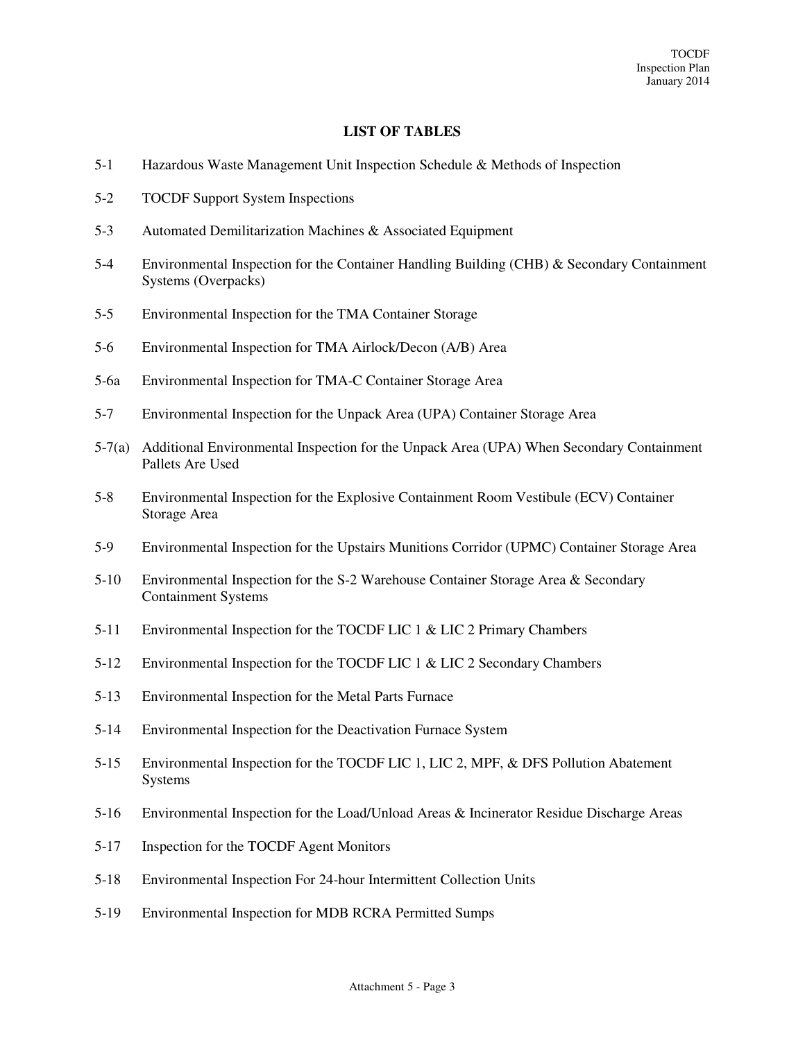## LIST OF TABLES

5-1 Hazardous Waste Management Unit Inspection Schedule & Methods of Inspection

5-2 TOCDF Support System Inspections

5-3 Automated Demilitarization Machines & Associated Equipment

5-4 Environmental Inspection for the Container Handling Building (CHB) & Secondary Containment Systems (Overpacks)

5-5 Environmental Inspection for the TMA Container Storage

5-6 Environmental Inspection for TMA Airlock/Decon (A/B) Area

5-6a Environmental Inspection for TMA-C Container Storage Area

5-7 Environmental Inspection for the Unpack Area (UPA) Container Storage Area

5-7(a) Additional Environmental Inspection for the Unpack Area (UPA) When Secondary Containment Pallets Are Used

5-8 Environmental Inspection for the Explosive Containment Room Vestibule (ECV) Container Storage Area

5-9 Environmental Inspection for the Upstairs Munitions Corridor (UPMC) Container Storage Area

5-10 Environmental Inspection for the S-2 Warehouse Container Storage Area & Secondary Containment Systems

5-11 Environmental Inspection for the TOCDF LIC 1 & LIC 2 Primary Chambers

5-12 Environmental Inspection for the TOCDF LIC 1 & LIC 2 Secondary Chambers

5-13 Environmental Inspection for the Metal Parts Furnace

5-14 Environmental Inspection for the Deactivation Furnace System

5-15 Environmental Inspection for the TOCDF LIC 1, LIC 2, MPF, & DFS Pollution Abatement Systems

5-16 Environmental Inspection for the Load/Unload Areas & Incinerator Residue Discharge Areas

5-17 Inspection for the TOCDF Agent Monitors

5-18 Environmental Inspection For 24-hour Intermittent Collection Units

5-19 Environmental Inspection for MDB RCRA Permitted Sumps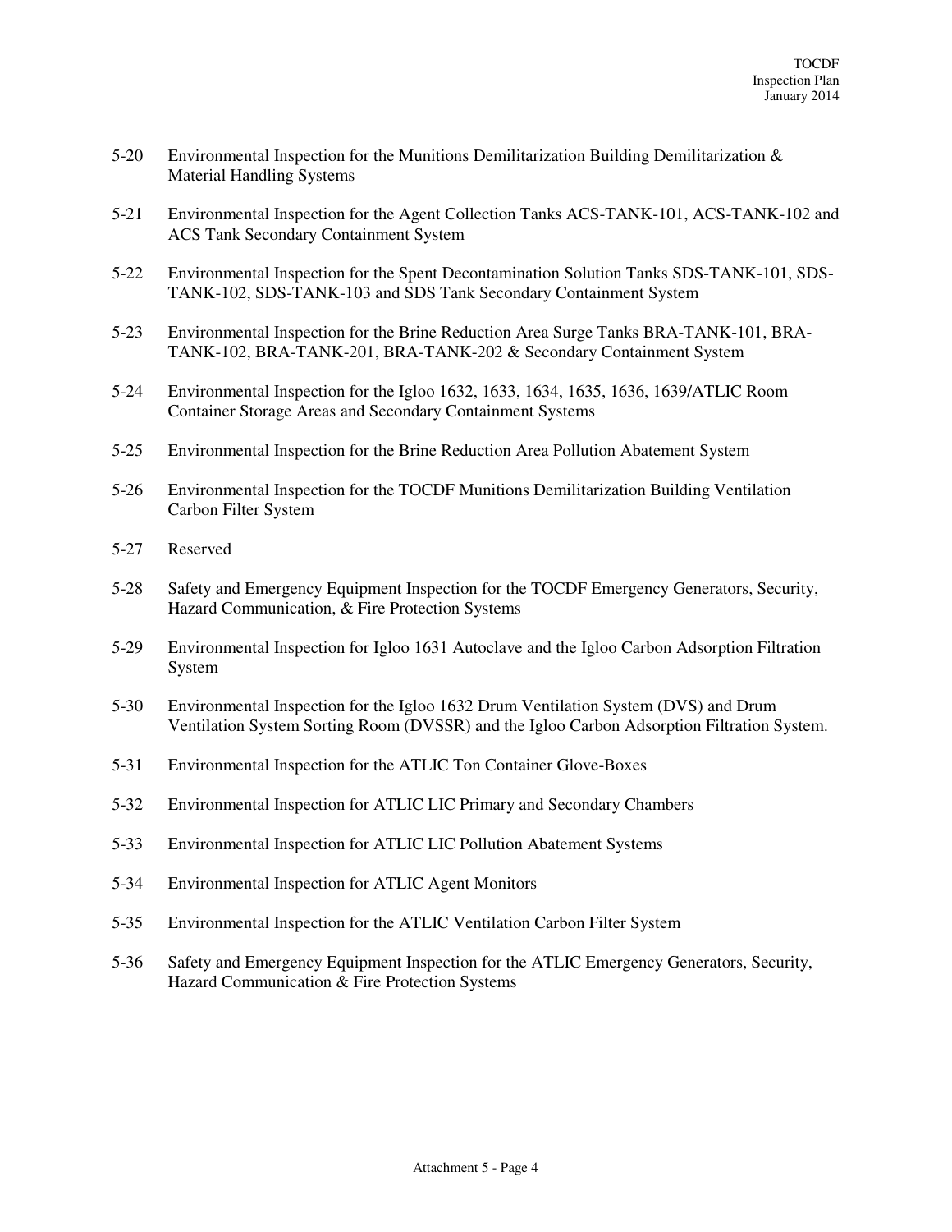5-20 Environmental Inspection for the Munitions Demilitarization Building Demilitarization & Material Handling Systems

5-21 Environmental Inspection for the Agent Collection Tanks ACS-TANK-101, ACS-TANK-102 and ACS Tank Secondary Containment System

5-22 Environmental Inspection for the Spent Decontamination Solution Tanks SDS-TANK-101, SDS-TANK-102, SDS-TANK-103 and SDS Tank Secondary Containment System

5-23 Environmental Inspection for the Brine Reduction Area Surge Tanks BRA-TANK-101, BRA-TANK-102, BRA-TANK-201, BRA-TANK-202 & Secondary Containment System

5-24 Environmental Inspection for the Igloo 1632, 1633, 1634, 1635, 1636, 1639/ATLIC Room Container Storage Areas and Secondary Containment Systems

5-25 Environmental Inspection for the Brine Reduction Area Pollution Abatement System

5-26 Environmental Inspection for the TOCDF Munitions Demilitarization Building Ventilation Carbon Filter System

5-27 Reserved

5-28 Safety and Emergency Equipment Inspection for the TOCDF Emergency Generators, Security, Hazard Communication, & Fire Protection Systems

5-29 Environmental Inspection for Igloo 1631 Autoclave and the Igloo Carbon Adsorption Filtration System

5-30 Environmental Inspection for the Igloo 1632 Drum Ventilation System (DVS) and Drum Ventilation System Sorting Room (DVSSR) and the Igloo Carbon Adsorption Filtration System.

5-31 Environmental Inspection for the ATLIC Ton Container Glove-Boxes

5-32 Environmental Inspection for ATLIC LIC Primary and Secondary Chambers

5-33 Environmental Inspection for ATLIC LIC Pollution Abatement Systems

5-34 Environmental Inspection for ATLIC Agent Monitors

5-35 Environmental Inspection for the ATLIC Ventilation Carbon Filter System

5-36 Safety and Emergency Equipment Inspection for the ATLIC Emergency Generators, Security, Hazard Communication & Fire Protection Systems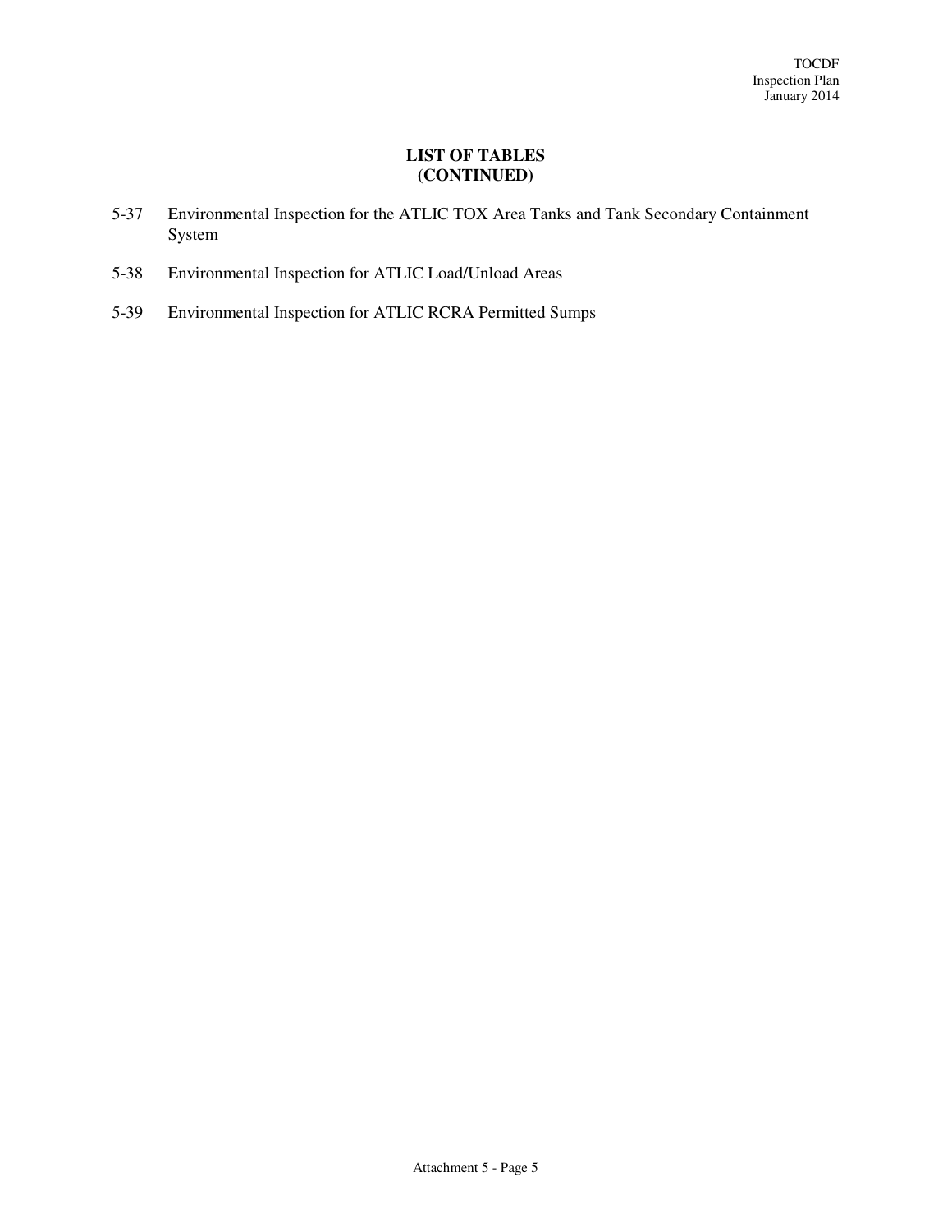# LIST OF TABLES (CONTINUED)

5-37 Environmental Inspection for the ATLIC TOX Area Tanks and Tank Secondary Containment System

5-38 Environmental Inspection for ATLIC Load/Unload Areas

5-39 Environmental Inspection for ATLIC RCRA Permitted Sumps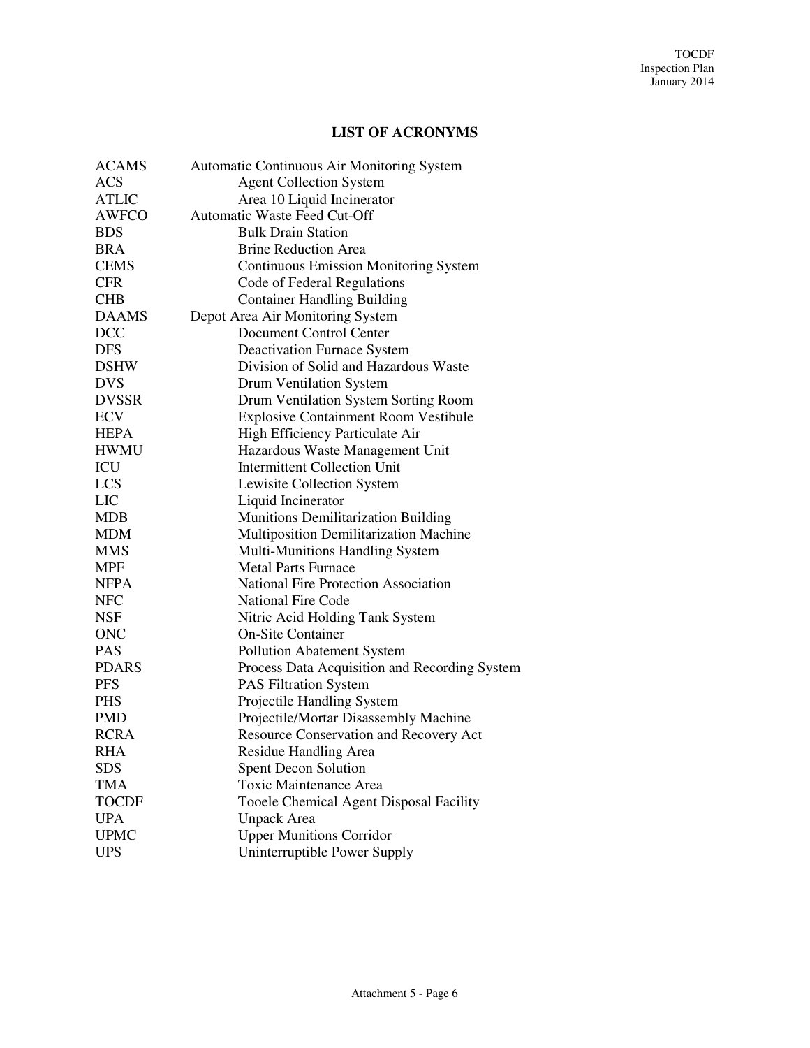## LIST OF ACRONYMS

| | |
|---|---|
| ACAMS | Automatic Continuous Air Monitoring System |
| ACS | Agent Collection System |
| ATLIC | Area 10 Liquid Incinerator |
| AWFCO | Automatic Waste Feed Cut-Off |
| BDS | Bulk Drain Station |
| BRA | Brine Reduction Area |
| CEMS | Continuous Emission Monitoring System |
| CFR | Code of Federal Regulations |
| CHB | Container Handling Building |
| DAAMS | Depot Area Air Monitoring System |
| DCC | Document Control Center |
| DFS | Deactivation Furnace System |
| DSHW | Division of Solid and Hazardous Waste |
| DVS | Drum Ventilation System |
| DVSSR | Drum Ventilation System Sorting Room |
| ECV | Explosive Containment Room Vestibule |
| HEPA | High Efficiency Particulate Air |
| HWMU | Hazardous Waste Management Unit |
| ICU | Intermittent Collection Unit |
| LCS | Lewisite Collection System |
| LIC | Liquid Incinerator |
| MDB | Munitions Demilitarization Building |
| MDM | Multiposition Demilitarization Machine |
| MMS | Multi-Munitions Handling System |
| MPF | Metal Parts Furnace |
| NFPA | National Fire Protection Association |
| NFC | National Fire Code |
| NSF | Nitric Acid Holding Tank System |
| ONC | On-Site Container |
| PAS | Pollution Abatement System |
| PDARS | Process Data Acquisition and Recording System |
| PFS | PAS Filtration System |
| PHS | Projectile Handling System |
| PMD | Projectile/Mortar Disassembly Machine |
| RCRA | Resource Conservation and Recovery Act |
| RHA | Residue Handling Area |
| SDS | Spent Decon Solution |
| TMA | Toxic Maintenance Area |
| TOCDF | Tooele Chemical Agent Disposal Facility |
| UPA | Unpack Area |
| UPMC | Upper Munitions Corridor |
| UPS | Uninterruptible Power Supply |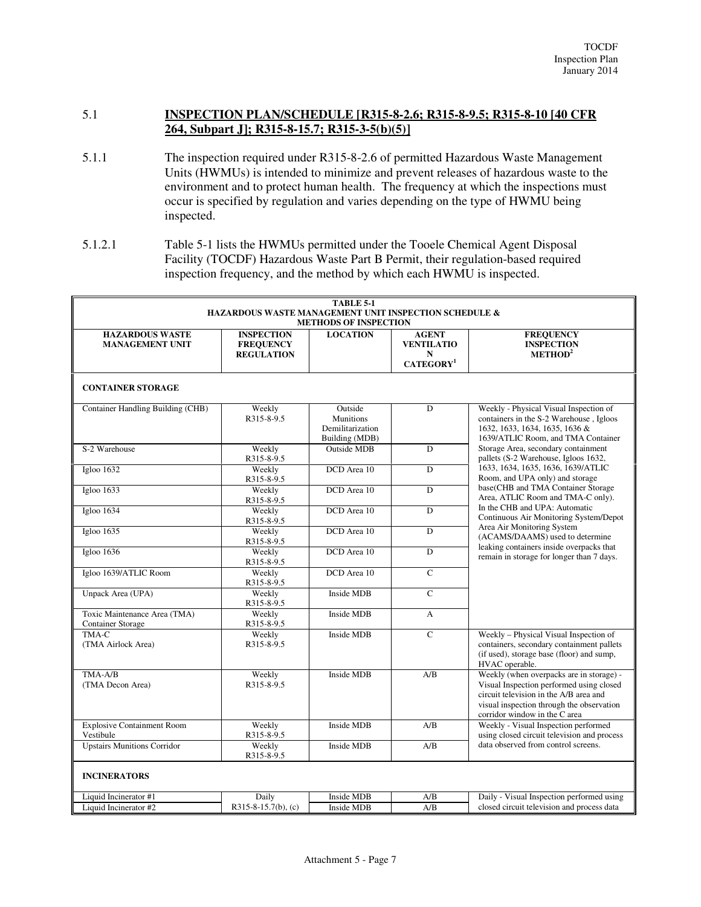## 5.1 INSPECTION PLAN/SCHEDULE [R315-8-2.6; R315-8-9.5; R315-8-10 [40 CFR 264, Subpart J]; R315-8-15.7; R315-3-5(b)(5)]

5.1.1 The inspection required under R315-8-2.6 of permitted Hazardous Waste Management Units (HWMUs) is intended to minimize and prevent releases of hazardous waste to the environment and to protect human health. The frequency at which the inspections must occur is specified by regulation and varies depending on the type of HWMU being inspected.

5.1.2.1 Table 5-1 lists the HWMUs permitted under the Tooele Chemical Agent Disposal Facility (TOCDF) Hazardous Waste Part B Permit, their regulation-based required inspection frequency, and the method by which each HWMU is inspected.

**TABLE 5-1**
**HAZARDOUS WASTE MANAGEMENT UNIT INSPECTION SCHEDULE & METHODS OF INSPECTION**

| HAZARDOUS WASTE MANAGEMENT UNIT | INSPECTION FREQUENCY REGULATION | LOCATION | AGENT VENTILATION CATEGORY[1] | FREQUENCY INSPECTION METHOD[2] |
|---|---|---|---|---|
| **CONTAINER STORAGE** | | | | |
| Container Handling Building (CHB) | Weekly R315-8-9.5 | Outside Munitions Demilitarization Building (MDB) | D | Weekly - Physical Visual Inspection of containers in the S-2 Warehouse , Igloos 1632, 1633, 1634, 1635, 1636 & 1639/ATLIC Room, and TMA Container Storage Area, secondary containment pallets (S-2 Warehouse, Igloos 1632, 1633, 1634, 1635, 1636, 1639/ATLIC Room, and UPA only) and storage base(CHB and TMA Container Storage Area, ATLIC Room and TMA-C only). In the CHB and UPA: Automatic Continuous Air Monitoring System/Depot Area Air Monitoring System (ACAMS/DAAMS) used to determine leaking containers inside overpacks that remain in storage for longer than 7 days. |
| S-2 Warehouse | Weekly R315-8-9.5 | Outside MDB | D | |
| Igloo 1632 | Weekly R315-8-9.5 | DCD Area 10 | D | |
| Igloo 1633 | Weekly R315-8-9.5 | DCD Area 10 | D | |
| Igloo 1634 | Weekly R315-8-9.5 | DCD Area 10 | D | |
| Igloo 1635 | Weekly R315-8-9.5 | DCD Area 10 | D | |
| Igloo 1636 | Weekly R315-8-9.5 | DCD Area 10 | D | |
| Igloo 1639/ATLIC Room | Weekly R315-8-9.5 | DCD Area 10 | C | |
| Unpack Area (UPA) | Weekly R315-8-9.5 | Inside MDB | C | |
| Toxic Maintenance Area (TMA) Container Storage | Weekly R315-8-9.5 | Inside MDB | A | |
| TMA-C (TMA Airlock Area) | Weekly R315-8-9.5 | Inside MDB | C | Weekly – Physical Visual Inspection of containers, secondary containment pallets (if used), storage base (floor) and sump, HVAC operable. |
| TMA-A/B (TMA Decon Area) | Weekly R315-8-9.5 | Inside MDB | A/B | Weekly (when overpacks are in storage) - Visual Inspection performed using closed circuit television in the A/B area and visual inspection through the observation corridor window in the C area |
| Explosive Containment Room Vestibule | Weekly R315-8-9.5 | Inside MDB | A/B | Weekly - Visual Inspection performed using closed circuit television and process data observed from control screens. |
| Upstairs Munitions Corridor | Weekly R315-8-9.5 | Inside MDB | A/B | |
| **INCINERATORS** | | | | |
| Liquid Incinerator #1 | Daily R315-8-15.7(b), (c) | Inside MDB | A/B | Daily - Visual Inspection performed using closed circuit television and process data |
| Liquid Incinerator #2 | | Inside MDB | A/B | |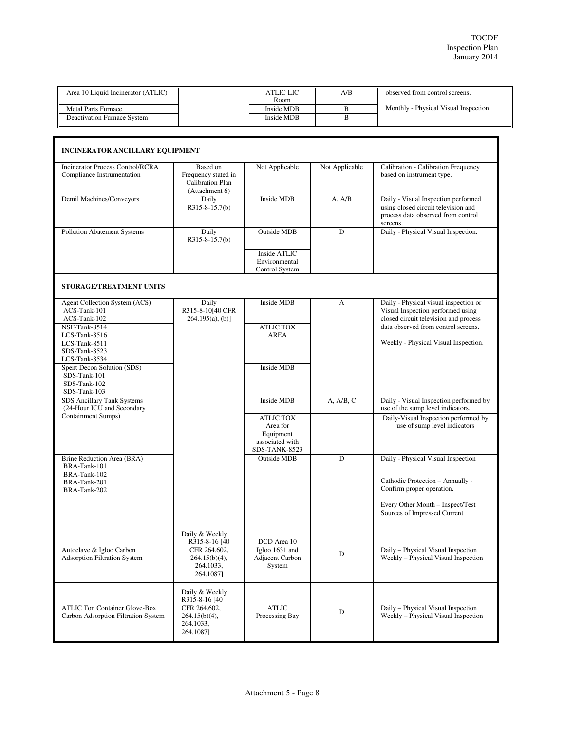| | | | | |
|---|---|---|---|---|
| Area 10 Liquid Incinerator (ATLIC) | | ATLIC LIC Room | A/B | observed from control screens. |
| Metal Parts Furnace | | Inside MDB | B | Monthly - Physical Visual Inspection. |
| Deactivation Furnace System | | Inside MDB | B | |

| | | | | |
|---|---|---|---|---|
| **INCINERATOR ANCILLARY EQUIPMENT** | | | | |
| Incinerator Process Control/RCRA Compliance Instrumentation | Based on Frequency stated in Calibration Plan (Attachment 6) | Not Applicable | Not Applicable | Calibration - Calibration Frequency based on instrument type. |
| Demil Machines/Conveyors | Daily R315-8-15.7(b) | Inside MDB | A, A/B | Daily - Visual Inspection performed using closed circuit television and process data observed from control screens. |
| Pollution Abatement Systems | Daily R315-8-15.7(b) | Outside MDB<br><br>Inside ATLIC Environmental Control System | D | Daily - Physical Visual Inspection. |
| **STORAGE/TREATMENT UNITS** | | | | |
| Agent Collection System (ACS)<br>ACS-Tank-101<br>ACS-Tank-102 | Daily R315-8-10[40 CFR 264.195(a), (b)] | Inside MDB | A | Daily - Physical visual inspection or Visual Inspection performed using closed circuit television and process data observed from control screens.<br><br>Weekly - Physical Visual Inspection. |
| NSF-Tank-8514<br>LCS-Tank-8516<br>LCS-Tank-8511<br>SDS-Tank-8523<br>LCS-Tank-8534 | | ATLIC TOX AREA | | |
| Spent Decon Solution (SDS)<br>SDS-Tank-101<br>SDS-Tank-102<br>SDS-Tank-103 | | Inside MDB | | |
| SDS Ancillary Tank Systems (24-Hour ICU and Secondary Containment Sumps) | | Inside MDB | A, A/B, C | Daily - Visual Inspection performed by use of the sump level indicators. |
| | | ATLIC TOX Area for Equipment associated with SDS-TANK-8523 | | Daily-Visual Inspection performed by use of sump level indicators |
| Brine Reduction Area (BRA)<br>BRA-Tank-101<br>BRA-Tank-102<br>BRA-Tank-201<br>BRA-Tank-202 | | Outside MDB | D | Daily - Physical Visual Inspection<br><br>Cathodic Protection – Annually - Confirm proper operation.<br><br>Every Other Month – Inspect/Test Sources of Impressed Current |
| Autoclave & Igloo Carbon Adsorption Filtration System | Daily & Weekly R315-8-16 [40 CFR 264.602, 264.15(b)(4), 264.1033, 264.1087] | DCD Area 10 Igloo 1631 and Adjacent Carbon System | D | Daily – Physical Visual Inspection<br>Weekly – Physical Visual Inspection |
| ATLIC Ton Container Glove-Box Carbon Adsorption Filtration System | Daily & Weekly R315-8-16 [40 CFR 264.602, 264.15(b)(4), 264.1033, 264.1087] | ATLIC Processing Bay | D | Daily – Physical Visual Inspection<br>Weekly – Physical Visual Inspection |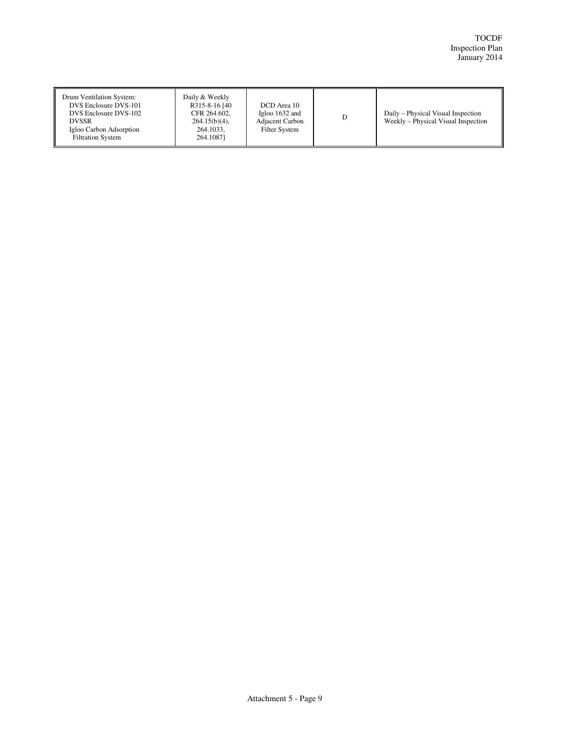| Drum Ventilation System:<br>DVS Enclosure DVS-101<br>DVS Enclosure DVS-102<br>DVSSR<br>Igloo Carbon Adsorption Filtration System | Daily & Weekly<br>R315-8-16 [40 CFR 264.602, 264.15(b)(4), 264.1033, 264.1087] | DCD Area 10 Igloo 1632 and Adjacent Carbon Filter System | D | Daily – Physical Visual Inspection<br>Weekly – Physical Visual Inspection |
|---|---|---|---|---|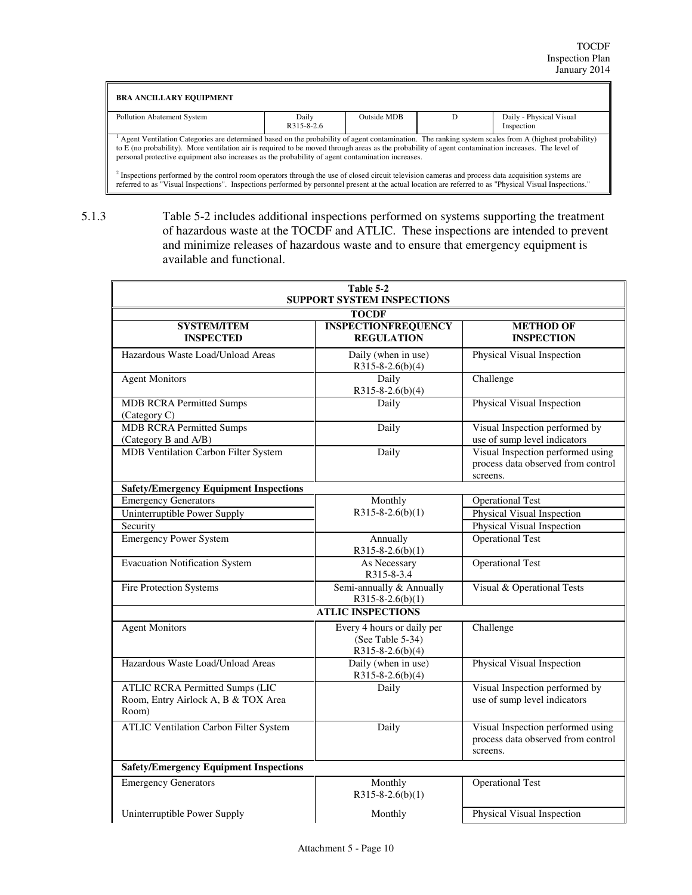| BRA ANCILLARY EQUIPMENT | | | | |
|---|---|---|---|---|
| Pollution Abatement System | Daily R315-8-2.6 | Outside MDB | D | Daily - Physical Visual Inspection |

[1] Agent Ventilation Categories are determined based on the probability of agent contamination. The ranking system scales from A (highest probability) to E (no probability). More ventilation air is required to be moved through areas as the probability of agent contamination increases. The level of personal protective equipment also increases as the probability of agent contamination increases.

[2] Inspections performed by the control room operators through the use of closed circuit television cameras and process data acquisition systems are referred to as "Visual Inspections". Inspections performed by personnel present at the actual location are referred to as "Physical Visual Inspections."

5.1.3 Table 5-2 includes additional inspections performed on systems supporting the treatment of hazardous waste at the TOCDF and ATLIC. These inspections are intended to prevent and minimize releases of hazardous waste and to ensure that emergency equipment is available and functional.

**Table 5-2**
**SUPPORT SYSTEM INSPECTIONS**

| SYSTEM/ITEM INSPECTED | INSPECTIONFREQUENCY REGULATION | METHOD OF INSPECTION |
|---|---|---|
| **TOCDF** | | |
| Hazardous Waste Load/Unload Areas | Daily (when in use) R315-8-2.6(b)(4) | Physical Visual Inspection |
| Agent Monitors | Daily R315-8-2.6(b)(4) | Challenge |
| MDB RCRA Permitted Sumps (Category C) | Daily | Physical Visual Inspection |
| MDB RCRA Permitted Sumps (Category B and A/B) | Daily | Visual Inspection performed by use of sump level indicators |
| MDB Ventilation Carbon Filter System | Daily | Visual Inspection performed using process data observed from control screens. |
| **Safety/Emergency Equipment Inspections** | | |
| Emergency Generators | Monthly R315-8-2.6(b)(1) | Operational Test |
| Uninterruptible Power Supply | | Physical Visual Inspection |
| Security | | Physical Visual Inspection |
| Emergency Power System | Annually R315-8-2.6(b)(1) | Operational Test |
| Evacuation Notification System | As Necessary R315-8-3.4 | Operational Test |
| Fire Protection Systems | Semi-annually & Annually R315-8-2.6(b)(1) | Visual & Operational Tests |
| **ATLIC INSPECTIONS** | | |
| Agent Monitors | Every 4 hours or daily per (See Table 5-34) R315-8-2.6(b)(4) | Challenge |
| Hazardous Waste Load/Unload Areas | Daily (when in use) R315-8-2.6(b)(4) | Physical Visual Inspection |
| ATLIC RCRA Permitted Sumps (LIC Room, Entry Airlock A, B & TOX Area Room) | Daily | Visual Inspection performed by use of sump level indicators |
| ATLIC Ventilation Carbon Filter System | Daily | Visual Inspection performed using process data observed from control screens. |
| **Safety/Emergency Equipment Inspections** | | |
| Emergency Generators | Monthly R315-8-2.6(b)(1) | Operational Test |
| Uninterruptible Power Supply | Monthly | Physical Visual Inspection |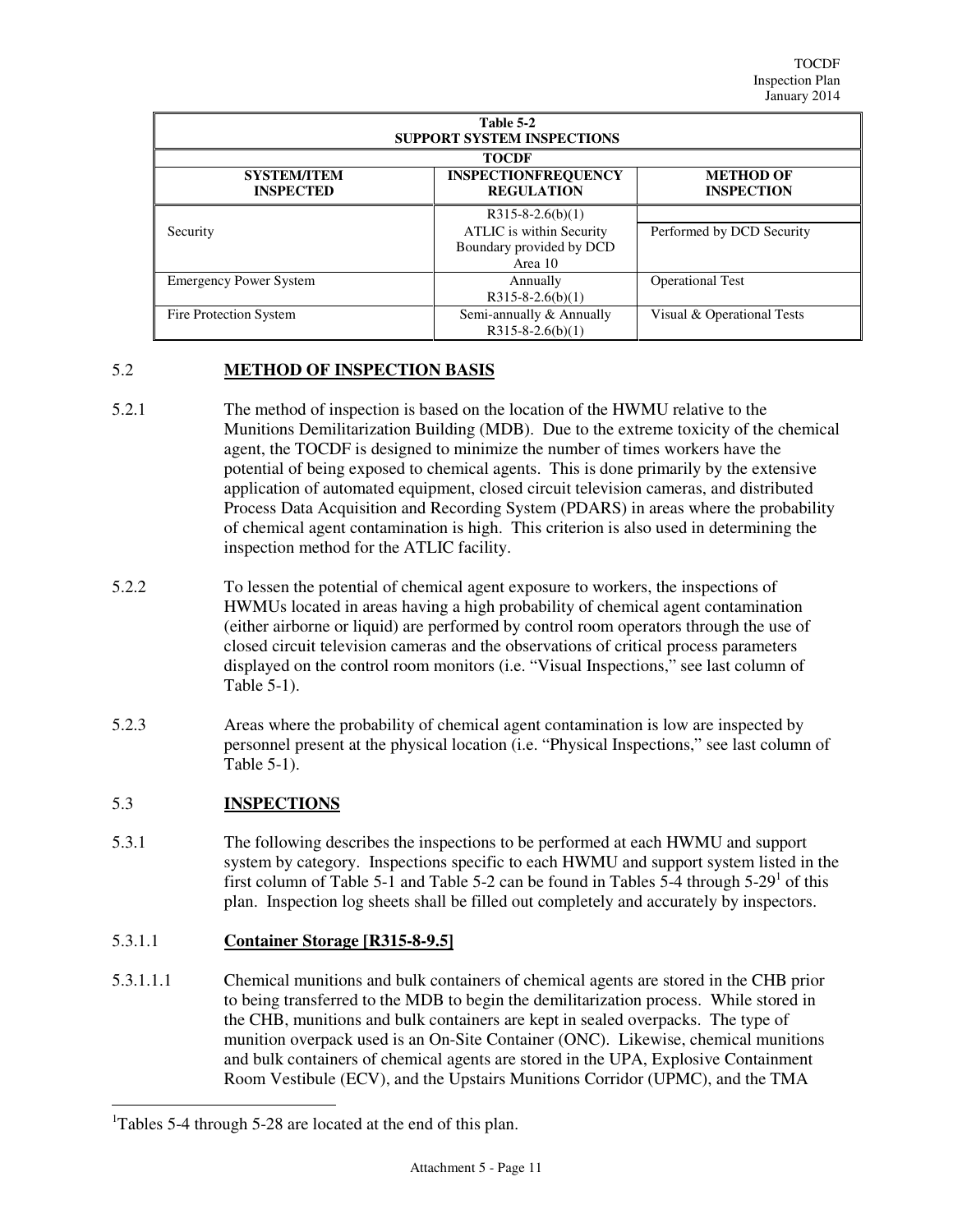| Table 5-2 SUPPORT SYSTEM INSPECTIONS | | |
|---|---|---|
| TOCDF | | |
| SYSTEM/ITEM INSPECTED | INSPECTIONFREQUENCY REGULATION | METHOD OF INSPECTION |
| Security | R315-8-2.6(b)(1) ATLIC is within Security Boundary provided by DCD Area 10 | Performed by DCD Security |
| Emergency Power System | Annually R315-8-2.6(b)(1) | Operational Test |
| Fire Protection System | Semi-annually & Annually R315-8-2.6(b)(1) | Visual & Operational Tests |

## 5.2 METHOD OF INSPECTION BASIS

5.2.1 The method of inspection is based on the location of the HWMU relative to the Munitions Demilitarization Building (MDB). Due to the extreme toxicity of the chemical agent, the TOCDF is designed to minimize the number of times workers have the potential of being exposed to chemical agents. This is done primarily by the extensive application of automated equipment, closed circuit television cameras, and distributed Process Data Acquisition and Recording System (PDARS) in areas where the probability of chemical agent contamination is high. This criterion is also used in determining the inspection method for the ATLIC facility.

5.2.2 To lessen the potential of chemical agent exposure to workers, the inspections of HWMUs located in areas having a high probability of chemical agent contamination (either airborne or liquid) are performed by control room operators through the use of closed circuit television cameras and the observations of critical process parameters displayed on the control room monitors (i.e. "Visual Inspections," see last column of Table 5-1).

5.2.3 Areas where the probability of chemical agent contamination is low are inspected by personnel present at the physical location (i.e. "Physical Inspections," see last column of Table 5-1).

## 5.3 INSPECTIONS

5.3.1 The following describes the inspections to be performed at each HWMU and support system by category. Inspections specific to each HWMU and support system listed in the first column of Table 5-1 and Table 5-2 can be found in Tables 5-4 through 5-29[1] of this plan. Inspection log sheets shall be filled out completely and accurately by inspectors.

### 5.3.1.1 Container Storage [R315-8-9.5]

5.3.1.1.1 Chemical munitions and bulk containers of chemical agents are stored in the CHB prior to being transferred to the MDB to begin the demilitarization process. While stored in the CHB, munitions and bulk containers are kept in sealed overpacks. The type of munition overpack used is an On-Site Container (ONC). Likewise, chemical munitions and bulk containers of chemical agents are stored in the UPA, Explosive Containment Room Vestibule (ECV), and the Upstairs Munitions Corridor (UPMC), and the TMA

[1]Tables 5-4 through 5-28 are located at the end of this plan.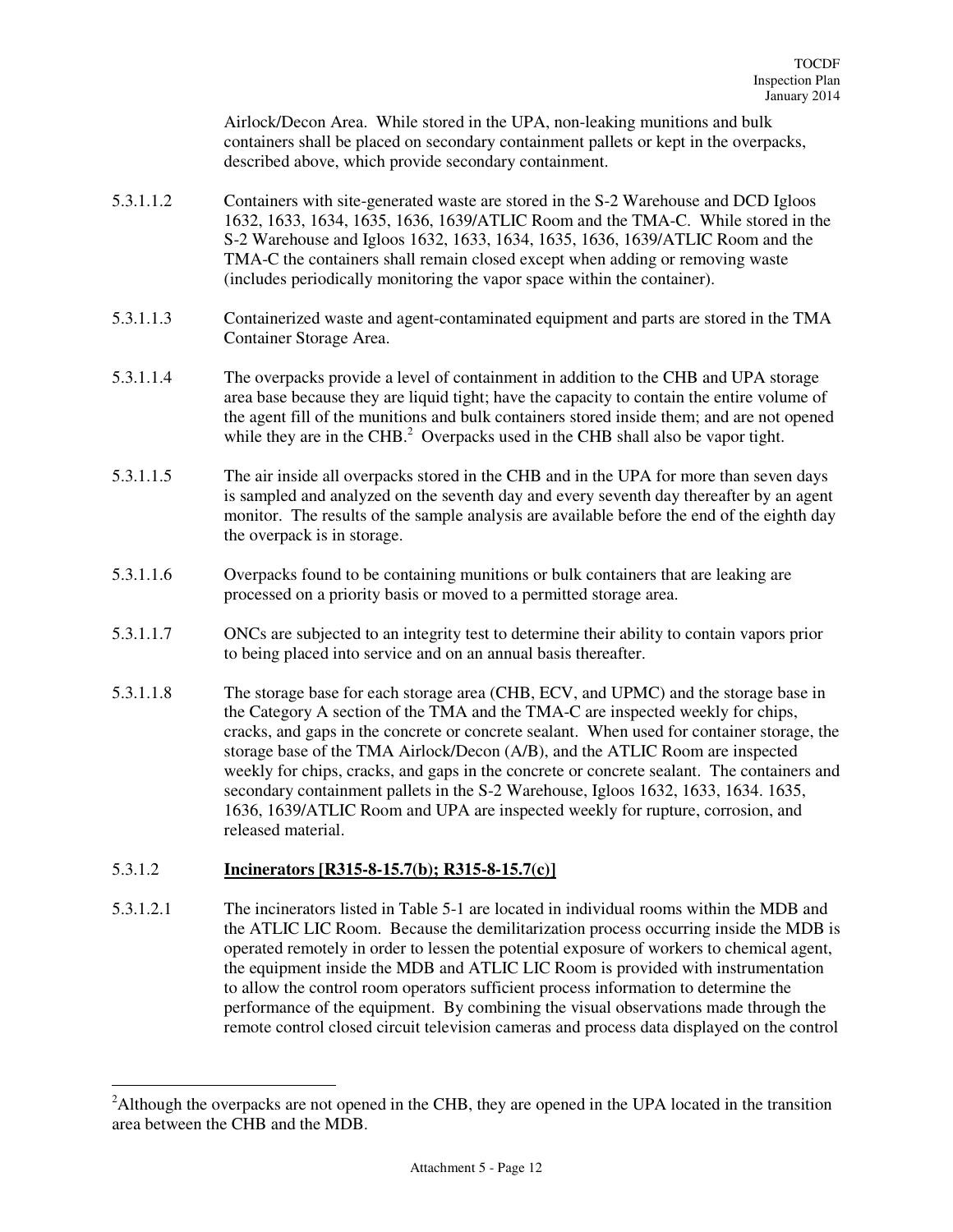Airlock/Decon Area. While stored in the UPA, non-leaking munitions and bulk containers shall be placed on secondary containment pallets or kept in the overpacks, described above, which provide secondary containment.

5.3.1.1.2 Containers with site-generated waste are stored in the S-2 Warehouse and DCD Igloos 1632, 1633, 1634, 1635, 1636, 1639/ATLIC Room and the TMA-C. While stored in the S-2 Warehouse and Igloos 1632, 1633, 1634, 1635, 1636, 1639/ATLIC Room and the TMA-C the containers shall remain closed except when adding or removing waste (includes periodically monitoring the vapor space within the container).

5.3.1.1.3 Containerized waste and agent-contaminated equipment and parts are stored in the TMA Container Storage Area.

5.3.1.1.4 The overpacks provide a level of containment in addition to the CHB and UPA storage area base because they are liquid tight; have the capacity to contain the entire volume of the agent fill of the munitions and bulk containers stored inside them; and are not opened while they are in the CHB.[2] Overpacks used in the CHB shall also be vapor tight.

5.3.1.1.5 The air inside all overpacks stored in the CHB and in the UPA for more than seven days is sampled and analyzed on the seventh day and every seventh day thereafter by an agent monitor. The results of the sample analysis are available before the end of the eighth day the overpack is in storage.

5.3.1.1.6 Overpacks found to be containing munitions or bulk containers that are leaking are processed on a priority basis or moved to a permitted storage area.

5.3.1.1.7 ONCs are subjected to an integrity test to determine their ability to contain vapors prior to being placed into service and on an annual basis thereafter.

5.3.1.1.8 The storage base for each storage area (CHB, ECV, and UPMC) and the storage base in the Category A section of the TMA and the TMA-C are inspected weekly for chips, cracks, and gaps in the concrete or concrete sealant. When used for container storage, the storage base of the TMA Airlock/Decon (A/B), and the ATLIC Room are inspected weekly for chips, cracks, and gaps in the concrete or concrete sealant. The containers and secondary containment pallets in the S-2 Warehouse, Igloos 1632, 1633, 1634. 1635, 1636, 1639/ATLIC Room and UPA are inspected weekly for rupture, corrosion, and released material.

### 5.3.1.2 Incinerators [R315-8-15.7(b); R315-8-15.7(c)]

5.3.1.2.1 The incinerators listed in Table 5-1 are located in individual rooms within the MDB and the ATLIC LIC Room. Because the demilitarization process occurring inside the MDB is operated remotely in order to lessen the potential exposure of workers to chemical agent, the equipment inside the MDB and ATLIC LIC Room is provided with instrumentation to allow the control room operators sufficient process information to determine the performance of the equipment. By combining the visual observations made through the remote control closed circuit television cameras and process data displayed on the control

---

[2]Although the overpacks are not opened in the CHB, they are opened in the UPA located in the transition area between the CHB and the MDB.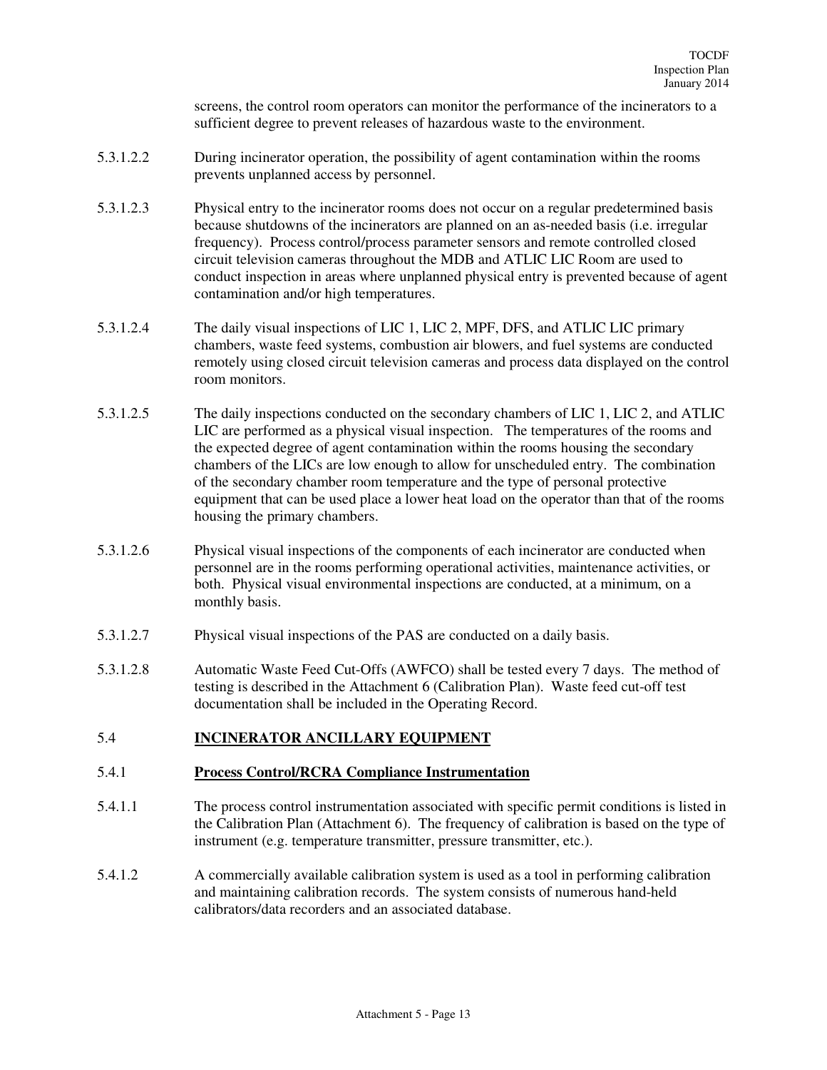screens, the control room operators can monitor the performance of the incinerators to a sufficient degree to prevent releases of hazardous waste to the environment.

5.3.1.2.2 During incinerator operation, the possibility of agent contamination within the rooms prevents unplanned access by personnel.

5.3.1.2.3 Physical entry to the incinerator rooms does not occur on a regular predetermined basis because shutdowns of the incinerators are planned on an as-needed basis (i.e. irregular frequency). Process control/process parameter sensors and remote controlled closed circuit television cameras throughout the MDB and ATLIC LIC Room are used to conduct inspection in areas where unplanned physical entry is prevented because of agent contamination and/or high temperatures.

5.3.1.2.4 The daily visual inspections of LIC 1, LIC 2, MPF, DFS, and ATLIC LIC primary chambers, waste feed systems, combustion air blowers, and fuel systems are conducted remotely using closed circuit television cameras and process data displayed on the control room monitors.

5.3.1.2.5 The daily inspections conducted on the secondary chambers of LIC 1, LIC 2, and ATLIC LIC are performed as a physical visual inspection. The temperatures of the rooms and the expected degree of agent contamination within the rooms housing the secondary chambers of the LICs are low enough to allow for unscheduled entry. The combination of the secondary chamber room temperature and the type of personal protective equipment that can be used place a lower heat load on the operator than that of the rooms housing the primary chambers.

5.3.1.2.6 Physical visual inspections of the components of each incinerator are conducted when personnel are in the rooms performing operational activities, maintenance activities, or both. Physical visual environmental inspections are conducted, at a minimum, on a monthly basis.

5.3.1.2.7 Physical visual inspections of the PAS are conducted on a daily basis.

5.3.1.2.8 Automatic Waste Feed Cut-Offs (AWFCO) shall be tested every 7 days. The method of testing is described in the Attachment 6 (Calibration Plan). Waste feed cut-off test documentation shall be included in the Operating Record.

## 5.4 INCINERATOR ANCILLARY EQUIPMENT

### 5.4.1 Process Control/RCRA Compliance Instrumentation

5.4.1.1 The process control instrumentation associated with specific permit conditions is listed in the Calibration Plan (Attachment 6). The frequency of calibration is based on the type of instrument (e.g. temperature transmitter, pressure transmitter, etc.).

5.4.1.2 A commercially available calibration system is used as a tool in performing calibration and maintaining calibration records. The system consists of numerous hand-held calibrators/data recorders and an associated database.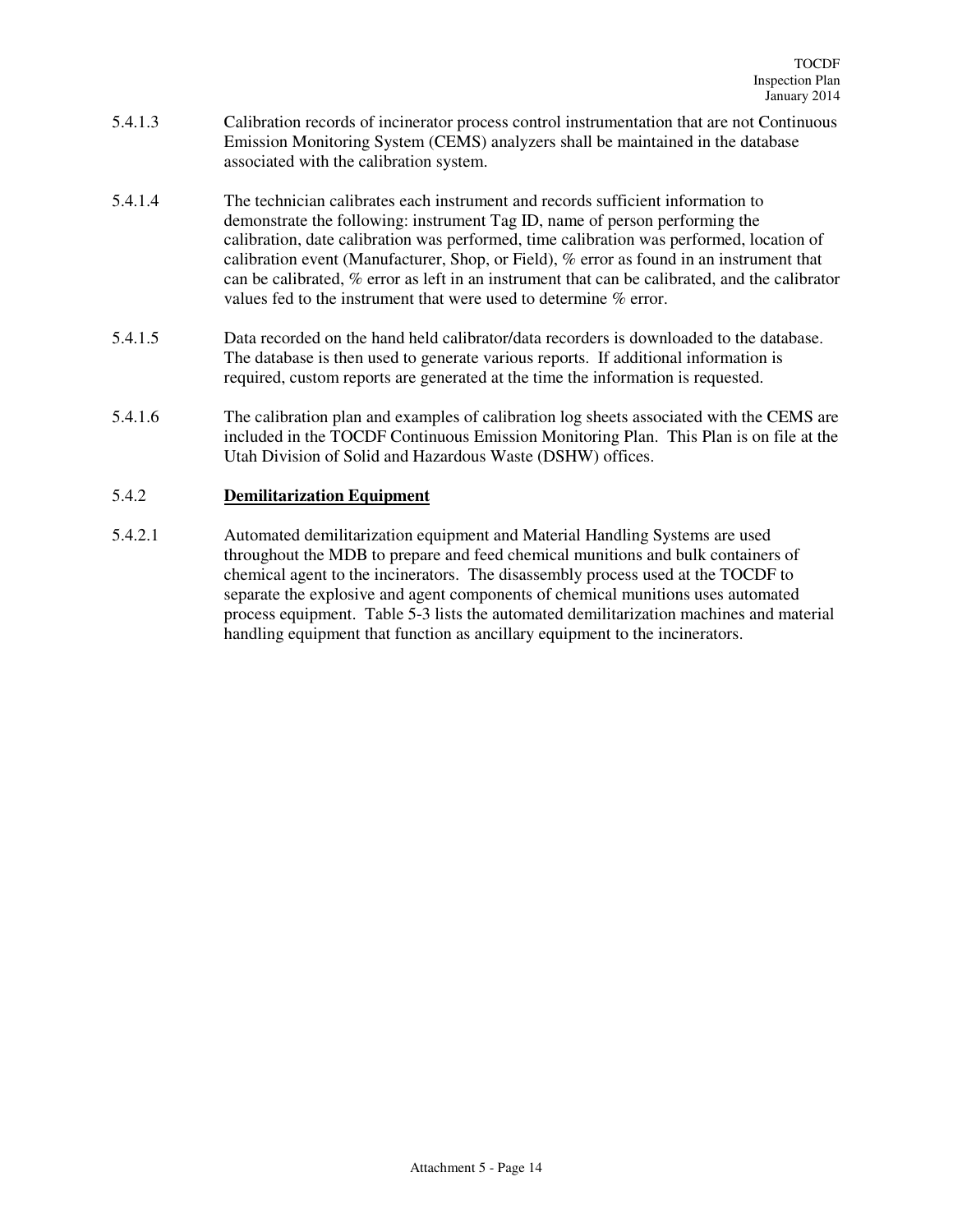5.4.1.3 Calibration records of incinerator process control instrumentation that are not Continuous Emission Monitoring System (CEMS) analyzers shall be maintained in the database associated with the calibration system.

5.4.1.4 The technician calibrates each instrument and records sufficient information to demonstrate the following: instrument Tag ID, name of person performing the calibration, date calibration was performed, time calibration was performed, location of calibration event (Manufacturer, Shop, or Field), % error as found in an instrument that can be calibrated, % error as left in an instrument that can be calibrated, and the calibrator values fed to the instrument that were used to determine % error.

5.4.1.5 Data recorded on the hand held calibrator/data recorders is downloaded to the database. The database is then used to generate various reports. If additional information is required, custom reports are generated at the time the information is requested.

5.4.1.6 The calibration plan and examples of calibration log sheets associated with the CEMS are included in the TOCDF Continuous Emission Monitoring Plan. This Plan is on file at the Utah Division of Solid and Hazardous Waste (DSHW) offices.

### 5.4.2 **Demilitarization Equipment**

5.4.2.1 Automated demilitarization equipment and Material Handling Systems are used throughout the MDB to prepare and feed chemical munitions and bulk containers of chemical agent to the incinerators. The disassembly process used at the TOCDF to separate the explosive and agent components of chemical munitions uses automated process equipment. Table 5-3 lists the automated demilitarization machines and material handling equipment that function as ancillary equipment to the incinerators.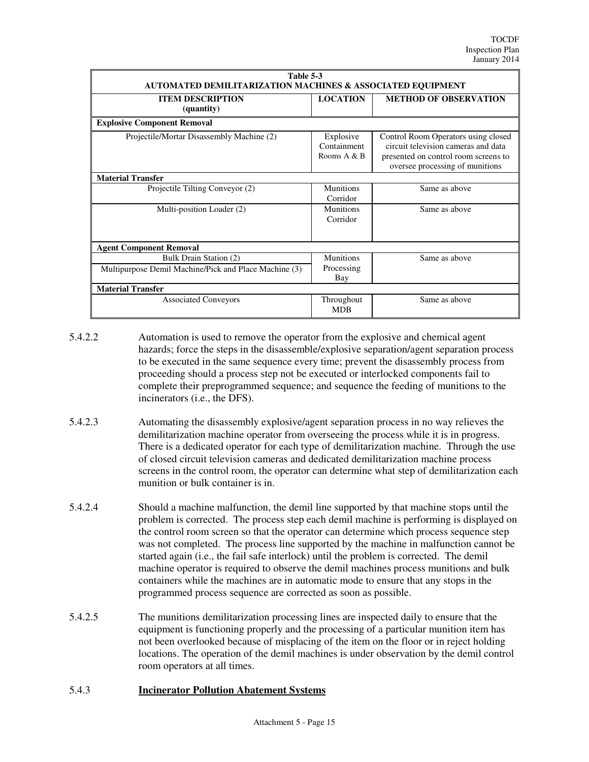| Table 5-3 AUTOMATED DEMILITARIZATION MACHINES & ASSOCIATED EQUIPMENT | | |
|---|---|---|
| **ITEM DESCRIPTION (quantity)** | **LOCATION** | **METHOD OF OBSERVATION** |
| **Explosive Component Removal** | | |
| Projectile/Mortar Disassembly Machine (2) | Explosive Containment Rooms A & B | Control Room Operators using closed circuit television cameras and data presented on control room screens to oversee processing of munitions |
| **Material Transfer** | | |
| Projectile Tilting Conveyor (2) | Munitions Corridor | Same as above |
| Multi-position Loader (2) | Munitions Corridor | Same as above |
| **Agent Component Removal** | | |
| Bulk Drain Station (2)<br>Multipurpose Demil Machine/Pick and Place Machine (3) | Munitions Processing Bay | Same as above |
| **Material Transfer** | | |
| Associated Conveyors | Throughout MDB | Same as above |

5.4.2.2 Automation is used to remove the operator from the explosive and chemical agent hazards; force the steps in the disassemble/explosive separation/agent separation process to be executed in the same sequence every time; prevent the disassembly process from proceeding should a process step not be executed or interlocked components fail to complete their preprogrammed sequence; and sequence the feeding of munitions to the incinerators (i.e., the DFS).

5.4.2.3 Automating the disassembly explosive/agent separation process in no way relieves the demilitarization machine operator from overseeing the process while it is in progress. There is a dedicated operator for each type of demilitarization machine. Through the use of closed circuit television cameras and dedicated demilitarization machine process screens in the control room, the operator can determine what step of demilitarization each munition or bulk container is in.

5.4.2.4 Should a machine malfunction, the demil line supported by that machine stops until the problem is corrected. The process step each demil machine is performing is displayed on the control room screen so that the operator can determine which process sequence step was not completed. The process line supported by the machine in malfunction cannot be started again (i.e., the fail safe interlock) until the problem is corrected. The demil machine operator is required to observe the demil machines process munitions and bulk containers while the machines are in automatic mode to ensure that any stops in the programmed process sequence are corrected as soon as possible.

5.4.2.5 The munitions demilitarization processing lines are inspected daily to ensure that the equipment is functioning properly and the processing of a particular munition item has not been overlooked because of misplacing of the item on the floor or in reject holding locations. The operation of the demil machines is under observation by the demil control room operators at all times.

### 5.4.3 Incinerator Pollution Abatement Systems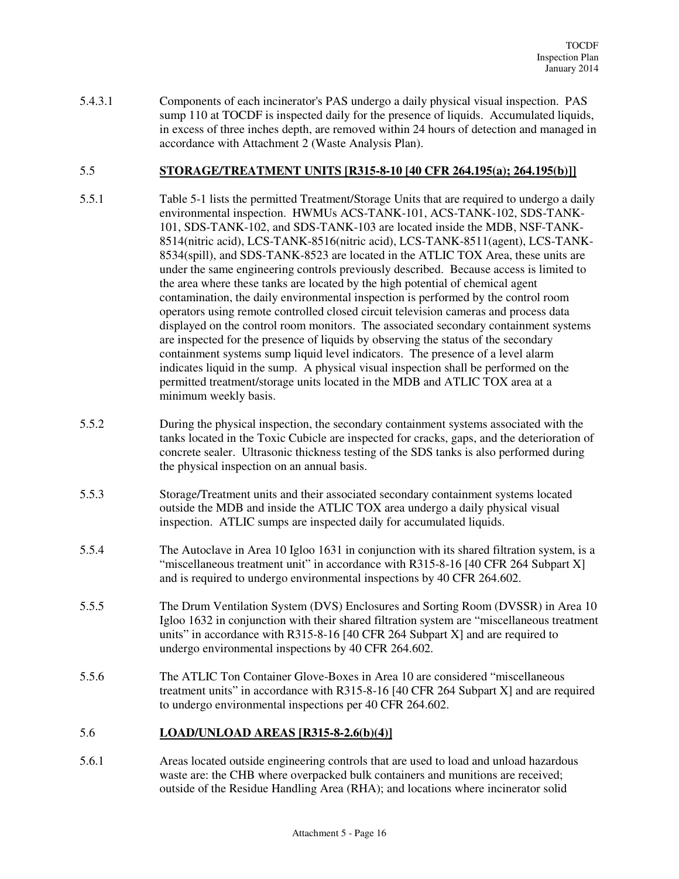5.4.3.1 Components of each incinerator's PAS undergo a daily physical visual inspection. PAS sump 110 at TOCDF is inspected daily for the presence of liquids. Accumulated liquids, in excess of three inches depth, are removed within 24 hours of detection and managed in accordance with Attachment 2 (Waste Analysis Plan).

## 5.5 STORAGE/TREATMENT UNITS [R315-8-10 [40 CFR 264.195(a); 264.195(b)]]

5.5.1 Table 5-1 lists the permitted Treatment/Storage Units that are required to undergo a daily environmental inspection. HWMUs ACS-TANK-101, ACS-TANK-102, SDS-TANK-101, SDS-TANK-102, and SDS-TANK-103 are located inside the MDB, NSF-TANK-8514(nitric acid), LCS-TANK-8516(nitric acid), LCS-TANK-8511(agent), LCS-TANK-8534(spill), and SDS-TANK-8523 are located in the ATLIC TOX Area, these units are under the same engineering controls previously described. Because access is limited to the area where these tanks are located by the high potential of chemical agent contamination, the daily environmental inspection is performed by the control room operators using remote controlled closed circuit television cameras and process data displayed on the control room monitors. The associated secondary containment systems are inspected for the presence of liquids by observing the status of the secondary containment systems sump liquid level indicators. The presence of a level alarm indicates liquid in the sump. A physical visual inspection shall be performed on the permitted treatment/storage units located in the MDB and ATLIC TOX area at a minimum weekly basis.

5.5.2 During the physical inspection, the secondary containment systems associated with the tanks located in the Toxic Cubicle are inspected for cracks, gaps, and the deterioration of concrete sealer. Ultrasonic thickness testing of the SDS tanks is also performed during the physical inspection on an annual basis.

5.5.3 Storage/Treatment units and their associated secondary containment systems located outside the MDB and inside the ATLIC TOX area undergo a daily physical visual inspection. ATLIC sumps are inspected daily for accumulated liquids.

5.5.4 The Autoclave in Area 10 Igloo 1631 in conjunction with its shared filtration system, is a "miscellaneous treatment unit" in accordance with R315-8-16 [40 CFR 264 Subpart X] and is required to undergo environmental inspections by 40 CFR 264.602.

5.5.5 The Drum Ventilation System (DVS) Enclosures and Sorting Room (DVSSR) in Area 10 Igloo 1632 in conjunction with their shared filtration system are "miscellaneous treatment units" in accordance with R315-8-16 [40 CFR 264 Subpart X] and are required to undergo environmental inspections by 40 CFR 264.602.

5.5.6 The ATLIC Ton Container Glove-Boxes in Area 10 are considered "miscellaneous treatment units" in accordance with R315-8-16 [40 CFR 264 Subpart X] and are required to undergo environmental inspections per 40 CFR 264.602.

## 5.6 LOAD/UNLOAD AREAS [R315-8-2.6(b)(4)]

5.6.1 Areas located outside engineering controls that are used to load and unload hazardous waste are: the CHB where overpacked bulk containers and munitions are received; outside of the Residue Handling Area (RHA); and locations where incinerator solid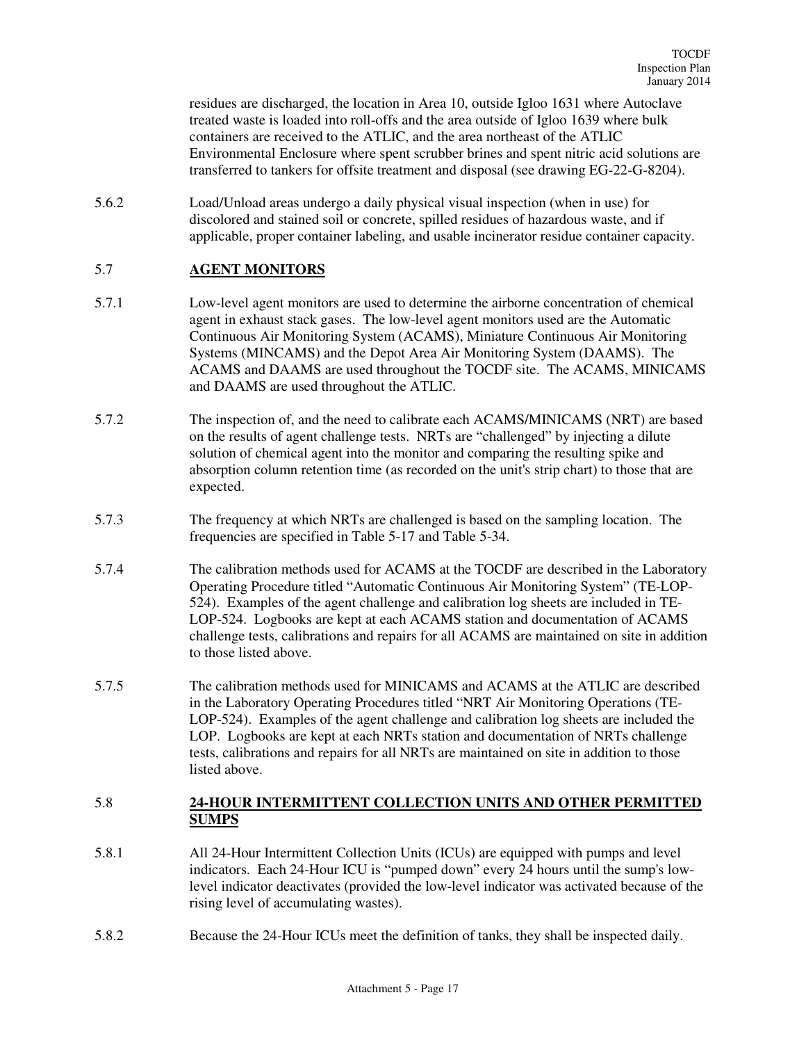residues are discharged, the location in Area 10, outside Igloo 1631 where Autoclave treated waste is loaded into roll-offs and the area outside of Igloo 1639 where bulk containers are received to the ATLIC, and the area northeast of the ATLIC Environmental Enclosure where spent scrubber brines and spent nitric acid solutions are transferred to tankers for offsite treatment and disposal (see drawing EG-22-G-8204).

5.6.2 Load/Unload areas undergo a daily physical visual inspection (when in use) for discolored and stained soil or concrete, spilled residues of hazardous waste, and if applicable, proper container labeling, and usable incinerator residue container capacity.

## 5.7 **AGENT MONITORS**

5.7.1 Low-level agent monitors are used to determine the airborne concentration of chemical agent in exhaust stack gases. The low-level agent monitors used are the Automatic Continuous Air Monitoring System (ACAMS), Miniature Continuous Air Monitoring Systems (MINCAMS) and the Depot Area Air Monitoring System (DAAMS). The ACAMS and DAAMS are used throughout the TOCDF site. The ACAMS, MINICAMS and DAAMS are used throughout the ATLIC.

5.7.2 The inspection of, and the need to calibrate each ACAMS/MINICAMS (NRT) are based on the results of agent challenge tests. NRTs are "challenged" by injecting a dilute solution of chemical agent into the monitor and comparing the resulting spike and absorption column retention time (as recorded on the unit's strip chart) to those that are expected.

5.7.3 The frequency at which NRTs are challenged is based on the sampling location. The frequencies are specified in Table 5-17 and Table 5-34.

5.7.4 The calibration methods used for ACAMS at the TOCDF are described in the Laboratory Operating Procedure titled "Automatic Continuous Air Monitoring System" (TE-LOP-524). Examples of the agent challenge and calibration log sheets are included in TE-LOP-524. Logbooks are kept at each ACAMS station and documentation of ACAMS challenge tests, calibrations and repairs for all ACAMS are maintained on site in addition to those listed above.

5.7.5 The calibration methods used for MINICAMS and ACAMS at the ATLIC are described in the Laboratory Operating Procedures titled "NRT Air Monitoring Operations (TE-LOP-524). Examples of the agent challenge and calibration log sheets are included the LOP. Logbooks are kept at each NRTs station and documentation of NRTs challenge tests, calibrations and repairs for all NRTs are maintained on site in addition to those listed above.

## 5.8 **24-HOUR INTERMITTENT COLLECTION UNITS AND OTHER PERMITTED SUMPS**

5.8.1 All 24-Hour Intermittent Collection Units (ICUs) are equipped with pumps and level indicators. Each 24-Hour ICU is "pumped down" every 24 hours until the sump's low-level indicator deactivates (provided the low-level indicator was activated because of the rising level of accumulating wastes).

5.8.2 Because the 24-Hour ICUs meet the definition of tanks, they shall be inspected daily.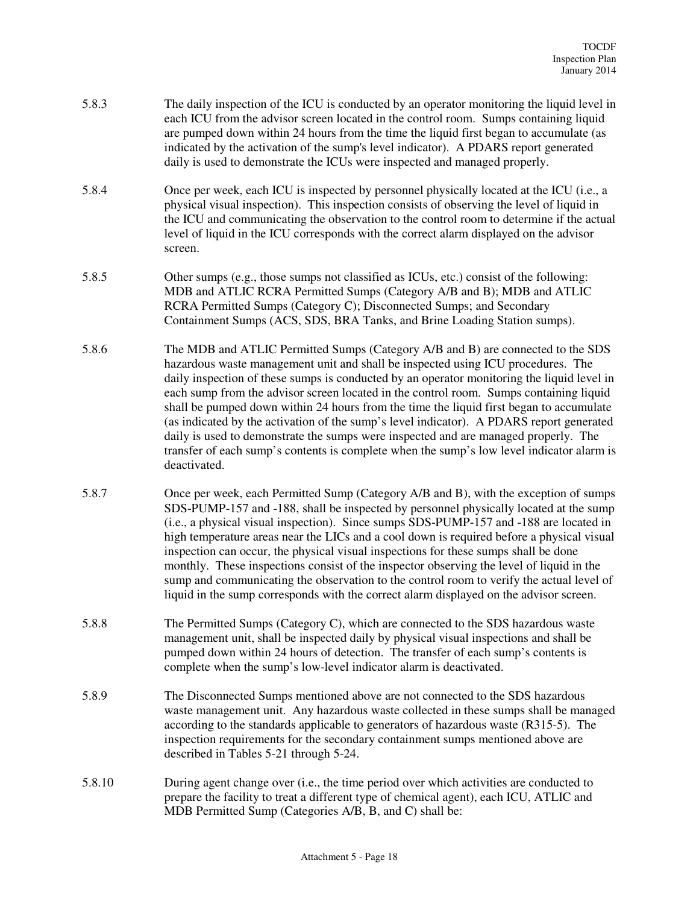5.8.3 The daily inspection of the ICU is conducted by an operator monitoring the liquid level in each ICU from the advisor screen located in the control room. Sumps containing liquid are pumped down within 24 hours from the time the liquid first began to accumulate (as indicated by the activation of the sump's level indicator). A PDARS report generated daily is used to demonstrate the ICUs were inspected and managed properly.

5.8.4 Once per week, each ICU is inspected by personnel physically located at the ICU (i.e., a physical visual inspection). This inspection consists of observing the level of liquid in the ICU and communicating the observation to the control room to determine if the actual level of liquid in the ICU corresponds with the correct alarm displayed on the advisor screen.

5.8.5 Other sumps (e.g., those sumps not classified as ICUs, etc.) consist of the following: MDB and ATLIC RCRA Permitted Sumps (Category A/B and B); MDB and ATLIC RCRA Permitted Sumps (Category C); Disconnected Sumps; and Secondary Containment Sumps (ACS, SDS, BRA Tanks, and Brine Loading Station sumps).

5.8.6 The MDB and ATLIC Permitted Sumps (Category A/B and B) are connected to the SDS hazardous waste management unit and shall be inspected using ICU procedures. The daily inspection of these sumps is conducted by an operator monitoring the liquid level in each sump from the advisor screen located in the control room. Sumps containing liquid shall be pumped down within 24 hours from the time the liquid first began to accumulate (as indicated by the activation of the sump's level indicator). A PDARS report generated daily is used to demonstrate the sumps were inspected and are managed properly. The transfer of each sump's contents is complete when the sump's low level indicator alarm is deactivated.

5.8.7 Once per week, each Permitted Sump (Category A/B and B), with the exception of sumps SDS-PUMP-157 and -188, shall be inspected by personnel physically located at the sump (i.e., a physical visual inspection). Since sumps SDS-PUMP-157 and -188 are located in high temperature areas near the LICs and a cool down is required before a physical visual inspection can occur, the physical visual inspections for these sumps shall be done monthly. These inspections consist of the inspector observing the level of liquid in the sump and communicating the observation to the control room to verify the actual level of liquid in the sump corresponds with the correct alarm displayed on the advisor screen.

5.8.8 The Permitted Sumps (Category C), which are connected to the SDS hazardous waste management unit, shall be inspected daily by physical visual inspections and shall be pumped down within 24 hours of detection. The transfer of each sump's contents is complete when the sump's low-level indicator alarm is deactivated.

5.8.9 The Disconnected Sumps mentioned above are not connected to the SDS hazardous waste management unit. Any hazardous waste collected in these sumps shall be managed according to the standards applicable to generators of hazardous waste (R315-5). The inspection requirements for the secondary containment sumps mentioned above are described in Tables 5-21 through 5-24.

5.8.10 During agent change over (i.e., the time period over which activities are conducted to prepare the facility to treat a different type of chemical agent), each ICU, ATLIC and MDB Permitted Sump (Categories A/B, B, and C) shall be: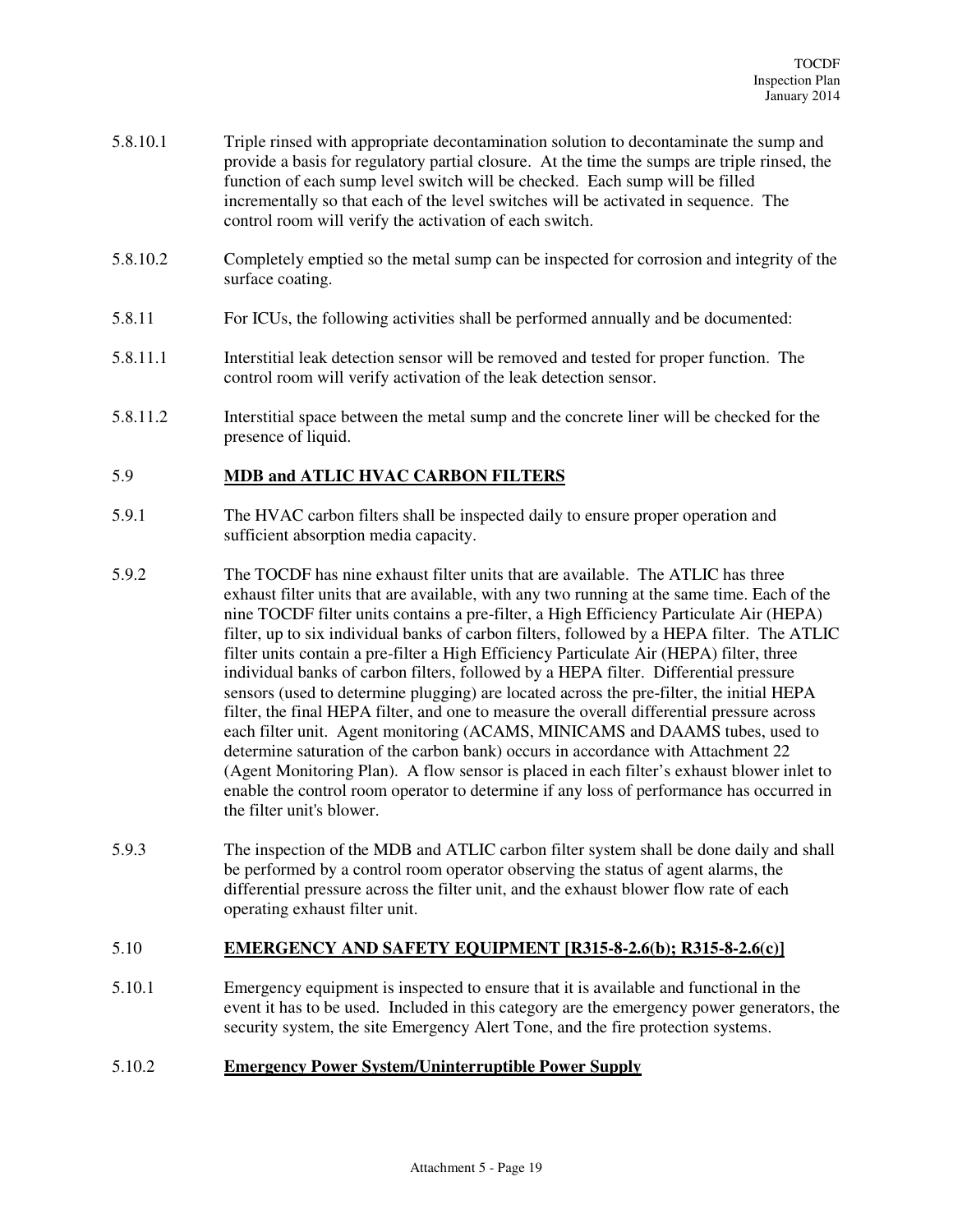5.8.10.1 Triple rinsed with appropriate decontamination solution to decontaminate the sump and provide a basis for regulatory partial closure. At the time the sumps are triple rinsed, the function of each sump level switch will be checked. Each sump will be filled incrementally so that each of the level switches will be activated in sequence. The control room will verify the activation of each switch.

5.8.10.2 Completely emptied so the metal sump can be inspected for corrosion and integrity of the surface coating.

5.8.11 For ICUs, the following activities shall be performed annually and be documented:

5.8.11.1 Interstitial leak detection sensor will be removed and tested for proper function. The control room will verify activation of the leak detection sensor.

5.8.11.2 Interstitial space between the metal sump and the concrete liner will be checked for the presence of liquid.

## 5.9 MDB and ATLIC HVAC CARBON FILTERS

5.9.1 The HVAC carbon filters shall be inspected daily to ensure proper operation and sufficient absorption media capacity.

5.9.2 The TOCDF has nine exhaust filter units that are available. The ATLIC has three exhaust filter units that are available, with any two running at the same time. Each of the nine TOCDF filter units contains a pre-filter, a High Efficiency Particulate Air (HEPA) filter, up to six individual banks of carbon filters, followed by a HEPA filter. The ATLIC filter units contain a pre-filter a High Efficiency Particulate Air (HEPA) filter, three individual banks of carbon filters, followed by a HEPA filter. Differential pressure sensors (used to determine plugging) are located across the pre-filter, the initial HEPA filter, the final HEPA filter, and one to measure the overall differential pressure across each filter unit. Agent monitoring (ACAMS, MINICAMS and DAAMS tubes, used to determine saturation of the carbon bank) occurs in accordance with Attachment 22 (Agent Monitoring Plan). A flow sensor is placed in each filter's exhaust blower inlet to enable the control room operator to determine if any loss of performance has occurred in the filter unit's blower.

5.9.3 The inspection of the MDB and ATLIC carbon filter system shall be done daily and shall be performed by a control room operator observing the status of agent alarms, the differential pressure across the filter unit, and the exhaust blower flow rate of each operating exhaust filter unit.

## 5.10 EMERGENCY AND SAFETY EQUIPMENT [R315-8-2.6(b); R315-8-2.6(c)]

5.10.1 Emergency equipment is inspected to ensure that it is available and functional in the event it has to be used. Included in this category are the emergency power generators, the security system, the site Emergency Alert Tone, and the fire protection systems.

### 5.10.2 Emergency Power System/Uninterruptible Power Supply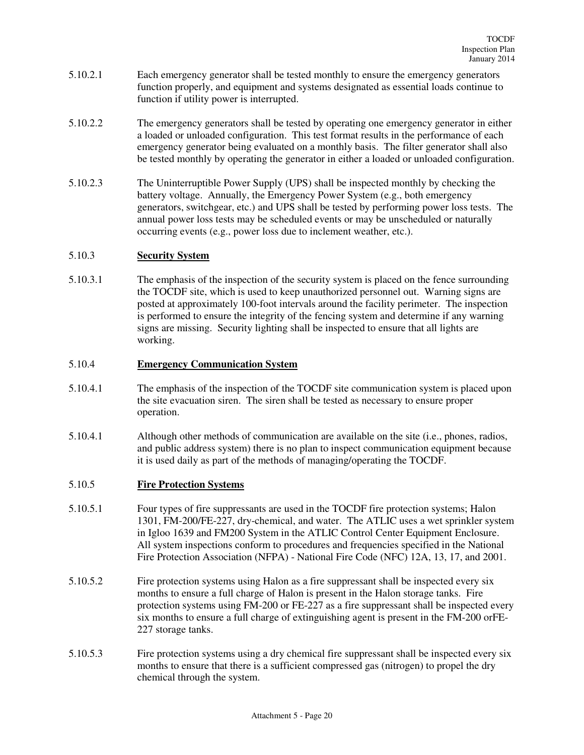5.10.2.1 Each emergency generator shall be tested monthly to ensure the emergency generators function properly, and equipment and systems designated as essential loads continue to function if utility power is interrupted.

5.10.2.2 The emergency generators shall be tested by operating one emergency generator in either a loaded or unloaded configuration. This test format results in the performance of each emergency generator being evaluated on a monthly basis. The filter generator shall also be tested monthly by operating the generator in either a loaded or unloaded configuration.

5.10.2.3 The Uninterruptible Power Supply (UPS) shall be inspected monthly by checking the battery voltage. Annually, the Emergency Power System (e.g., both emergency generators, switchgear, etc.) and UPS shall be tested by performing power loss tests. The annual power loss tests may be scheduled events or may be unscheduled or naturally occurring events (e.g., power loss due to inclement weather, etc.).

5.10.3 **Security System**

5.10.3.1 The emphasis of the inspection of the security system is placed on the fence surrounding the TOCDF site, which is used to keep unauthorized personnel out. Warning signs are posted at approximately 100-foot intervals around the facility perimeter. The inspection is performed to ensure the integrity of the fencing system and determine if any warning signs are missing. Security lighting shall be inspected to ensure that all lights are working.

5.10.4 **Emergency Communication System**

5.10.4.1 The emphasis of the inspection of the TOCDF site communication system is placed upon the site evacuation siren. The siren shall be tested as necessary to ensure proper operation.

5.10.4.1 Although other methods of communication are available on the site (i.e., phones, radios, and public address system) there is no plan to inspect communication equipment because it is used daily as part of the methods of managing/operating the TOCDF.

5.10.5 **Fire Protection Systems**

5.10.5.1 Four types of fire suppressants are used in the TOCDF fire protection systems; Halon 1301, FM-200/FE-227, dry-chemical, and water. The ATLIC uses a wet sprinkler system in Igloo 1639 and FM200 System in the ATLIC Control Center Equipment Enclosure. All system inspections conform to procedures and frequencies specified in the National Fire Protection Association (NFPA) - National Fire Code (NFC) 12A, 13, 17, and 2001.

5.10.5.2 Fire protection systems using Halon as a fire suppressant shall be inspected every six months to ensure a full charge of Halon is present in the Halon storage tanks. Fire protection systems using FM-200 or FE-227 as a fire suppressant shall be inspected every six months to ensure a full charge of extinguishing agent is present in the FM-200 orFE-227 storage tanks.

5.10.5.3 Fire protection systems using a dry chemical fire suppressant shall be inspected every six months to ensure that there is a sufficient compressed gas (nitrogen) to propel the dry chemical through the system.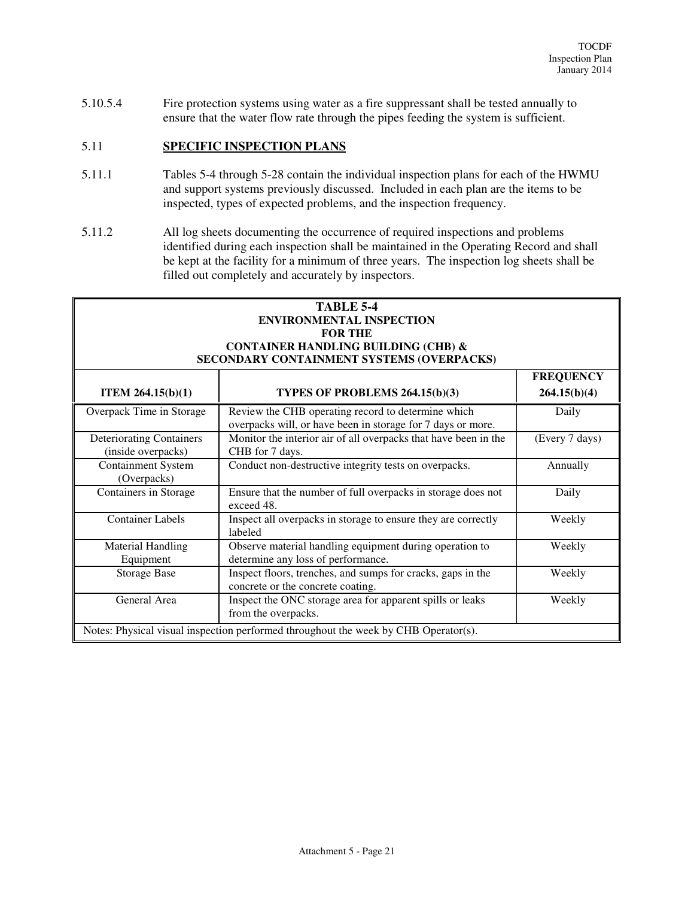5.10.5.4 Fire protection systems using water as a fire suppressant shall be tested annually to ensure that the water flow rate through the pipes feeding the system is sufficient.

## 5.11 SPECIFIC INSPECTION PLANS

5.11.1 Tables 5-4 through 5-28 contain the individual inspection plans for each of the HWMU and support systems previously discussed. Included in each plan are the items to be inspected, types of expected problems, and the inspection frequency.

5.11.2 All log sheets documenting the occurrence of required inspections and problems identified during each inspection shall be maintained in the Operating Record and shall be kept at the facility for a minimum of three years. The inspection log sheets shall be filled out completely and accurately by inspectors.

**TABLE 5-4**
**ENVIRONMENTAL INSPECTION**
**FOR THE**
**CONTAINER HANDLING BUILDING (CHB) &**
**SECONDARY CONTAINMENT SYSTEMS (OVERPACKS)**

| ITEM 264.15(b)(1) | TYPES OF PROBLEMS 264.15(b)(3) | FREQUENCY 264.15(b)(4) |
|---|---|---|
| Overpack Time in Storage | Review the CHB operating record to determine which overpacks will, or have been in storage for 7 days or more. | Daily |
| Deteriorating Containers (inside overpacks) | Monitor the interior air of all overpacks that have been in the CHB for 7 days. | (Every 7 days) |
| Containment System (Overpacks) | Conduct non-destructive integrity tests on overpacks. | Annually |
| Containers in Storage | Ensure that the number of full overpacks in storage does not exceed 48. | Daily |
| Container Labels | Inspect all overpacks in storage to ensure they are correctly labeled | Weekly |
| Material Handling Equipment | Observe material handling equipment during operation to determine any loss of performance. | Weekly |
| Storage Base | Inspect floors, trenches, and sumps for cracks, gaps in the concrete or the concrete coating. | Weekly |
| General Area | Inspect the ONC storage area for apparent spills or leaks from the overpacks. | Weekly |

Notes: Physical visual inspection performed throughout the week by CHB Operator(s).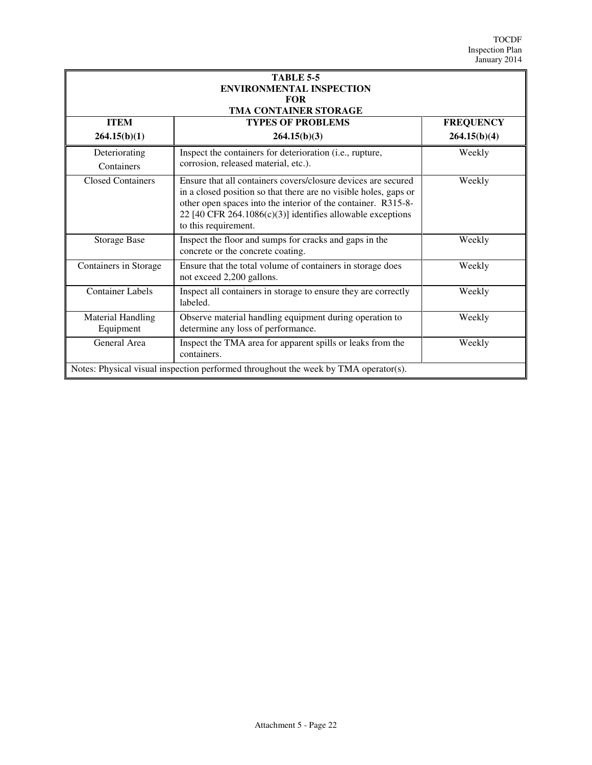**TABLE 5-5**
**ENVIRONMENTAL INSPECTION**
**FOR**
**TMA CONTAINER STORAGE**

| ITEM<br>264.15(b)(1) | TYPES OF PROBLEMS<br>264.15(b)(3) | FREQUENCY<br>264.15(b)(4) |
|---|---|---|
| Deteriorating Containers | Inspect the containers for deterioration (i.e., rupture, corrosion, released material, etc.). | Weekly |
| Closed Containers | Ensure that all containers covers/closure devices are secured in a closed position so that there are no visible holes, gaps or other open spaces into the interior of the container. R315-8-22 [40 CFR 264.1086(c)(3)] identifies allowable exceptions to this requirement. | Weekly |
| Storage Base | Inspect the floor and sumps for cracks and gaps in the concrete or the concrete coating. | Weekly |
| Containers in Storage | Ensure that the total volume of containers in storage does not exceed 2,200 gallons. | Weekly |
| Container Labels | Inspect all containers in storage to ensure they are correctly labeled. | Weekly |
| Material Handling Equipment | Observe material handling equipment during operation to determine any loss of performance. | Weekly |
| General Area | Inspect the TMA area for apparent spills or leaks from the containers. | Weekly |
| Notes: Physical visual inspection performed throughout the week by TMA operator(s). | | |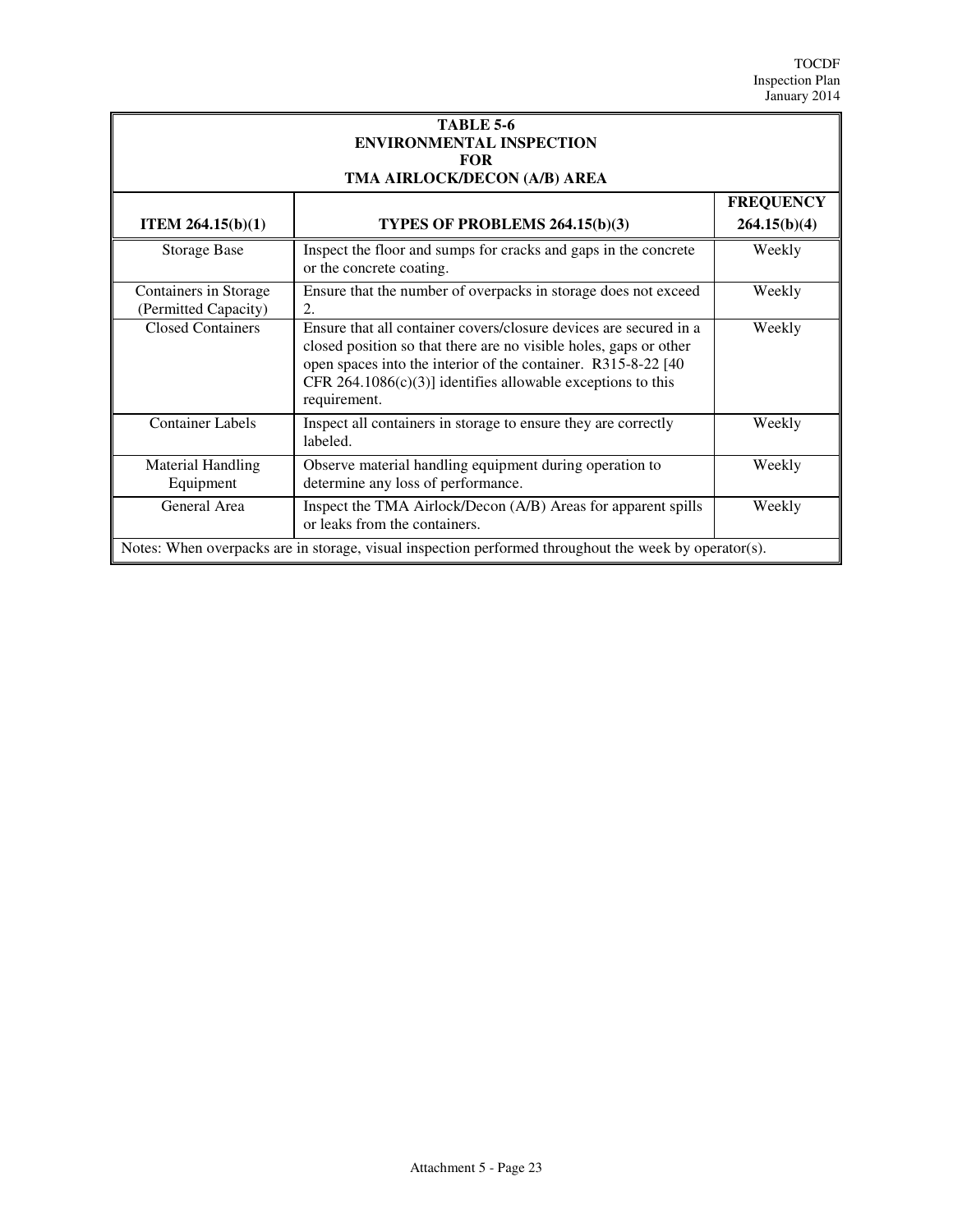**TABLE 5-6**
**ENVIRONMENTAL INSPECTION**
**FOR**
**TMA AIRLOCK/DECON (A/B) AREA**

| ITEM 264.15(b)(1) | TYPES OF PROBLEMS 264.15(b)(3) | FREQUENCY 264.15(b)(4) |
|---|---|---|
| Storage Base | Inspect the floor and sumps for cracks and gaps in the concrete or the concrete coating. | Weekly |
| Containers in Storage (Permitted Capacity) | Ensure that the number of overpacks in storage does not exceed 2. | Weekly |
| Closed Containers | Ensure that all container covers/closure devices are secured in a closed position so that there are no visible holes, gaps or other open spaces into the interior of the container. R315-8-22 [40 CFR 264.1086(c)(3)] identifies allowable exceptions to this requirement. | Weekly |
| Container Labels | Inspect all containers in storage to ensure they are correctly labeled. | Weekly |
| Material Handling Equipment | Observe material handling equipment during operation to determine any loss of performance. | Weekly |
| General Area | Inspect the TMA Airlock/Decon (A/B) Areas for apparent spills or leaks from the containers. | Weekly |
| Notes: When overpacks are in storage, visual inspection performed throughout the week by operator(s). | | |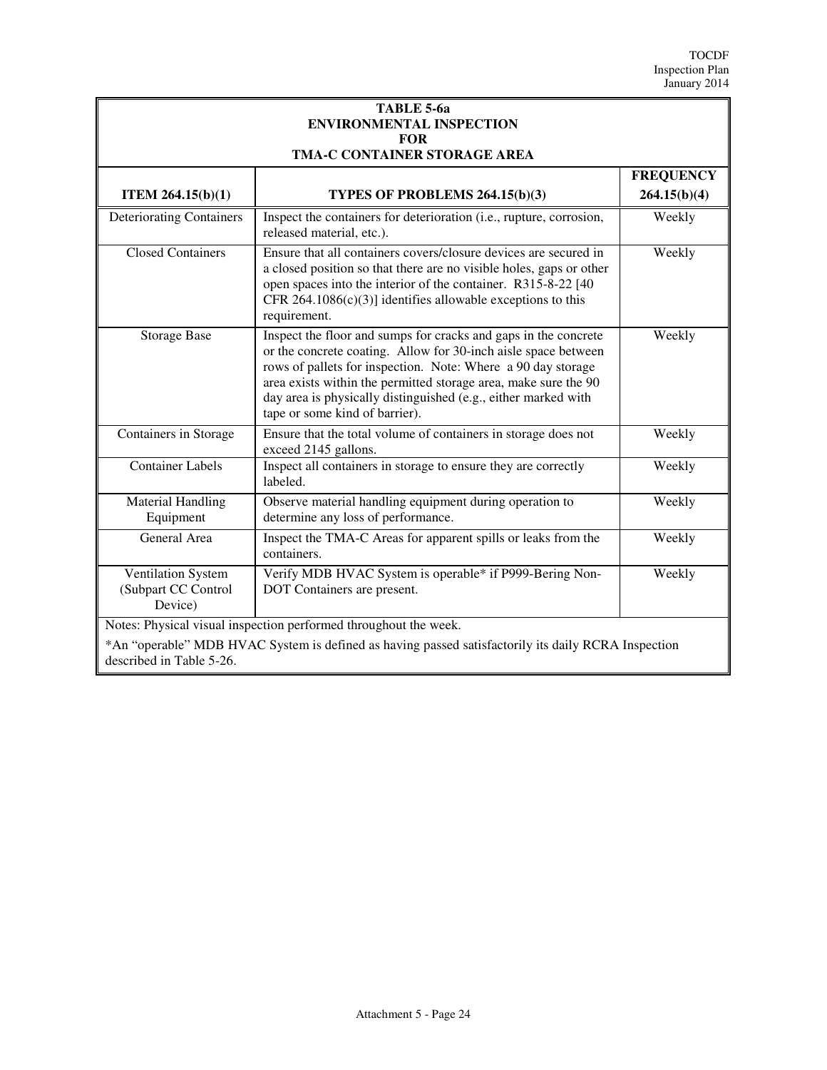**TABLE 5-6a**
**ENVIRONMENTAL INSPECTION**
**FOR**
**TMA-C CONTAINER STORAGE AREA**

| ITEM 264.15(b)(1) | TYPES OF PROBLEMS 264.15(b)(3) | FREQUENCY 264.15(b)(4) |
|---|---|---|
| Deteriorating Containers | Inspect the containers for deterioration (i.e., rupture, corrosion, released material, etc.). | Weekly |
| Closed Containers | Ensure that all containers covers/closure devices are secured in a closed position so that there are no visible holes, gaps or other open spaces into the interior of the container. R315-8-22 [40 CFR 264.1086(c)(3)] identifies allowable exceptions to this requirement. | Weekly |
| Storage Base | Inspect the floor and sumps for cracks and gaps in the concrete or the concrete coating. Allow for 30-inch aisle space between rows of pallets for inspection. Note: Where a 90 day storage area exists within the permitted storage area, make sure the 90 day area is physically distinguished (e.g., either marked with tape or some kind of barrier). | Weekly |
| Containers in Storage | Ensure that the total volume of containers in storage does not exceed 2145 gallons. | Weekly |
| Container Labels | Inspect all containers in storage to ensure they are correctly labeled. | Weekly |
| Material Handling Equipment | Observe material handling equipment during operation to determine any loss of performance. | Weekly |
| General Area | Inspect the TMA-C Areas for apparent spills or leaks from the containers. | Weekly |
| Ventilation System (Subpart CC Control Device) | Verify MDB HVAC System is operable* if P999-Bering Non-DOT Containers are present. | Weekly |

Notes: Physical visual inspection performed throughout the week.

*An "operable" MDB HVAC System is defined as having passed satisfactorily its daily RCRA Inspection described in Table 5-26.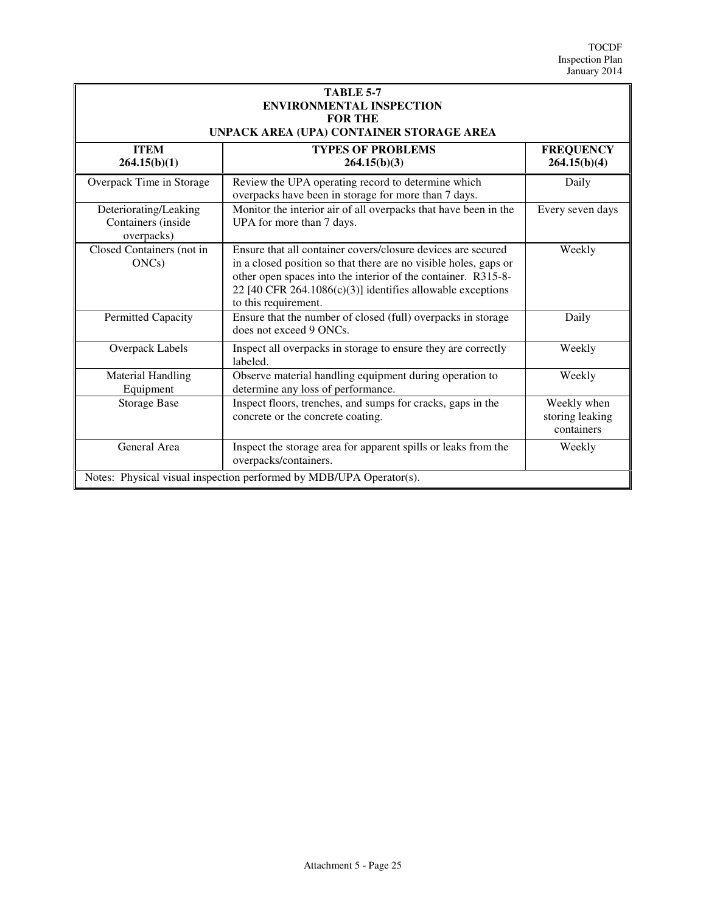**TABLE 5-7**
**ENVIRONMENTAL INSPECTION**
**FOR THE**
**UNPACK AREA (UPA) CONTAINER STORAGE AREA**

| ITEM 264.15(b)(1) | TYPES OF PROBLEMS 264.15(b)(3) | FREQUENCY 264.15(b)(4) |
|---|---|---|
| Overpack Time in Storage | Review the UPA operating record to determine which overpacks have been in storage for more than 7 days. | Daily |
| Deteriorating/Leaking Containers (inside overpacks) | Monitor the interior air of all overpacks that have been in the UPA for more than 7 days. | Every seven days |
| Closed Containers (not in ONCs) | Ensure that all container covers/closure devices are secured in a closed position so that there are no visible holes, gaps or other open spaces into the interior of the container. R315-8-22 [40 CFR 264.1086(c)(3)] identifies allowable exceptions to this requirement. | Weekly |
| Permitted Capacity | Ensure that the number of closed (full) overpacks in storage does not exceed 9 ONCs. | Daily |
| Overpack Labels | Inspect all overpacks in storage to ensure they are correctly labeled. | Weekly |
| Material Handling Equipment | Observe material handling equipment during operation to determine any loss of performance. | Weekly |
| Storage Base | Inspect floors, trenches, and sumps for cracks, gaps in the concrete or the concrete coating. | Weekly when storing leaking containers |
| General Area | Inspect the storage area for apparent spills or leaks from the overpacks/containers. | Weekly |

Notes: Physical visual inspection performed by MDB/UPA Operator(s).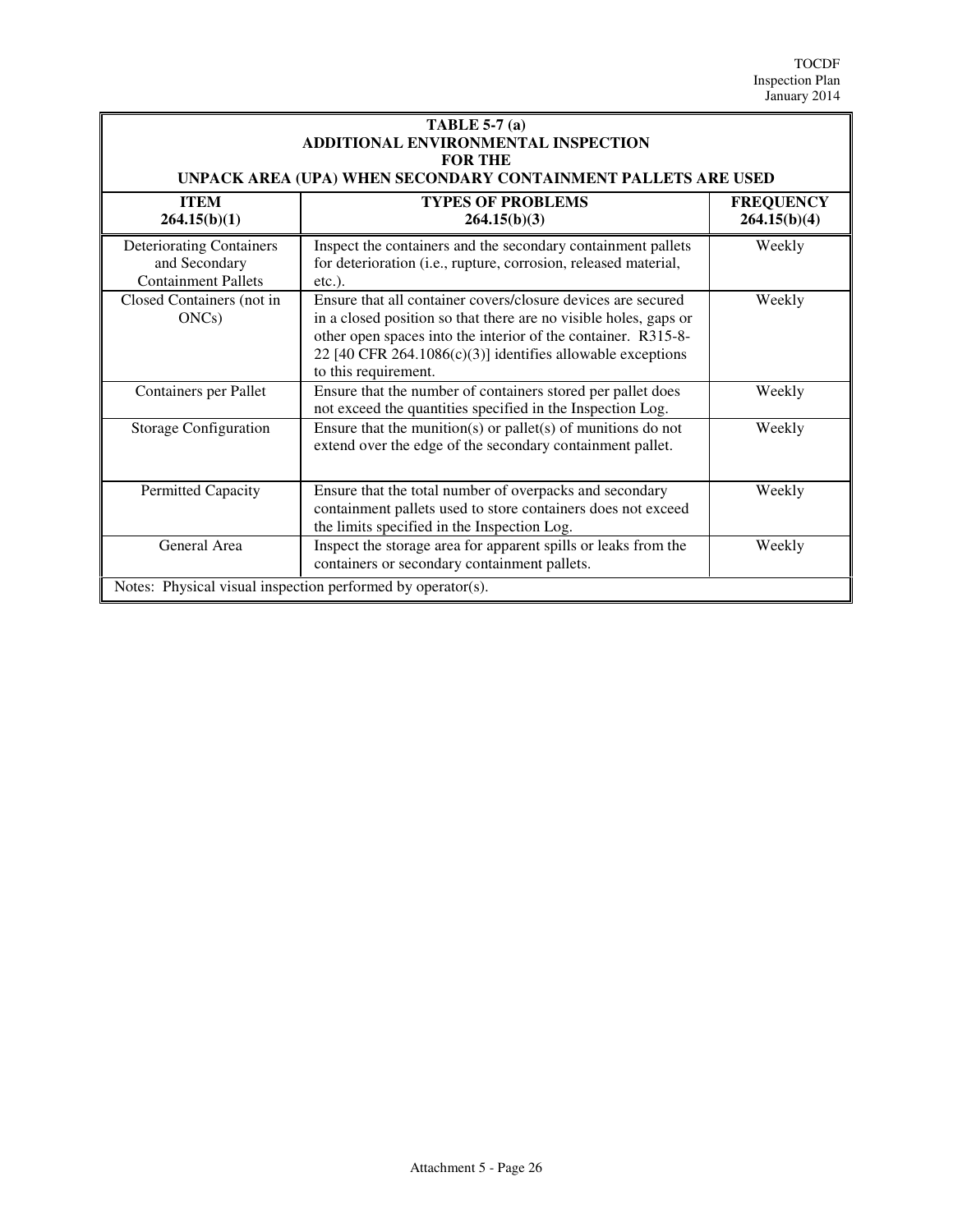**TABLE 5-7 (a)**
**ADDITIONAL ENVIRONMENTAL INSPECTION**
**FOR THE**
**UNPACK AREA (UPA) WHEN SECONDARY CONTAINMENT PALLETS ARE USED**

| ITEM 264.15(b)(1) | TYPES OF PROBLEMS 264.15(b)(3) | FREQUENCY 264.15(b)(4) |
|---|---|---|
| Deteriorating Containers and Secondary Containment Pallets | Inspect the containers and the secondary containment pallets for deterioration (i.e., rupture, corrosion, released material, etc.). | Weekly |
| Closed Containers (not in ONCs) | Ensure that all container covers/closure devices are secured in a closed position so that there are no visible holes, gaps or other open spaces into the interior of the container. R315-8-22 [40 CFR 264.1086(c)(3)] identifies allowable exceptions to this requirement. | Weekly |
| Containers per Pallet | Ensure that the number of containers stored per pallet does not exceed the quantities specified in the Inspection Log. | Weekly |
| Storage Configuration | Ensure that the munition(s) or pallet(s) of munitions do not extend over the edge of the secondary containment pallet. | Weekly |
| Permitted Capacity | Ensure that the total number of overpacks and secondary containment pallets used to store containers does not exceed the limits specified in the Inspection Log. | Weekly |
| General Area | Inspect the storage area for apparent spills or leaks from the containers or secondary containment pallets. | Weekly |

Notes: Physical visual inspection performed by operator(s).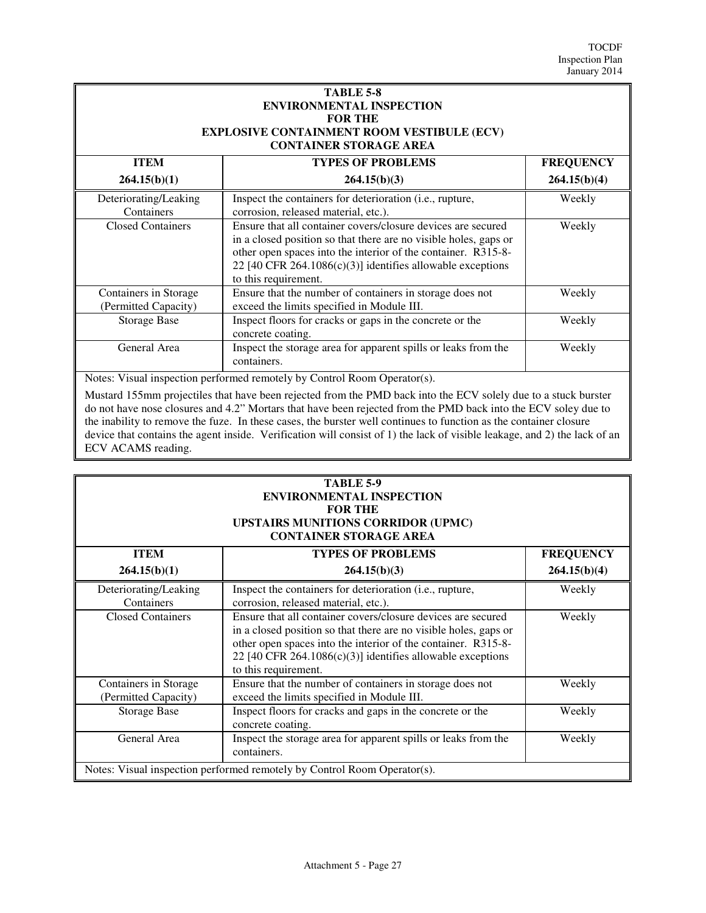**TABLE 5-8**
**ENVIRONMENTAL INSPECTION**
**FOR THE**
**EXPLOSIVE CONTAINMENT ROOM VESTIBULE (ECV)**
**CONTAINER STORAGE AREA**

| ITEM<br>264.15(b)(1) | TYPES OF PROBLEMS<br>264.15(b)(3) | FREQUENCY<br>264.15(b)(4) |
|---|---|---|
| Deteriorating/Leaking Containers | Inspect the containers for deterioration (i.e., rupture, corrosion, released material, etc.). | Weekly |
| Closed Containers | Ensure that all container covers/closure devices are secured in a closed position so that there are no visible holes, gaps or other open spaces into the interior of the container. R315-8-22 [40 CFR 264.1086(c)(3)] identifies allowable exceptions to this requirement. | Weekly |
| Containers in Storage (Permitted Capacity) | Ensure that the number of containers in storage does not exceed the limits specified in Module III. | Weekly |
| Storage Base | Inspect floors for cracks or gaps in the concrete or the concrete coating. | Weekly |
| General Area | Inspect the storage area for apparent spills or leaks from the containers. | Weekly |

Notes: Visual inspection performed remotely by Control Room Operator(s).

Mustard 155mm projectiles that have been rejected from the PMD back into the ECV solely due to a stuck burster do not have nose closures and 4.2" Mortars that have been rejected from the PMD back into the ECV soley due to the inability to remove the fuze. In these cases, the burster well continues to function as the container closure device that contains the agent inside. Verification will consist of 1) the lack of visible leakage, and 2) the lack of an ECV ACAMS reading.

**TABLE 5-9**
**ENVIRONMENTAL INSPECTION**
**FOR THE**
**UPSTAIRS MUNITIONS CORRIDOR (UPMC)**
**CONTAINER STORAGE AREA**

| ITEM<br>264.15(b)(1) | TYPES OF PROBLEMS<br>264.15(b)(3) | FREQUENCY<br>264.15(b)(4) |
|---|---|---|
| Deteriorating/Leaking Containers | Inspect the containers for deterioration (i.e., rupture, corrosion, released material, etc.). | Weekly |
| Closed Containers | Ensure that all container covers/closure devices are secured in a closed position so that there are no visible holes, gaps or other open spaces into the interior of the container. R315-8-22 [40 CFR 264.1086(c)(3)] identifies allowable exceptions to this requirement. | Weekly |
| Containers in Storage (Permitted Capacity) | Ensure that the number of containers in storage does not exceed the limits specified in Module III. | Weekly |
| Storage Base | Inspect floors for cracks and gaps in the concrete or the concrete coating. | Weekly |
| General Area | Inspect the storage area for apparent spills or leaks from the containers. | Weekly |

Notes: Visual inspection performed remotely by Control Room Operator(s).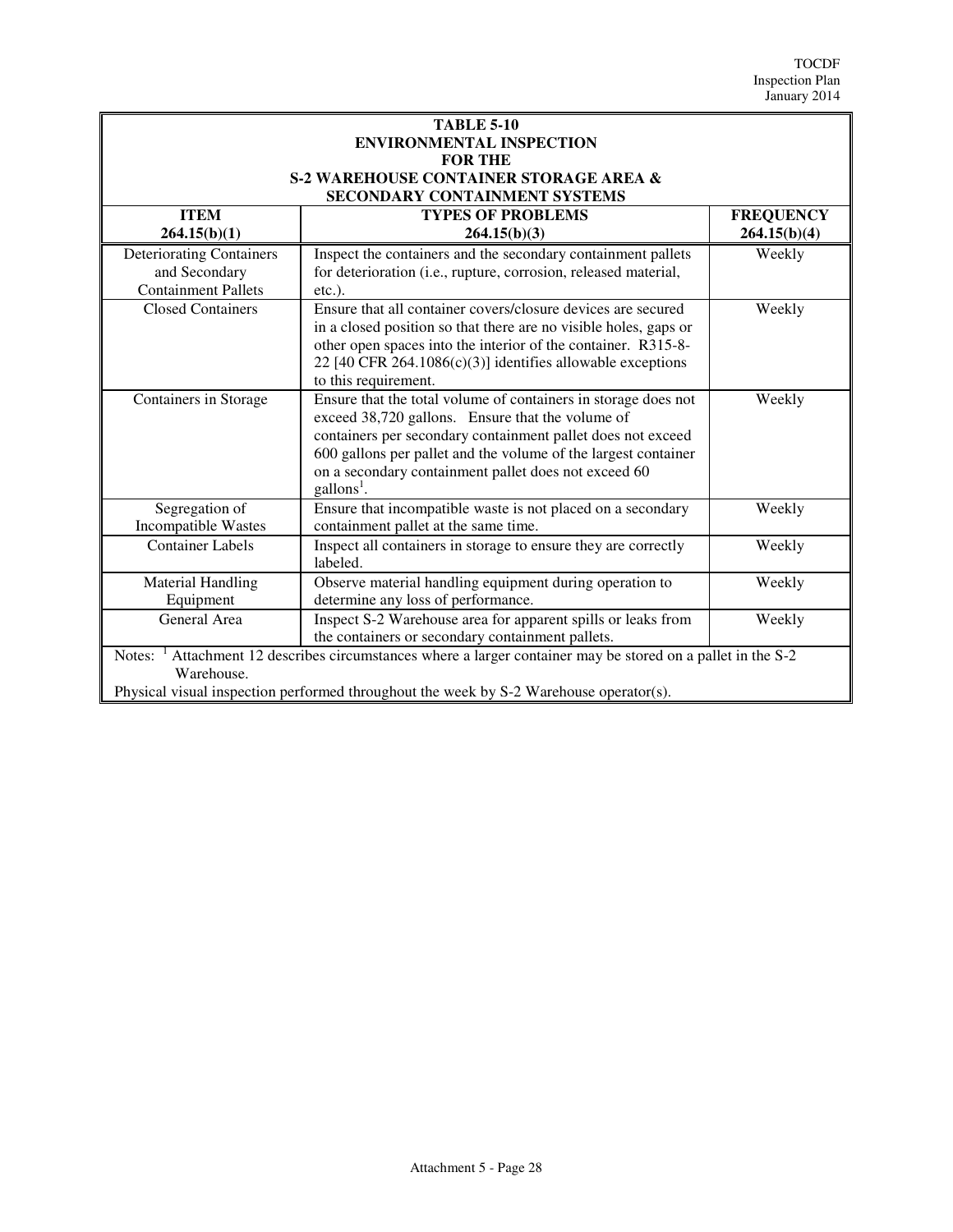**TABLE 5-10**
**ENVIRONMENTAL INSPECTION**
**FOR THE**
**S-2 WAREHOUSE CONTAINER STORAGE AREA &**
**SECONDARY CONTAINMENT SYSTEMS**

| ITEM 264.15(b)(1) | TYPES OF PROBLEMS 264.15(b)(3) | FREQUENCY 264.15(b)(4) |
|---|---|---|
| Deteriorating Containers and Secondary Containment Pallets | Inspect the containers and the secondary containment pallets for deterioration (i.e., rupture, corrosion, released material, etc.). | Weekly |
| Closed Containers | Ensure that all container covers/closure devices are secured in a closed position so that there are no visible holes, gaps or other open spaces into the interior of the container. R315-8-22 [40 CFR 264.1086(c)(3)] identifies allowable exceptions to this requirement. | Weekly |
| Containers in Storage | Ensure that the total volume of containers in storage does not exceed 38,720 gallons. Ensure that the volume of containers per secondary containment pallet does not exceed 600 gallons per pallet and the volume of the largest container on a secondary containment pallet does not exceed 60 gallons[1]. | Weekly |
| Segregation of Incompatible Wastes | Ensure that incompatible waste is not placed on a secondary containment pallet at the same time. | Weekly |
| Container Labels | Inspect all containers in storage to ensure they are correctly labeled. | Weekly |
| Material Handling Equipment | Observe material handling equipment during operation to determine any loss of performance. | Weekly |
| General Area | Inspect S-2 Warehouse area for apparent spills or leaks from the containers or secondary containment pallets. | Weekly |

Notes: [1] Attachment 12 describes circumstances where a larger container may be stored on a pallet in the S-2 Warehouse.

Physical visual inspection performed throughout the week by S-2 Warehouse operator(s).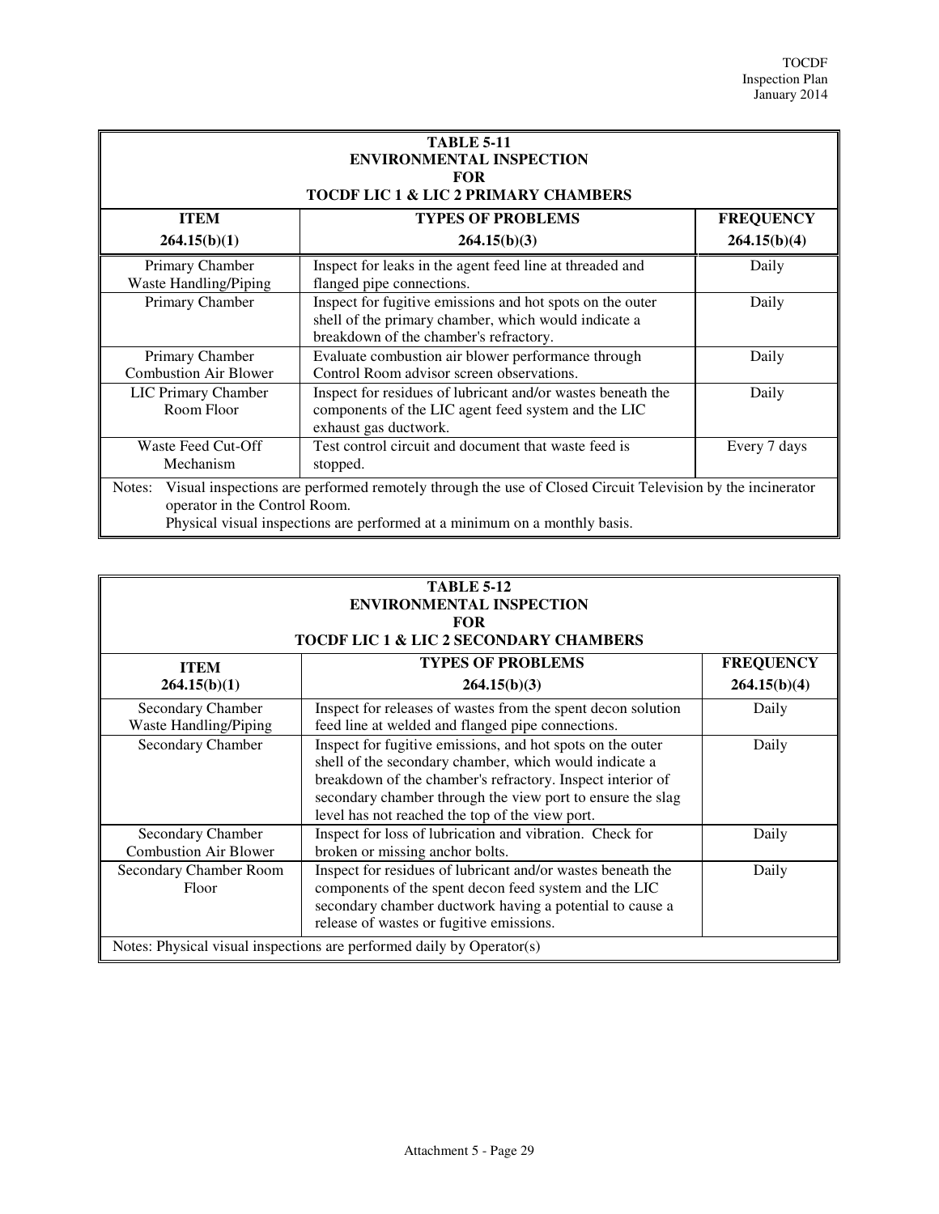**TABLE 5-11**
**ENVIRONMENTAL INSPECTION**
**FOR**
**TOCDF LIC 1 & LIC 2 PRIMARY CHAMBERS**

| ITEM 264.15(b)(1) | TYPES OF PROBLEMS 264.15(b)(3) | FREQUENCY 264.15(b)(4) |
|---|---|---|
| Primary Chamber Waste Handling/Piping | Inspect for leaks in the agent feed line at threaded and flanged pipe connections. | Daily |
| Primary Chamber | Inspect for fugitive emissions and hot spots on the outer shell of the primary chamber, which would indicate a breakdown of the chamber's refractory. | Daily |
| Primary Chamber Combustion Air Blower | Evaluate combustion air blower performance through Control Room advisor screen observations. | Daily |
| LIC Primary Chamber Room Floor | Inspect for residues of lubricant and/or wastes beneath the components of the LIC agent feed system and the LIC exhaust gas ductwork. | Daily |
| Waste Feed Cut-Off Mechanism | Test control circuit and document that waste feed is stopped. | Every 7 days |

Notes: Visual inspections are performed remotely through the use of Closed Circuit Television by the incinerator operator in the Control Room.
Physical visual inspections are performed at a minimum on a monthly basis.

**TABLE 5-12**
**ENVIRONMENTAL INSPECTION**
**FOR**
**TOCDF LIC 1 & LIC 2 SECONDARY CHAMBERS**

| ITEM 264.15(b)(1) | TYPES OF PROBLEMS 264.15(b)(3) | FREQUENCY 264.15(b)(4) |
|---|---|---|
| Secondary Chamber Waste Handling/Piping | Inspect for releases of wastes from the spent decon solution feed line at welded and flanged pipe connections. | Daily |
| Secondary Chamber | Inspect for fugitive emissions, and hot spots on the outer shell of the secondary chamber, which would indicate a breakdown of the chamber's refractory. Inspect interior of secondary chamber through the view port to ensure the slag level has not reached the top of the view port. | Daily |
| Secondary Chamber Combustion Air Blower | Inspect for loss of lubrication and vibration. Check for broken or missing anchor bolts. | Daily |
| Secondary Chamber Room Floor | Inspect for residues of lubricant and/or wastes beneath the components of the spent decon feed system and the LIC secondary chamber ductwork having a potential to cause a release of wastes or fugitive emissions. | Daily |

Notes: Physical visual inspections are performed daily by Operator(s)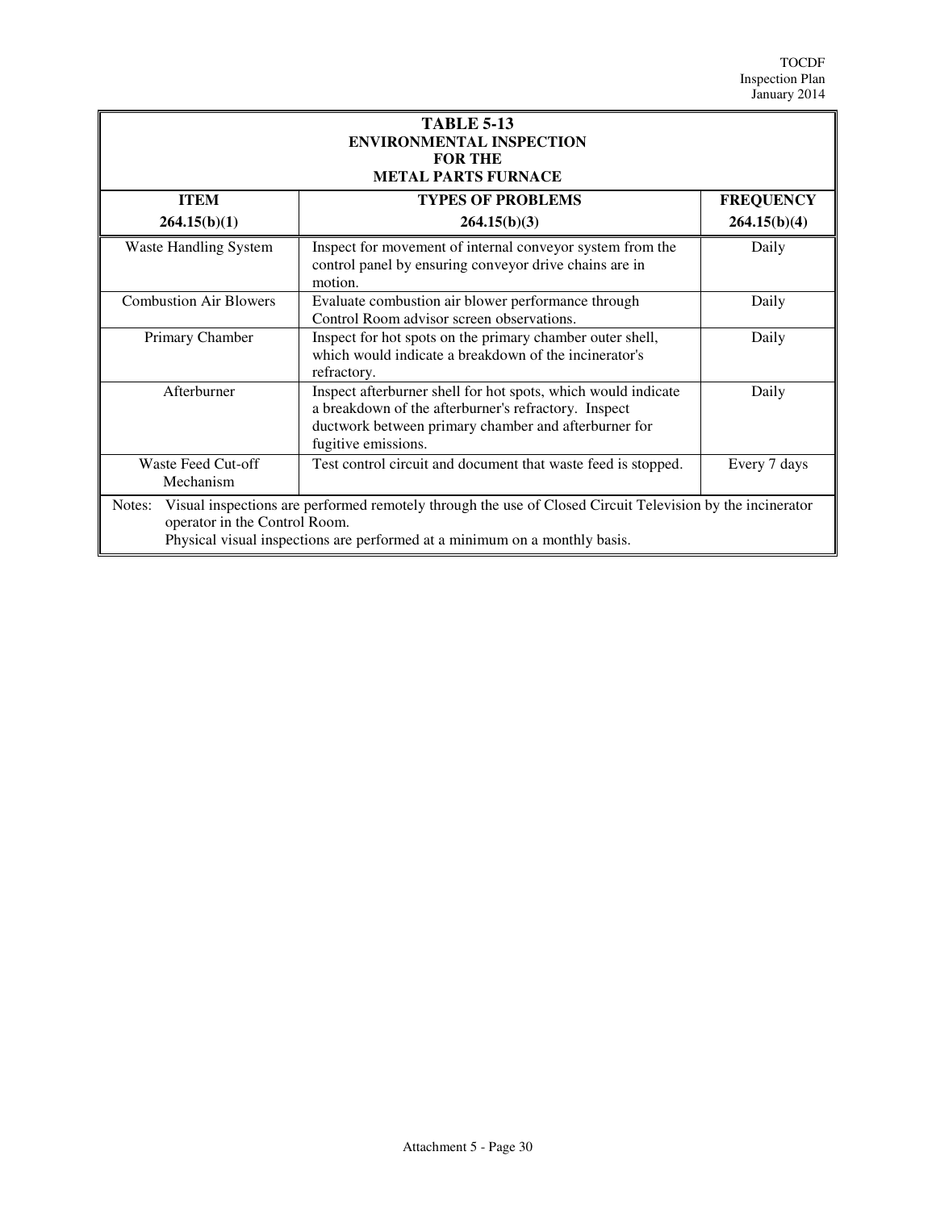**TABLE 5-13**
**ENVIRONMENTAL INSPECTION**
**FOR THE**
**METAL PARTS FURNACE**

| **ITEM** 264.15(b)(1) | **TYPES OF PROBLEMS** 264.15(b)(3) | **FREQUENCY** 264.15(b)(4) |
|---|---|---|
| Waste Handling System | Inspect for movement of internal conveyor system from the control panel by ensuring conveyor drive chains are in motion. | Daily |
| Combustion Air Blowers | Evaluate combustion air blower performance through Control Room advisor screen observations. | Daily |
| Primary Chamber | Inspect for hot spots on the primary chamber outer shell, which would indicate a breakdown of the incinerator's refractory. | Daily |
| Afterburner | Inspect afterburner shell for hot spots, which would indicate a breakdown of the afterburner's refractory. Inspect ductwork between primary chamber and afterburner for fugitive emissions. | Daily |
| Waste Feed Cut-off Mechanism | Test control circuit and document that waste feed is stopped. | Every 7 days |

Notes: Visual inspections are performed remotely through the use of Closed Circuit Television by the incinerator operator in the Control Room.
Physical visual inspections are performed at a minimum on a monthly basis.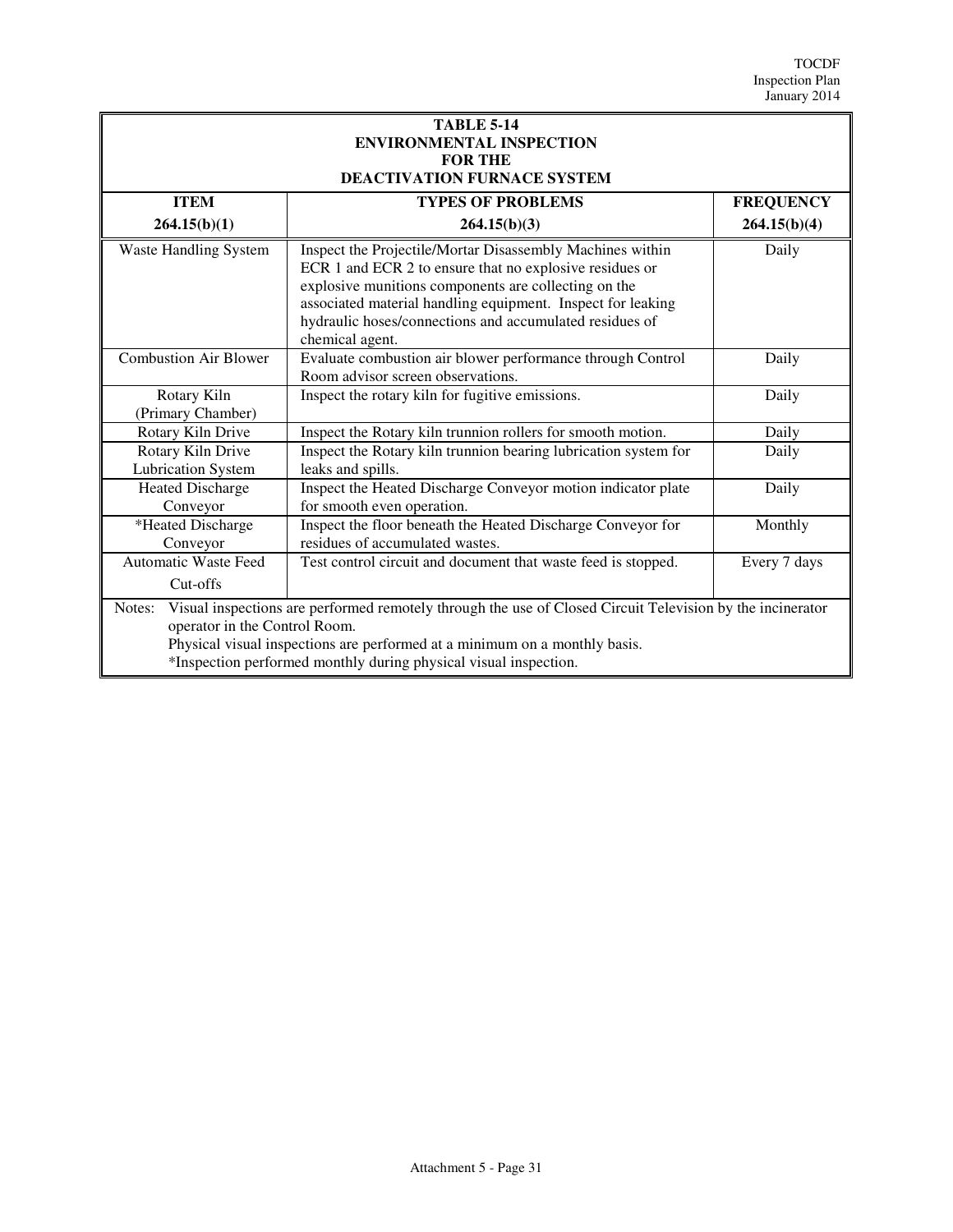**TABLE 5-14**
**ENVIRONMENTAL INSPECTION**
**FOR THE**
**DEACTIVATION FURNACE SYSTEM**

| ITEM 264.15(b)(1) | TYPES OF PROBLEMS 264.15(b)(3) | FREQUENCY 264.15(b)(4) |
|---|---|---|
| Waste Handling System | Inspect the Projectile/Mortar Disassembly Machines within ECR 1 and ECR 2 to ensure that no explosive residues or explosive munitions components are collecting on the associated material handling equipment. Inspect for leaking hydraulic hoses/connections and accumulated residues of chemical agent. | Daily |
| Combustion Air Blower | Evaluate combustion air blower performance through Control Room advisor screen observations. | Daily |
| Rotary Kiln (Primary Chamber) | Inspect the rotary kiln for fugitive emissions. | Daily |
| Rotary Kiln Drive | Inspect the Rotary kiln trunnion rollers for smooth motion. | Daily |
| Rotary Kiln Drive Lubrication System | Inspect the Rotary kiln trunnion bearing lubrication system for leaks and spills. | Daily |
| Heated Discharge Conveyor | Inspect the Heated Discharge Conveyor motion indicator plate for smooth even operation. | Daily |
| *Heated Discharge Conveyor | Inspect the floor beneath the Heated Discharge Conveyor for residues of accumulated wastes. | Monthly |
| Automatic Waste Feed Cut-offs | Test control circuit and document that waste feed is stopped. | Every 7 days |

Notes: Visual inspections are performed remotely through the use of Closed Circuit Television by the incinerator operator in the Control Room.
Physical visual inspections are performed at a minimum on a monthly basis.
*Inspection performed monthly during physical visual inspection.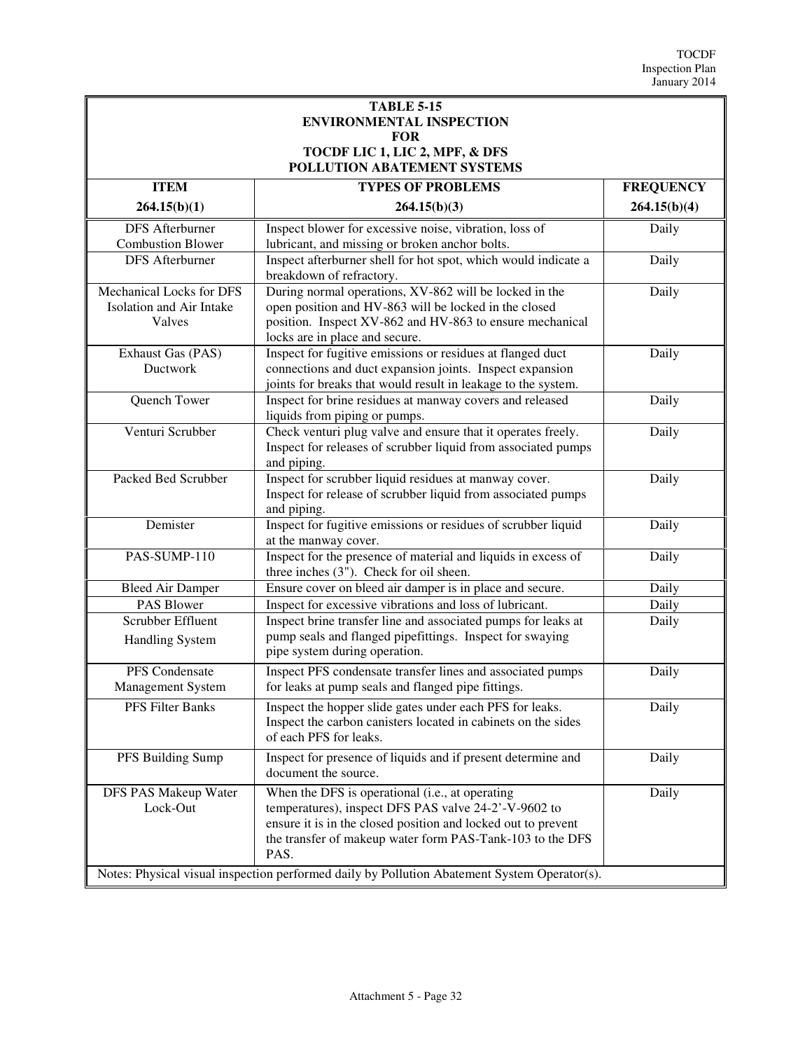**TABLE 5-15**
**ENVIRONMENTAL INSPECTION**
**FOR**
**TOCDF LIC 1, LIC 2, MPF, & DFS**
**POLLUTION ABATEMENT SYSTEMS**

| ITEM 264.15(b)(1) | TYPES OF PROBLEMS 264.15(b)(3) | FREQUENCY 264.15(b)(4) |
|---|---|---|
| DFS Afterburner Combustion Blower | Inspect blower for excessive noise, vibration, loss of lubricant, and missing or broken anchor bolts. | Daily |
| DFS Afterburner | Inspect afterburner shell for hot spot, which would indicate a breakdown of refractory. | Daily |
| Mechanical Locks for DFS Isolation and Air Intake Valves | During normal operations, XV-862 will be locked in the open position and HV-863 will be locked in the closed position. Inspect XV-862 and HV-863 to ensure mechanical locks are in place and secure. | Daily |
| Exhaust Gas (PAS) Ductwork | Inspect for fugitive emissions or residues at flanged duct connections and duct expansion joints. Inspect expansion joints for breaks that would result in leakage to the system. | Daily |
| Quench Tower | Inspect for brine residues at manway covers and released liquids from piping or pumps. | Daily |
| Venturi Scrubber | Check venturi plug valve and ensure that it operates freely. Inspect for releases of scrubber liquid from associated pumps and piping. | Daily |
| Packed Bed Scrubber | Inspect for scrubber liquid residues at manway cover. Inspect for release of scrubber liquid from associated pumps and piping. | Daily |
| Demister | Inspect for fugitive emissions or residues of scrubber liquid at the manway cover. | Daily |
| PAS-SUMP-110 | Inspect for the presence of material and liquids in excess of three inches (3"). Check for oil sheen. | Daily |
| Bleed Air Damper | Ensure cover on bleed air damper is in place and secure. | Daily |
| PAS Blower | Inspect for excessive vibrations and loss of lubricant. | Daily |
| Scrubber Effluent Handling System | Inspect brine transfer line and associated pumps for leaks at pump seals and flanged pipefittings. Inspect for swaying pipe system during operation. | Daily |
| PFS Condensate Management System | Inspect PFS condensate transfer lines and associated pumps for leaks at pump seals and flanged pipe fittings. | Daily |
| PFS Filter Banks | Inspect the hopper slide gates under each PFS for leaks. Inspect the carbon canisters located in cabinets on the sides of each PFS for leaks. | Daily |
| PFS Building Sump | Inspect for presence of liquids and if present determine and document the source. | Daily |
| DFS PAS Makeup Water Lock-Out | When the DFS is operational (i.e., at operating temperatures), inspect DFS PAS valve 24-2'-V-9602 to ensure it is in the closed position and locked out to prevent the transfer of makeup water form PAS-Tank-103 to the DFS PAS. | Daily |

Notes: Physical visual inspection performed daily by Pollution Abatement System Operator(s).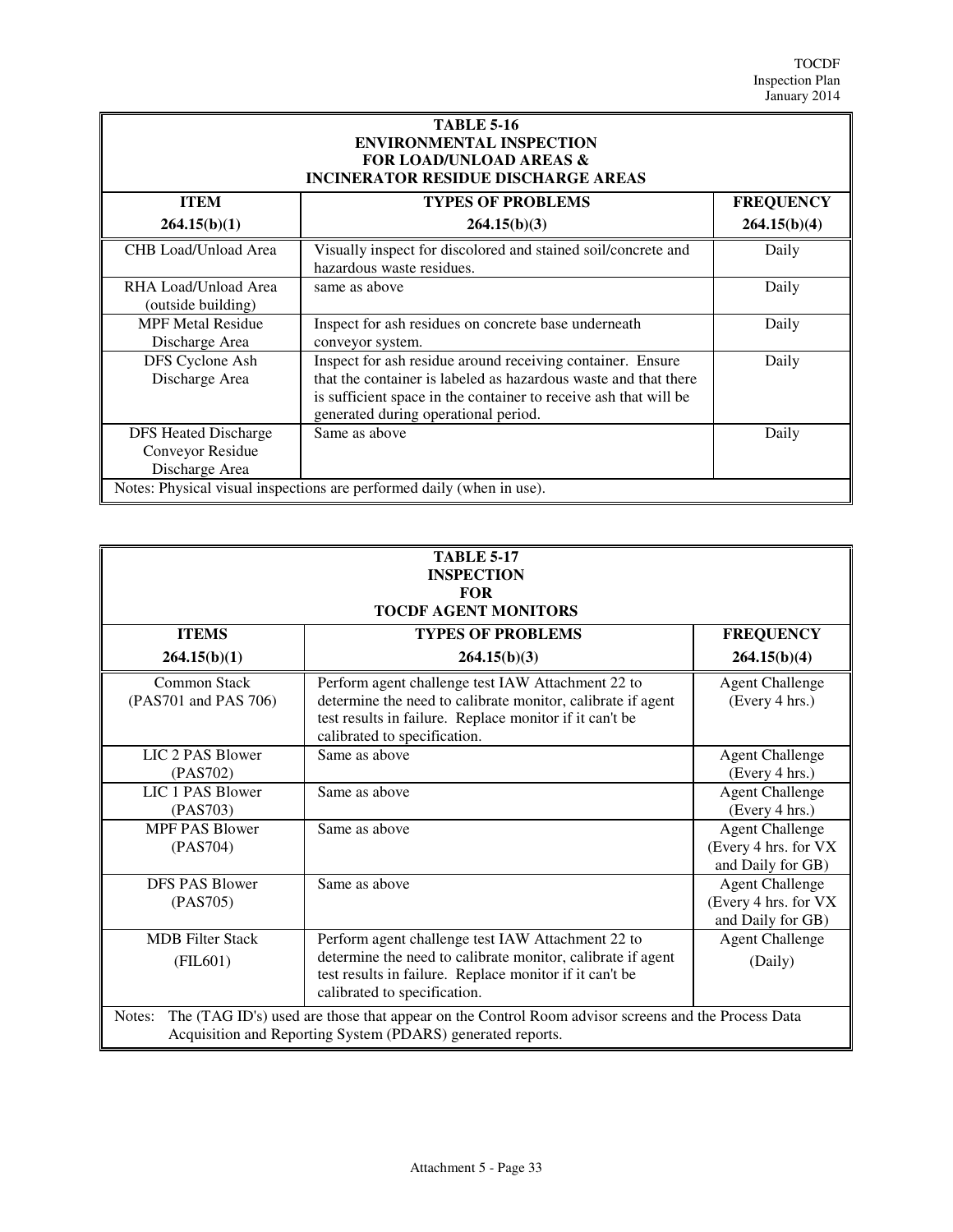**TABLE 5-16**
**ENVIRONMENTAL INSPECTION**
**FOR LOAD/UNLOAD AREAS &**
**INCINERATOR RESIDUE DISCHARGE AREAS**

| ITEM<br>264.15(b)(1) | TYPES OF PROBLEMS<br>264.15(b)(3) | FREQUENCY<br>264.15(b)(4) |
|---|---|---|
| CHB Load/Unload Area | Visually inspect for discolored and stained soil/concrete and hazardous waste residues. | Daily |
| RHA Load/Unload Area (outside building) | same as above | Daily |
| MPF Metal Residue Discharge Area | Inspect for ash residues on concrete base underneath conveyor system. | Daily |
| DFS Cyclone Ash Discharge Area | Inspect for ash residue around receiving container. Ensure that the container is labeled as hazardous waste and that there is sufficient space in the container to receive ash that will be generated during operational period. | Daily |
| DFS Heated Discharge Conveyor Residue Discharge Area | Same as above | Daily |
| Notes: Physical visual inspections are performed daily (when in use). | | |

**TABLE 5-17**
**INSPECTION**
**FOR**
**TOCDF AGENT MONITORS**

| ITEMS<br>264.15(b)(1) | TYPES OF PROBLEMS<br>264.15(b)(3) | FREQUENCY<br>264.15(b)(4) |
|---|---|---|
| Common Stack (PAS701 and PAS 706) | Perform agent challenge test IAW Attachment 22 to determine the need to calibrate monitor, calibrate if agent test results in failure. Replace monitor if it can't be calibrated to specification. | Agent Challenge (Every 4 hrs.) |
| LIC 2 PAS Blower (PAS702) | Same as above | Agent Challenge (Every 4 hrs.) |
| LIC 1 PAS Blower (PAS703) | Same as above | Agent Challenge (Every 4 hrs.) |
| MPF PAS Blower (PAS704) | Same as above | Agent Challenge (Every 4 hrs. for VX and Daily for GB) |
| DFS PAS Blower (PAS705) | Same as above | Agent Challenge (Every 4 hrs. for VX and Daily for GB) |
| MDB Filter Stack (FIL601) | Perform agent challenge test IAW Attachment 22 to determine the need to calibrate monitor, calibrate if agent test results in failure. Replace monitor if it can't be calibrated to specification. | Agent Challenge (Daily) |
| Notes: The (TAG ID's) used are those that appear on the Control Room advisor screens and the Process Data Acquisition and Reporting System (PDARS) generated reports. | | |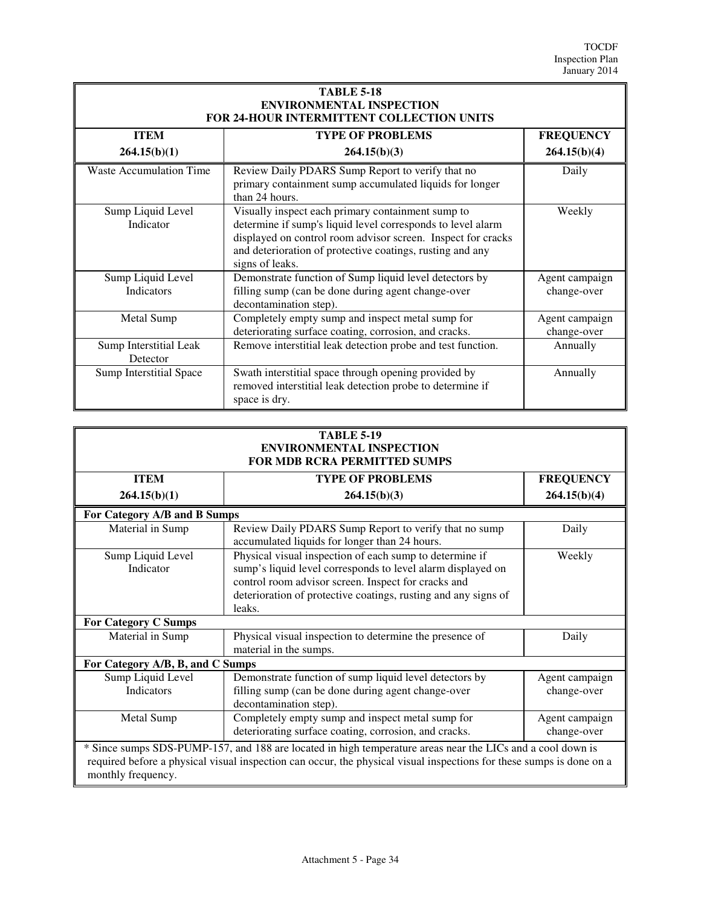**TABLE 5-18**
**ENVIRONMENTAL INSPECTION**
**FOR 24-HOUR INTERMITTENT COLLECTION UNITS**

| ITEM 264.15(b)(1) | TYPE OF PROBLEMS 264.15(b)(3) | FREQUENCY 264.15(b)(4) |
|---|---|---|
| Waste Accumulation Time | Review Daily PDARS Sump Report to verify that no primary containment sump accumulated liquids for longer than 24 hours. | Daily |
| Sump Liquid Level Indicator | Visually inspect each primary containment sump to determine if sump's liquid level corresponds to level alarm displayed on control room advisor screen. Inspect for cracks and deterioration of protective coatings, rusting and any signs of leaks. | Weekly |
| Sump Liquid Level Indicators | Demonstrate function of Sump liquid level detectors by filling sump (can be done during agent change-over decontamination step). | Agent campaign change-over |
| Metal Sump | Completely empty sump and inspect metal sump for deteriorating surface coating, corrosion, and cracks. | Agent campaign change-over |
| Sump Interstitial Leak Detector | Remove interstitial leak detection probe and test function. | Annually |
| Sump Interstitial Space | Swath interstitial space through opening provided by removed interstitial leak detection probe to determine if space is dry. | Annually |

**TABLE 5-19**
**ENVIRONMENTAL INSPECTION**
**FOR MDB RCRA PERMITTED SUMPS**

| ITEM 264.15(b)(1) | TYPE OF PROBLEMS 264.15(b)(3) | FREQUENCY 264.15(b)(4) |
|---|---|---|
| **For Category A/B and B Sumps** | | |
| Material in Sump | Review Daily PDARS Sump Report to verify that no sump accumulated liquids for longer than 24 hours. | Daily |
| Sump Liquid Level Indicator | Physical visual inspection of each sump to determine if sump's liquid level corresponds to level alarm displayed on control room advisor screen. Inspect for cracks and deterioration of protective coatings, rusting and any signs of leaks. | Weekly |
| **For Category C Sumps** | | |
| Material in Sump | Physical visual inspection to determine the presence of material in the sumps. | Daily |
| **For Category A/B, B, and C Sumps** | | |
| Sump Liquid Level Indicators | Demonstrate function of sump liquid level detectors by filling sump (can be done during agent change-over decontamination step). | Agent campaign change-over |
| Metal Sump | Completely empty sump and inspect metal sump for deteriorating surface coating, corrosion, and cracks. | Agent campaign change-over |

* Since sumps SDS-PUMP-157, and 188 are located in high temperature areas near the LICs and a cool down is required before a physical visual inspection can occur, the physical visual inspections for these sumps is done on a monthly frequency.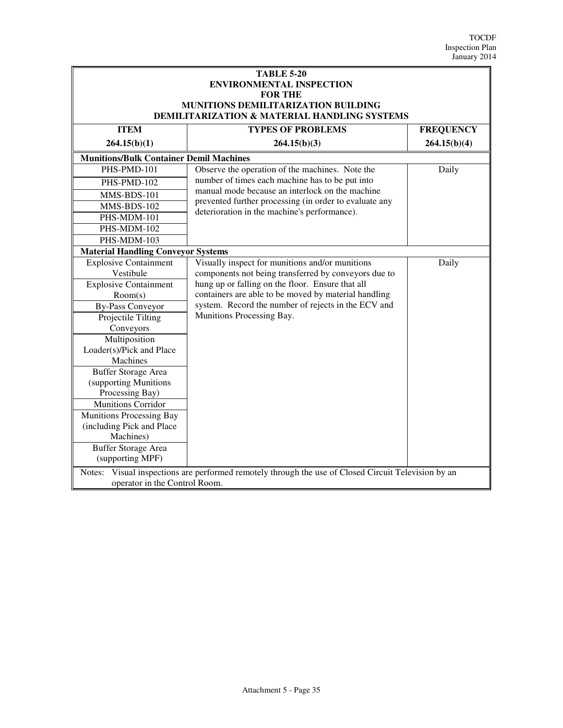**TABLE 5-20**
**ENVIRONMENTAL INSPECTION**
**FOR THE**
**MUNITIONS DEMILITARIZATION BUILDING**
**DEMILITARIZATION & MATERIAL HANDLING SYSTEMS**

| ITEM<br>264.15(b)(1) | TYPES OF PROBLEMS<br>264.15(b)(3) | FREQUENCY<br>264.15(b)(4) |
|---|---|---|
| **Munitions/Bulk Container Demil Machines** | | |
| PHS-PMD-101<br>PHS-PMD-102<br>MMS-BDS-101<br>MMS-BDS-102<br>PHS-MDM-101<br>PHS-MDM-102<br>PHS-MDM-103 | Observe the operation of the machines. Note the number of times each machine has to be put into manual mode because an interlock on the machine prevented further processing (in order to evaluate any deterioration in the machine's performance). | Daily |
| **Material Handling Conveyor Systems** | | |
| Explosive Containment Vestibule<br>Explosive Containment Room(s)<br>By-Pass Conveyor<br>Projectile Tilting Conveyors<br>Multiposition Loader(s)/Pick and Place Machines<br>Buffer Storage Area (supporting Munitions Processing Bay)<br>Munitions Corridor<br>Munitions Processing Bay (including Pick and Place Machines)<br>Buffer Storage Area (supporting MPF) | Visually inspect for munitions and/or munitions components not being transferred by conveyors due to hung up or falling on the floor. Ensure that all containers are able to be moved by material handling system. Record the number of rejects in the ECV and Munitions Processing Bay. | Daily |

Notes: Visual inspections are performed remotely through the use of Closed Circuit Television by an operator in the Control Room.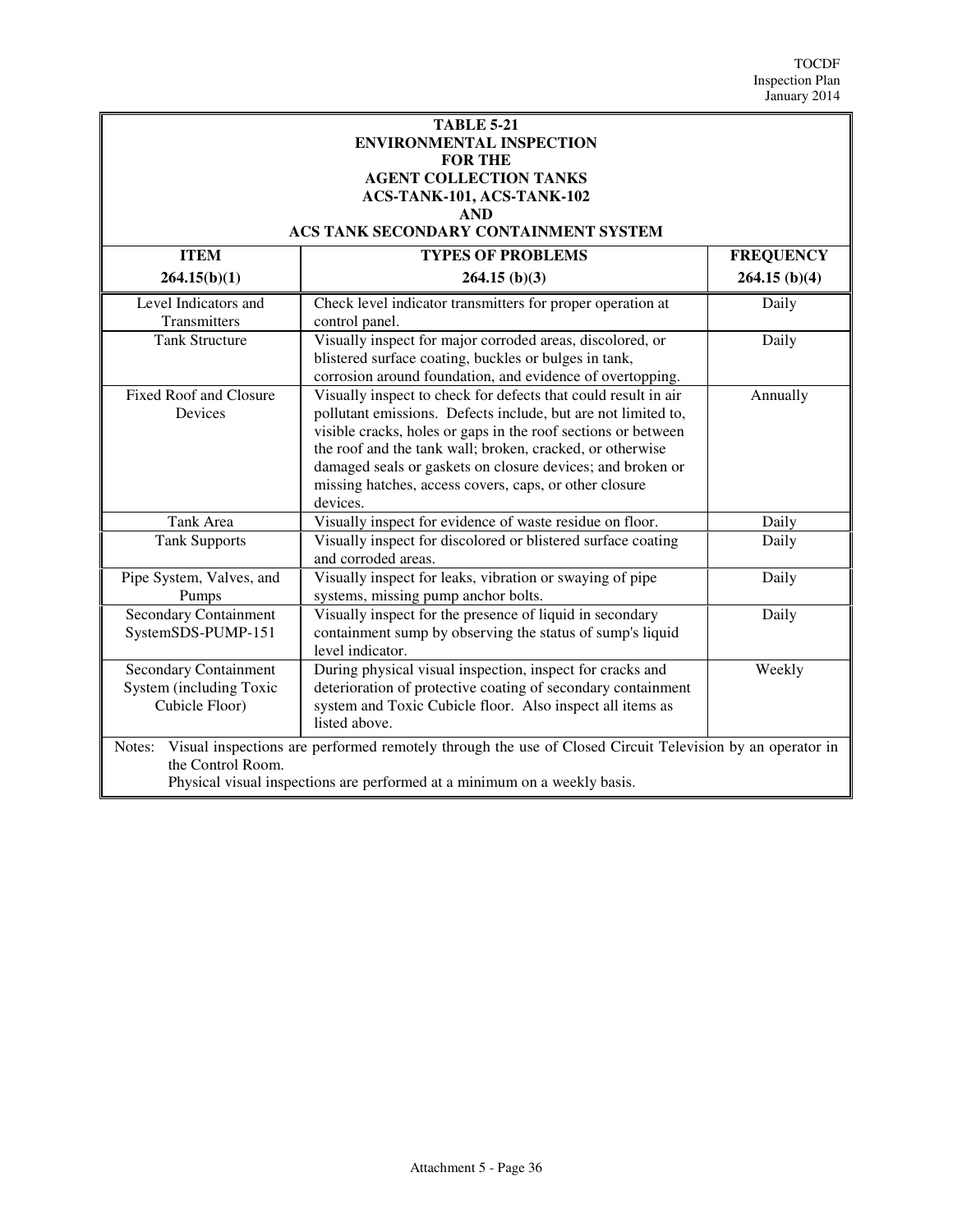**TABLE 5-21**
**ENVIRONMENTAL INSPECTION**
**FOR THE**
**AGENT COLLECTION TANKS**
**ACS-TANK-101, ACS-TANK-102**
**AND**
**ACS TANK SECONDARY CONTAINMENT SYSTEM**

| ITEM 264.15(b)(1) | TYPES OF PROBLEMS 264.15 (b)(3) | FREQUENCY 264.15 (b)(4) |
|---|---|---|
| Level Indicators and Transmitters | Check level indicator transmitters for proper operation at control panel. | Daily |
| Tank Structure | Visually inspect for major corroded areas, discolored, or blistered surface coating, buckles or bulges in tank, corrosion around foundation, and evidence of overtopping. | Daily |
| Fixed Roof and Closure Devices | Visually inspect to check for defects that could result in air pollutant emissions. Defects include, but are not limited to, visible cracks, holes or gaps in the roof sections or between the roof and the tank wall; broken, cracked, or otherwise damaged seals or gaskets on closure devices; and broken or missing hatches, access covers, caps, or other closure devices. | Annually |
| Tank Area | Visually inspect for evidence of waste residue on floor. | Daily |
| Tank Supports | Visually inspect for discolored or blistered surface coating and corroded areas. | Daily |
| Pipe System, Valves, and Pumps | Visually inspect for leaks, vibration or swaying of pipe systems, missing pump anchor bolts. | Daily |
| Secondary Containment SystemSDS-PUMP-151 | Visually inspect for the presence of liquid in secondary containment sump by observing the status of sump's liquid level indicator. | Daily |
| Secondary Containment System (including Toxic Cubicle Floor) | During physical visual inspection, inspect for cracks and deterioration of protective coating of secondary containment system and Toxic Cubicle floor. Also inspect all items as listed above. | Weekly |

Notes: Visual inspections are performed remotely through the use of Closed Circuit Television by an operator in the Control Room.
Physical visual inspections are performed at a minimum on a weekly basis.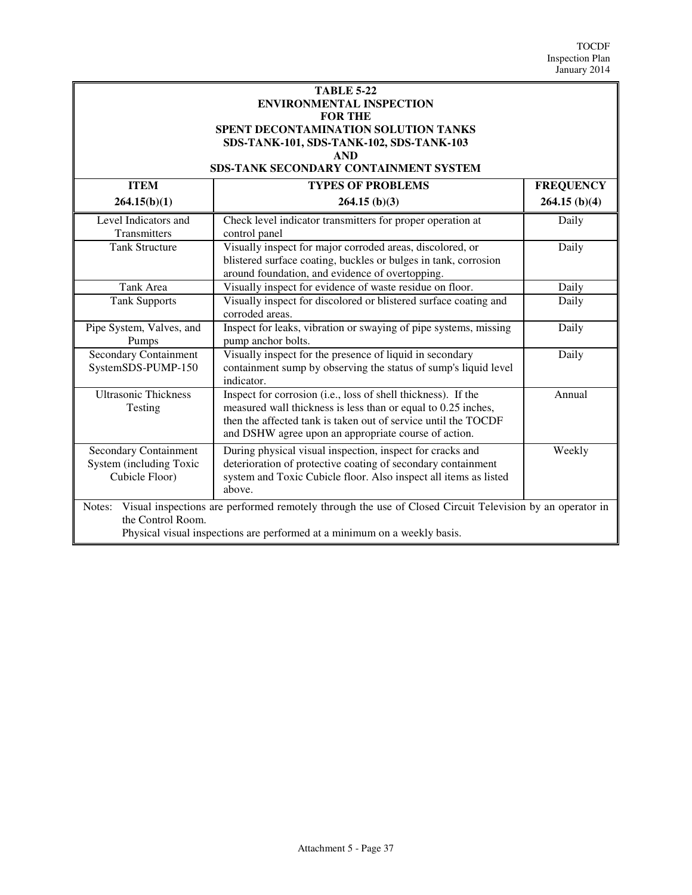**TABLE 5-22**
**ENVIRONMENTAL INSPECTION**
**FOR THE**
**SPENT DECONTAMINATION SOLUTION TANKS**
**SDS-TANK-101, SDS-TANK-102, SDS-TANK-103**
**AND**
**SDS-TANK SECONDARY CONTAINMENT SYSTEM**

| ITEM<br>264.15(b)(1) | TYPES OF PROBLEMS<br>264.15 (b)(3) | FREQUENCY<br>264.15 (b)(4) |
|---|---|---|
| Level Indicators and Transmitters | Check level indicator transmitters for proper operation at control panel | Daily |
| Tank Structure | Visually inspect for major corroded areas, discolored, or blistered surface coating, buckles or bulges in tank, corrosion around foundation, and evidence of overtopping. | Daily |
| Tank Area | Visually inspect for evidence of waste residue on floor. | Daily |
| Tank Supports | Visually inspect for discolored or blistered surface coating and corroded areas. | Daily |
| Pipe System, Valves, and Pumps | Inspect for leaks, vibration or swaying of pipe systems, missing pump anchor bolts. | Daily |
| Secondary Containment SystemSDS-PUMP-150 | Visually inspect for the presence of liquid in secondary containment sump by observing the status of sump's liquid level indicator. | Daily |
| Ultrasonic Thickness Testing | Inspect for corrosion (i.e., loss of shell thickness). If the measured wall thickness is less than or equal to 0.25 inches, then the affected tank is taken out of service until the TOCDF and DSHW agree upon an appropriate course of action. | Annual |
| Secondary Containment System (including Toxic Cubicle Floor) | During physical visual inspection, inspect for cracks and deterioration of protective coating of secondary containment system and Toxic Cubicle floor. Also inspect all items as listed above. | Weekly |

Notes: Visual inspections are performed remotely through the use of Closed Circuit Television by an operator in the Control Room.
Physical visual inspections are performed at a minimum on a weekly basis.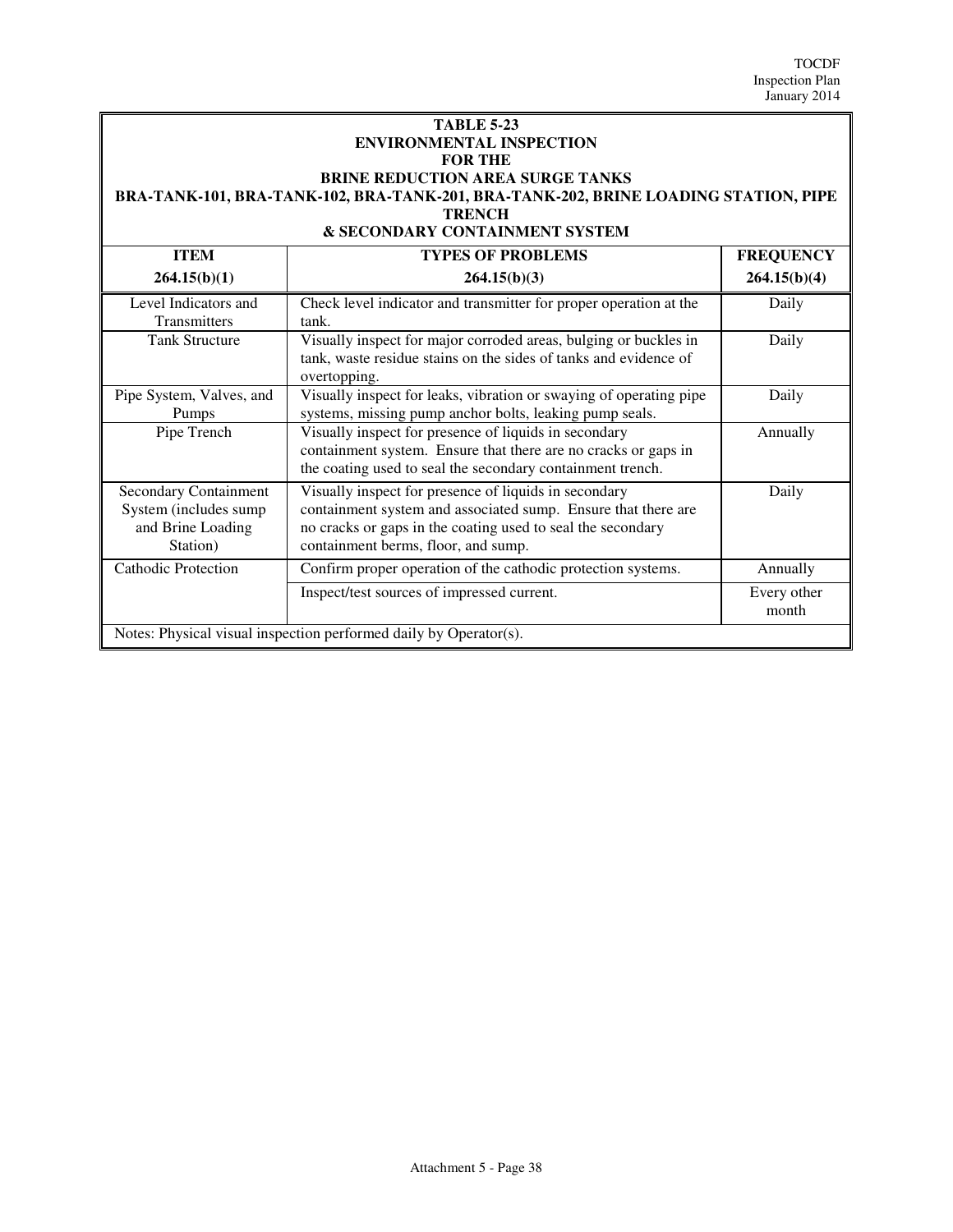**TABLE 5-23**
**ENVIRONMENTAL INSPECTION**
**FOR THE**
**BRINE REDUCTION AREA SURGE TANKS**
**BRA-TANK-101, BRA-TANK-102, BRA-TANK-201, BRA-TANK-202, BRINE LOADING STATION, PIPE TRENCH**
**& SECONDARY CONTAINMENT SYSTEM**

| ITEM<br>264.15(b)(1) | TYPES OF PROBLEMS<br>264.15(b)(3) | FREQUENCY<br>264.15(b)(4) |
|---|---|---|
| Level Indicators and Transmitters | Check level indicator and transmitter for proper operation at the tank. | Daily |
| Tank Structure | Visually inspect for major corroded areas, bulging or buckles in tank, waste residue stains on the sides of tanks and evidence of overtopping. | Daily |
| Pipe System, Valves, and Pumps | Visually inspect for leaks, vibration or swaying of operating pipe systems, missing pump anchor bolts, leaking pump seals. | Daily |
| Pipe Trench | Visually inspect for presence of liquids in secondary containment system. Ensure that there are no cracks or gaps in the coating used to seal the secondary containment trench. | Annually |
| Secondary Containment System (includes sump and Brine Loading Station) | Visually inspect for presence of liquids in secondary containment system and associated sump. Ensure that there are no cracks or gaps in the coating used to seal the secondary containment berms, floor, and sump. | Daily |
| Cathodic Protection | Confirm proper operation of the cathodic protection systems. | Annually |
| | Inspect/test sources of impressed current. | Every other month |
| Notes: Physical visual inspection performed daily by Operator(s). | | |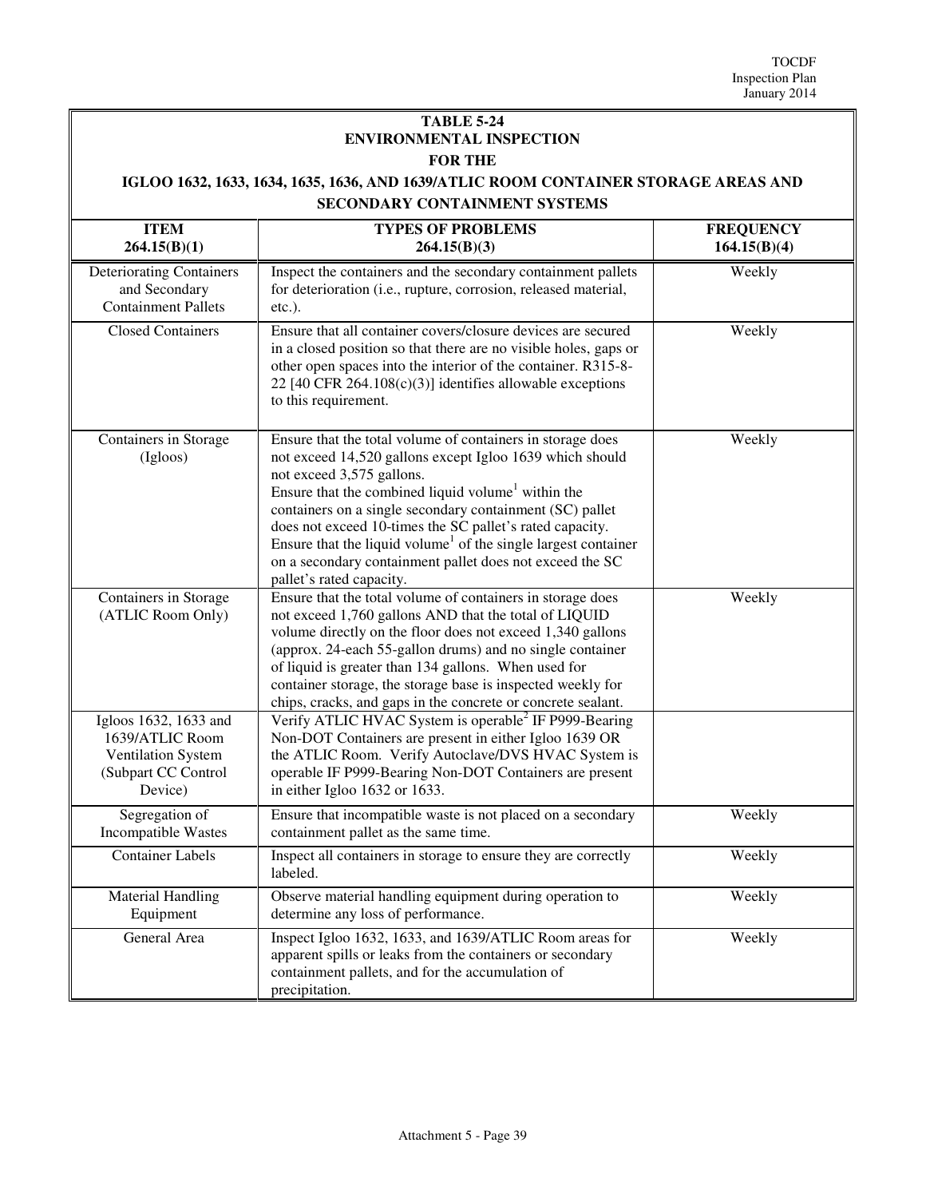## TABLE 5-24
## ENVIRONMENTAL INSPECTION
## FOR THE
## IGLOO 1632, 1633, 1634, 1635, 1636, AND 1639/ATLIC ROOM CONTAINER STORAGE AREAS AND SECONDARY CONTAINMENT SYSTEMS

| ITEM 264.15(B)(1) | TYPES OF PROBLEMS 264.15(B)(3) | FREQUENCY 164.15(B)(4) |
|---|---|---|
| Deteriorating Containers and Secondary Containment Pallets | Inspect the containers and the secondary containment pallets for deterioration (i.e., rupture, corrosion, released material, etc.). | Weekly |
| Closed Containers | Ensure that all container covers/closure devices are secured in a closed position so that there are no visible holes, gaps or other open spaces into the interior of the container. R315-8-22 [40 CFR 264.108(c)(3)] identifies allowable exceptions to this requirement. | Weekly |
| Containers in Storage (Igloos) | Ensure that the total volume of containers in storage does not exceed 14,520 gallons except Igloo 1639 which should not exceed 3,575 gallons.<br>Ensure that the combined liquid volume[1] within the containers on a single secondary containment (SC) pallet does not exceed 10-times the SC pallet's rated capacity.<br>Ensure that the liquid volume[1] of the single largest container on a secondary containment pallet does not exceed the SC pallet's rated capacity. | Weekly |
| Containers in Storage (ATLIC Room Only) | Ensure that the total volume of containers in storage does not exceed 1,760 gallons AND that the total of LIQUID volume directly on the floor does not exceed 1,340 gallons (approx. 24-each 55-gallon drums) and no single container of liquid is greater than 134 gallons. When used for container storage, the storage base is inspected weekly for chips, cracks, and gaps in the concrete or concrete sealant. | Weekly |
| Igloos 1632, 1633 and 1639/ATLIC Room Ventilation System (Subpart CC Control Device) | Verify ATLIC HVAC System is operable[2] IF P999-Bearing Non-DOT Containers are present in either Igloo 1639 OR the ATLIC Room. Verify Autoclave/DVS HVAC System is operable IF P999-Bearing Non-DOT Containers are present in either Igloo 1632 or 1633. | |
| Segregation of Incompatible Wastes | Ensure that incompatible waste is not placed on a secondary containment pallet as the same time. | Weekly |
| Container Labels | Inspect all containers in storage to ensure they are correctly labeled. | Weekly |
| Material Handling Equipment | Observe material handling equipment during operation to determine any loss of performance. | Weekly |
| General Area | Inspect Igloo 1632, 1633, and 1639/ATLIC Room areas for apparent spills or leaks from the containers or secondary containment pallets, and for the accumulation of precipitation. | Weekly |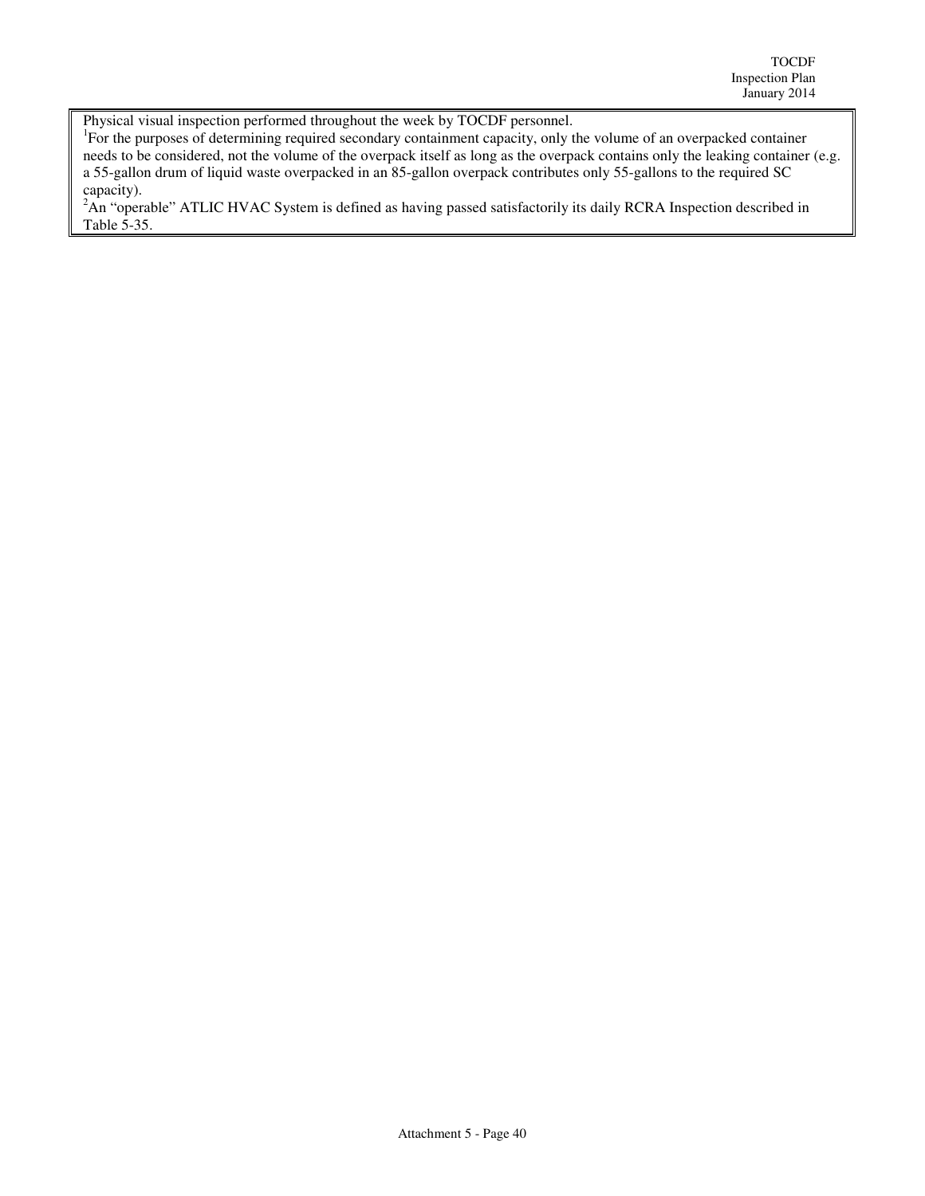Physical visual inspection performed throughout the week by TOCDF personnel.

[1]For the purposes of determining required secondary containment capacity, only the volume of an overpacked container needs to be considered, not the volume of the overpack itself as long as the overpack contains only the leaking container (e.g. a 55-gallon drum of liquid waste overpacked in an 85-gallon overpack contributes only 55-gallons to the required SC capacity).

[2]An "operable" ATLIC HVAC System is defined as having passed satisfactorily its daily RCRA Inspection described in Table 5-35.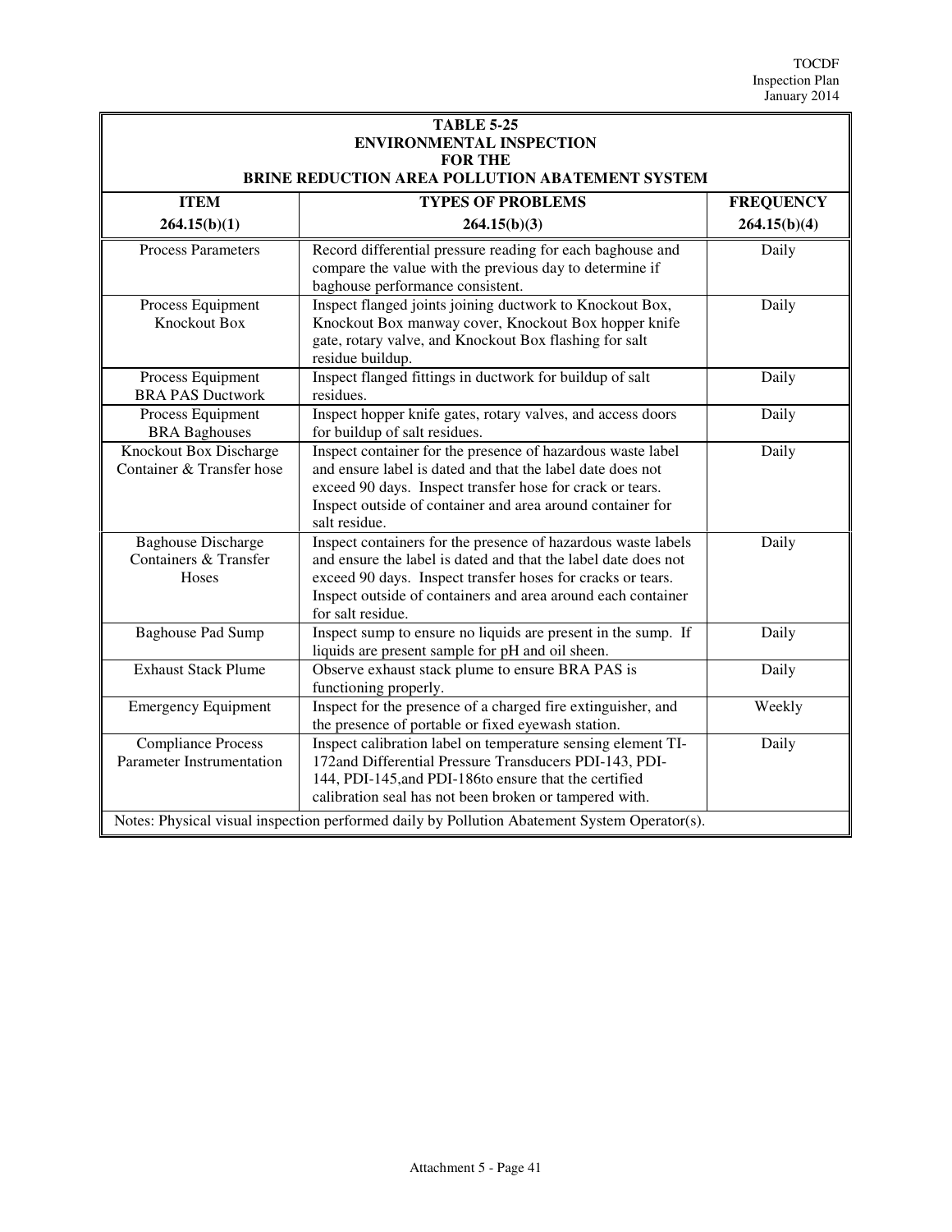**TABLE 5-25**
**ENVIRONMENTAL INSPECTION**
**FOR THE**
**BRINE REDUCTION AREA POLLUTION ABATEMENT SYSTEM**

| ITEM 264.15(b)(1) | TYPES OF PROBLEMS 264.15(b)(3) | FREQUENCY 264.15(b)(4) |
|---|---|---|
| Process Parameters | Record differential pressure reading for each baghouse and compare the value with the previous day to determine if baghouse performance consistent. | Daily |
| Process Equipment Knockout Box | Inspect flanged joints joining ductwork to Knockout Box, Knockout Box manway cover, Knockout Box hopper knife gate, rotary valve, and Knockout Box flashing for salt residue buildup. | Daily |
| Process Equipment BRA PAS Ductwork | Inspect flanged fittings in ductwork for buildup of salt residues. | Daily |
| Process Equipment BRA Baghouses | Inspect hopper knife gates, rotary valves, and access doors for buildup of salt residues. | Daily |
| Knockout Box Discharge Container & Transfer hose | Inspect container for the presence of hazardous waste label and ensure label is dated and that the label date does not exceed 90 days. Inspect transfer hose for crack or tears. Inspect outside of container and area around container for salt residue. | Daily |
| Baghouse Discharge Containers & Transfer Hoses | Inspect containers for the presence of hazardous waste labels and ensure the label is dated and that the label date does not exceed 90 days. Inspect transfer hoses for cracks or tears. Inspect outside of containers and area around each container for salt residue. | Daily |
| Baghouse Pad Sump | Inspect sump to ensure no liquids are present in the sump. If liquids are present sample for pH and oil sheen. | Daily |
| Exhaust Stack Plume | Observe exhaust stack plume to ensure BRA PAS is functioning properly. | Daily |
| Emergency Equipment | Inspect for the presence of a charged fire extinguisher, and the presence of portable or fixed eyewash station. | Weekly |
| Compliance Process Parameter Instrumentation | Inspect calibration label on temperature sensing element TI-172and Differential Pressure Transducers PDI-143, PDI-144, PDI-145,and PDI-186to ensure that the certified calibration seal has not been broken or tampered with. | Daily |
| Notes: Physical visual inspection performed daily by Pollution Abatement System Operator(s). | | |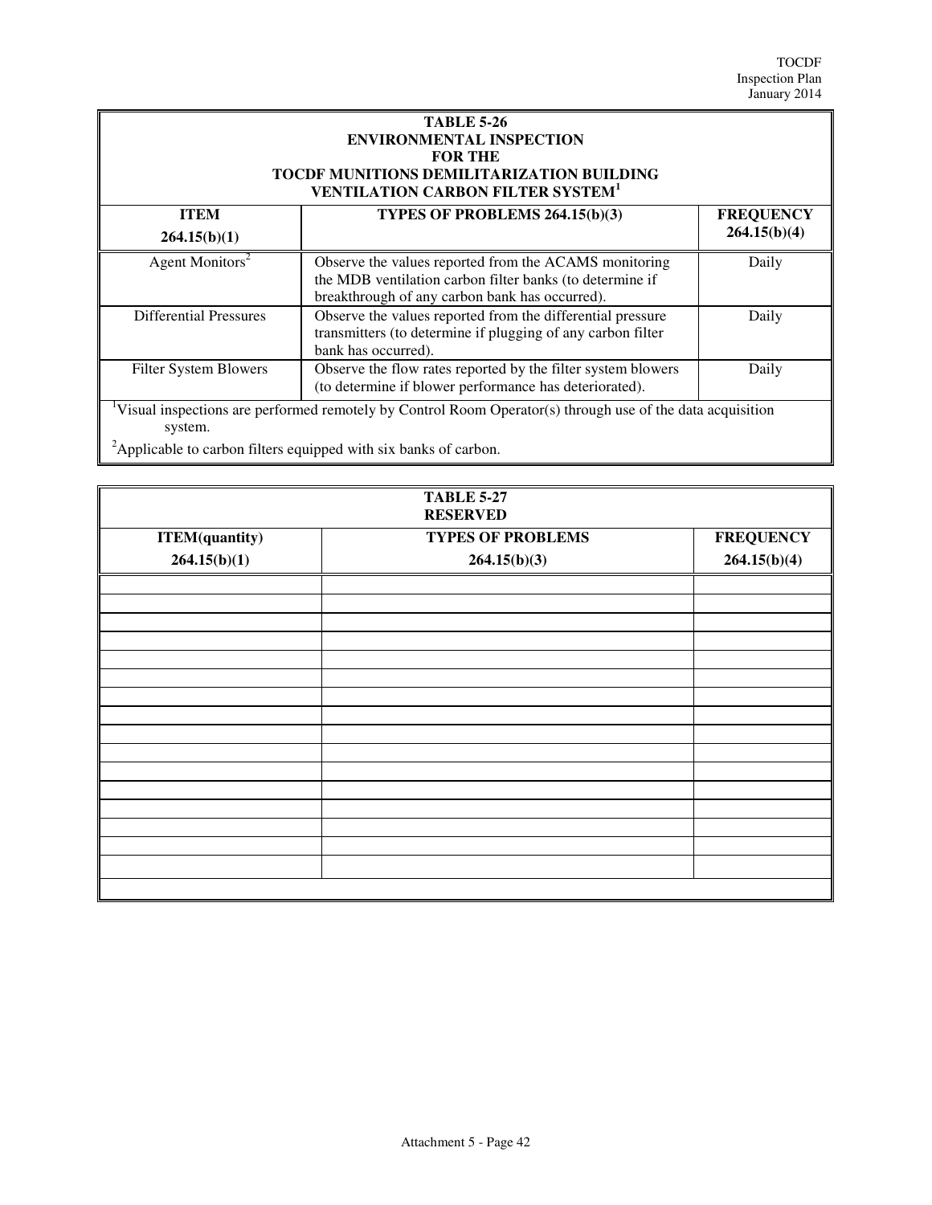**TABLE 5-26**
**ENVIRONMENTAL INSPECTION**
**FOR THE**
**TOCDF MUNITIONS DEMILITARIZATION BUILDING**
**VENTILATION CARBON FILTER SYSTEM[1]**

| ITEM 264.15(b)(1) | TYPES OF PROBLEMS 264.15(b)(3) | FREQUENCY 264.15(b)(4) |
|---|---|---|
| Agent Monitors[2] | Observe the values reported from the ACAMS monitoring the MDB ventilation carbon filter banks (to determine if breakthrough of any carbon bank has occurred). | Daily |
| Differential Pressures | Observe the values reported from the differential pressure transmitters (to determine if plugging of any carbon filter bank has occurred). | Daily |
| Filter System Blowers | Observe the flow rates reported by the filter system blowers (to determine if blower performance has deteriorated). | Daily |

[1]Visual inspections are performed remotely by Control Room Operator(s) through use of the data acquisition system.

[2]Applicable to carbon filters equipped with six banks of carbon.

**TABLE 5-27**
**RESERVED**

| ITEM(quantity) 264.15(b)(1) | TYPES OF PROBLEMS 264.15(b)(3) | FREQUENCY 264.15(b)(4) |
|---|---|---|
| | | |
| | | |
| | | |
| | | |
| | | |
| | | |
| | | |
| | | |
| | | |
| | | |
| | | |
| | | |
| | | |
| | | |
| | | |
| | | |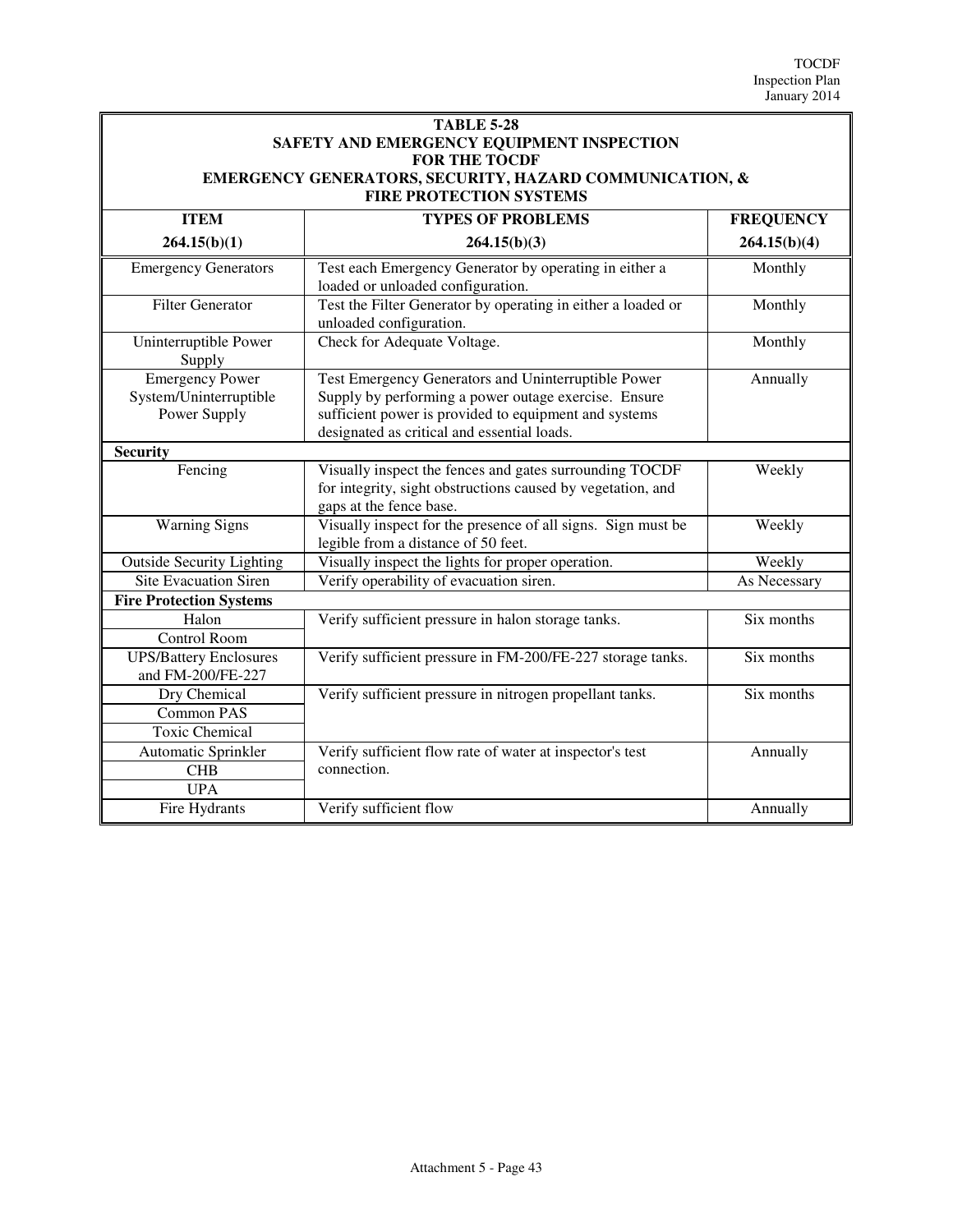**TABLE 5-28**
**SAFETY AND EMERGENCY EQUIPMENT INSPECTION**
**FOR THE TOCDF**
**EMERGENCY GENERATORS, SECURITY, HAZARD COMMUNICATION, &**
**FIRE PROTECTION SYSTEMS**

| ITEM 264.15(b)(1) | TYPES OF PROBLEMS 264.15(b)(3) | FREQUENCY 264.15(b)(4) |
|---|---|---|
| Emergency Generators | Test each Emergency Generator by operating in either a loaded or unloaded configuration. | Monthly |
| Filter Generator | Test the Filter Generator by operating in either a loaded or unloaded configuration. | Monthly |
| Uninterruptible Power Supply | Check for Adequate Voltage. | Monthly |
| Emergency Power System/Uninterruptible Power Supply | Test Emergency Generators and Uninterruptible Power Supply by performing a power outage exercise. Ensure sufficient power is provided to equipment and systems designated as critical and essential loads. | Annually |
| **Security** | | |
| Fencing | Visually inspect the fences and gates surrounding TOCDF for integrity, sight obstructions caused by vegetation, and gaps at the fence base. | Weekly |
| Warning Signs | Visually inspect for the presence of all signs. Sign must be legible from a distance of 50 feet. | Weekly |
| Outside Security Lighting | Visually inspect the lights for proper operation. | Weekly |
| Site Evacuation Siren | Verify operability of evacuation siren. | As Necessary |
| **Fire Protection Systems** | | |
| Halon | Verify sufficient pressure in halon storage tanks. | Six months |
| Control Room | | |
| UPS/Battery Enclosures and FM-200/FE-227 | Verify sufficient pressure in FM-200/FE-227 storage tanks. | Six months |
| Dry Chemical | Verify sufficient pressure in nitrogen propellant tanks. | Six months |
| Common PAS | | |
| Toxic Chemical | | |
| Automatic Sprinkler | Verify sufficient flow rate of water at inspector's test connection. | Annually |
| CHB | | |
| UPA | | |
| Fire Hydrants | Verify sufficient flow | Annually |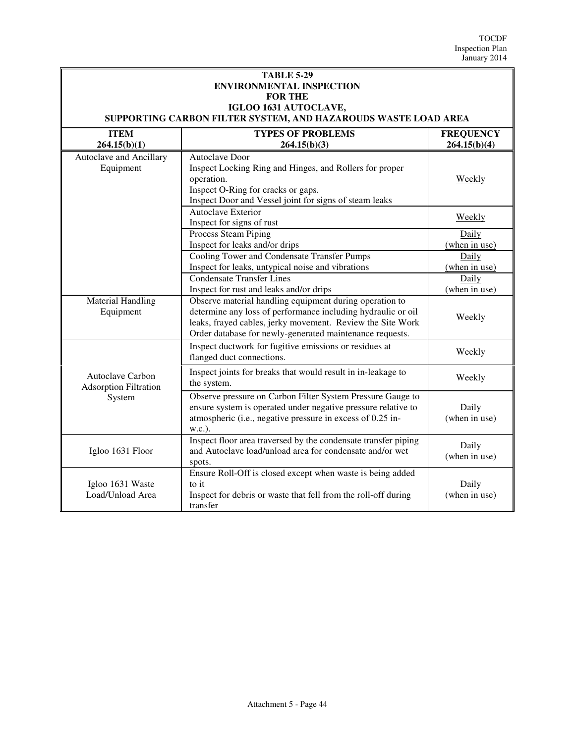**TABLE 5-29**
**ENVIRONMENTAL INSPECTION**
**FOR THE**
**IGLOO 1631 AUTOCLAVE,**
**SUPPORTING CARBON FILTER SYSTEM, AND HAZAROUDS WASTE LOAD AREA**

| ITEM 264.15(b)(1) | TYPES OF PROBLEMS 264.15(b)(3) | FREQUENCY 264.15(b)(4) |
|---|---|---|
| Autoclave and Ancillary Equipment | Autoclave Door<br>Inspect Locking Ring and Hinges, and Rollers for proper operation.<br>Inspect O-Ring for cracks or gaps.<br>Inspect Door and Vessel joint for signs of steam leaks | Weekly |
| | Autoclave Exterior<br>Inspect for signs of rust | Weekly |
| | Process Steam Piping<br>Inspect for leaks and/or drips | Daily (when in use) |
| | Cooling Tower and Condensate Transfer Pumps<br>Inspect for leaks, untypical noise and vibrations | Daily (when in use) |
| | Condensate Transfer Lines<br>Inspect for rust and leaks and/or drips | Daily (when in use) |
| Material Handling Equipment | Observe material handling equipment during operation to determine any loss of performance including hydraulic or oil leaks, frayed cables, jerky movement. Review the Site Work Order database for newly-generated maintenance requests. | Weekly |
| Autoclave Carbon Adsorption Filtration System | Inspect ductwork for fugitive emissions or residues at flanged duct connections. | Weekly |
| | Inspect joints for breaks that would result in in-leakage to the system. | Weekly |
| | Observe pressure on Carbon Filter System Pressure Gauge to ensure system is operated under negative pressure relative to atmospheric (i.e., negative pressure in excess of 0.25 in-w.c.). | Daily (when in use) |
| Igloo 1631 Floor | Inspect floor area traversed by the condensate transfer piping and Autoclave load/unload area for condensate and/or wet spots. | Daily (when in use) |
| Igloo 1631 Waste Load/Unload Area | Ensure Roll-Off is closed except when waste is being added to it<br>Inspect for debris or waste that fell from the roll-off during transfer | Daily (when in use) |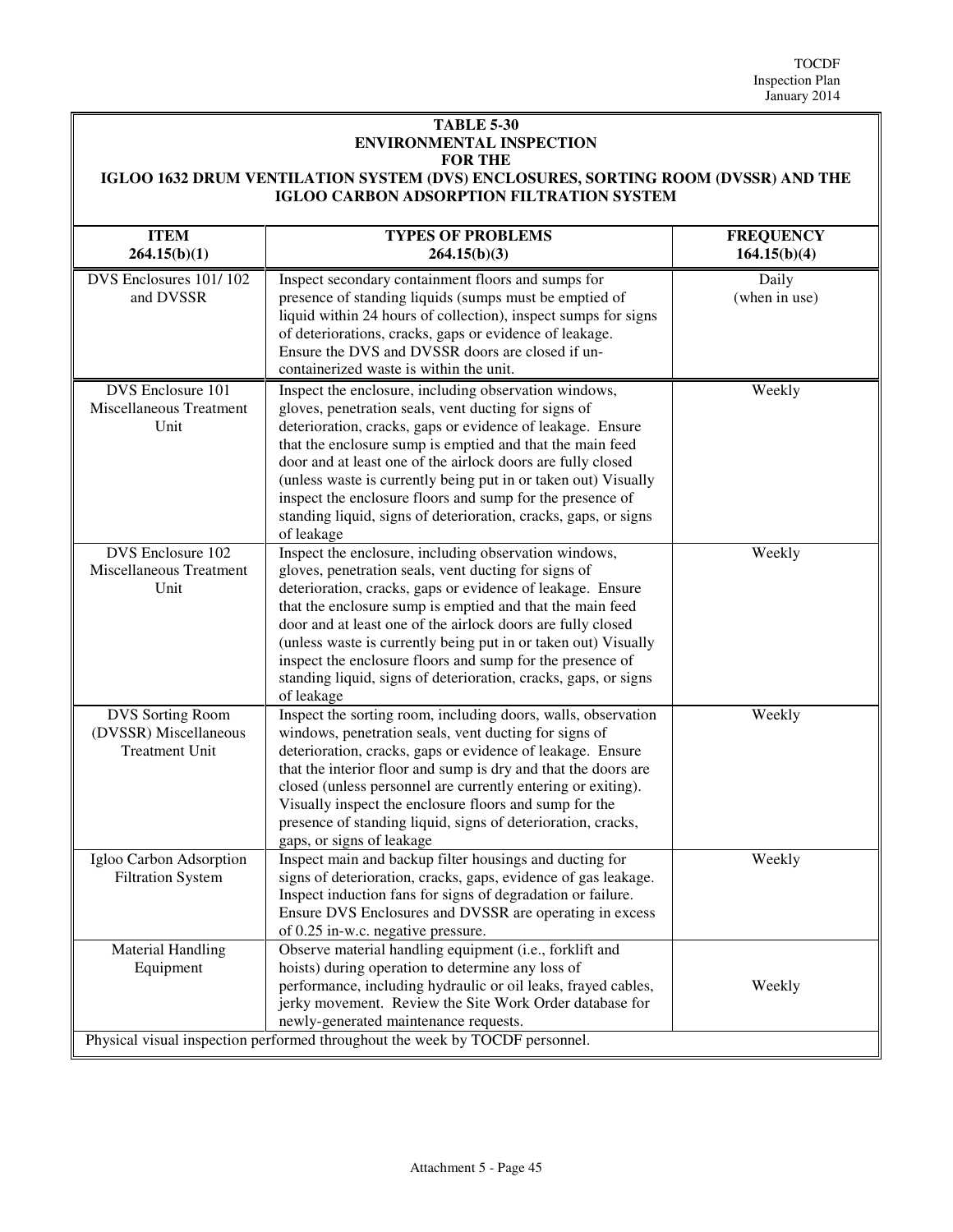**TABLE 5-30**
**ENVIRONMENTAL INSPECTION**
**FOR THE**
**IGLOO 1632 DRUM VENTILATION SYSTEM (DVS) ENCLOSURES, SORTING ROOM (DVSSR) AND THE IGLOO CARBON ADSORPTION FILTRATION SYSTEM**

| ITEM 264.15(b)(1) | TYPES OF PROBLEMS 264.15(b)(3) | FREQUENCY 164.15(b)(4) |
|---|---|---|
| DVS Enclosures 101/ 102 and DVSSR | Inspect secondary containment floors and sumps for presence of standing liquids (sumps must be emptied of liquid within 24 hours of collection), inspect sumps for signs of deteriorations, cracks, gaps or evidence of leakage. Ensure the DVS and DVSSR doors are closed if un-containerized waste is within the unit. | Daily (when in use) |
| DVS Enclosure 101 Miscellaneous Treatment Unit | Inspect the enclosure, including observation windows, gloves, penetration seals, vent ducting for signs of deterioration, cracks, gaps or evidence of leakage. Ensure that the enclosure sump is emptied and that the main feed door and at least one of the airlock doors are fully closed (unless waste is currently being put in or taken out) Visually inspect the enclosure floors and sump for the presence of standing liquid, signs of deterioration, cracks, gaps, or signs of leakage | Weekly |
| DVS Enclosure 102 Miscellaneous Treatment Unit | Inspect the enclosure, including observation windows, gloves, penetration seals, vent ducting for signs of deterioration, cracks, gaps or evidence of leakage. Ensure that the enclosure sump is emptied and that the main feed door and at least one of the airlock doors are fully closed (unless waste is currently being put in or taken out) Visually inspect the enclosure floors and sump for the presence of standing liquid, signs of deterioration, cracks, gaps, or signs of leakage | Weekly |
| DVS Sorting Room (DVSSR) Miscellaneous Treatment Unit | Inspect the sorting room, including doors, walls, observation windows, penetration seals, vent ducting for signs of deterioration, cracks, gaps or evidence of leakage. Ensure that the interior floor and sump is dry and that the doors are closed (unless personnel are currently entering or exiting). Visually inspect the enclosure floors and sump for the presence of standing liquid, signs of deterioration, cracks, gaps, or signs of leakage | Weekly |
| Igloo Carbon Adsorption Filtration System | Inspect main and backup filter housings and ducting for signs of deterioration, cracks, gaps, evidence of gas leakage. Inspect induction fans for signs of degradation or failure. Ensure DVS Enclosures and DVSSR are operating in excess of 0.25 in-w.c. negative pressure. | Weekly |
| Material Handling Equipment | Observe material handling equipment (i.e., forklift and hoists) during operation to determine any loss of performance, including hydraulic or oil leaks, frayed cables, jerky movement. Review the Site Work Order database for newly-generated maintenance requests. | Weekly |
| Physical visual inspection performed throughout the week by TOCDF personnel. | | |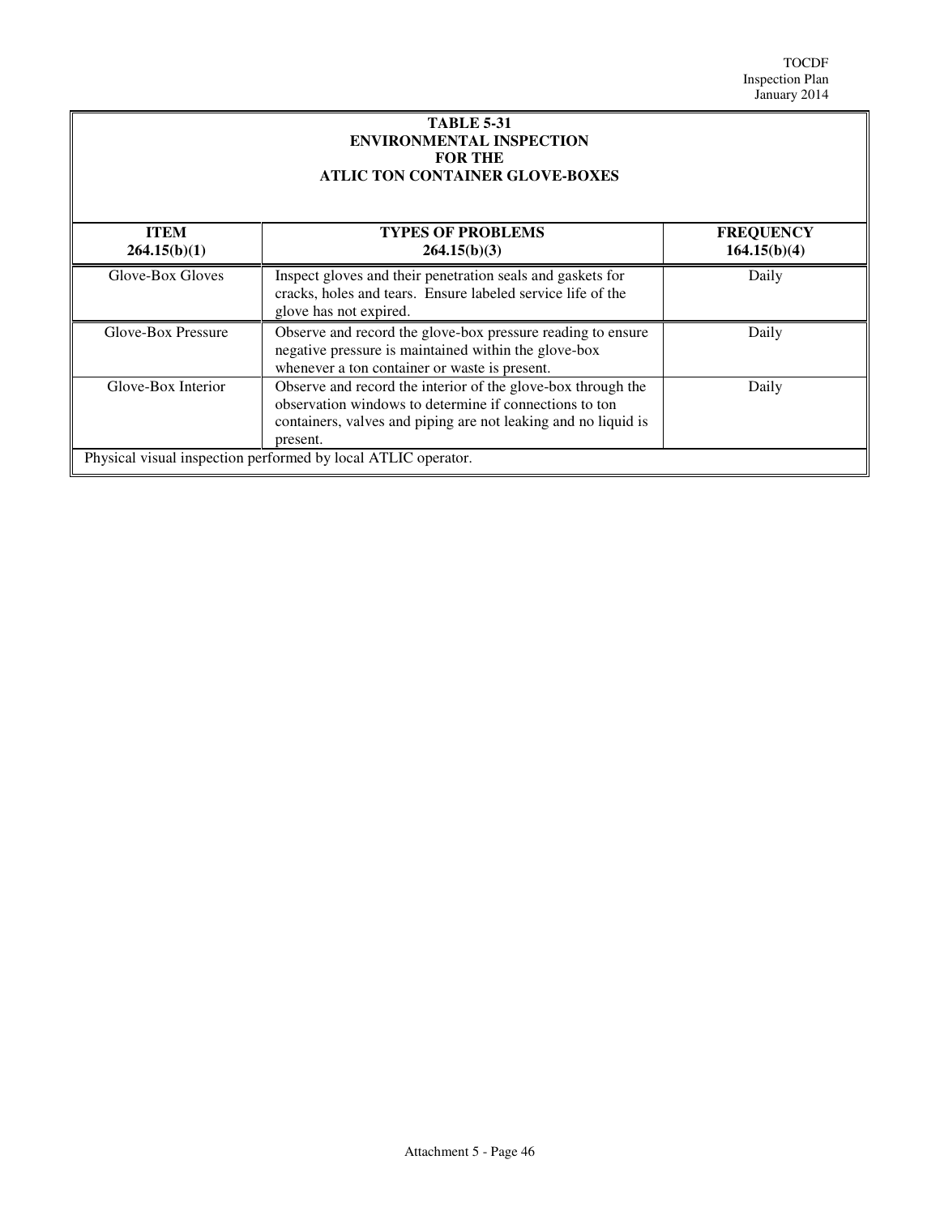**TABLE 5-31**
**ENVIRONMENTAL INSPECTION**
**FOR THE**
**ATLIC TON CONTAINER GLOVE-BOXES**

| ITEM 264.15(b)(1) | TYPES OF PROBLEMS 264.15(b)(3) | FREQUENCY 164.15(b)(4) |
|---|---|---|
| Glove-Box Gloves | Inspect gloves and their penetration seals and gaskets for cracks, holes and tears. Ensure labeled service life of the glove has not expired. | Daily |
| Glove-Box Pressure | Observe and record the glove-box pressure reading to ensure negative pressure is maintained within the glove-box whenever a ton container or waste is present. | Daily |
| Glove-Box Interior | Observe and record the interior of the glove-box through the observation windows to determine if connections to ton containers, valves and piping are not leaking and no liquid is present. | Daily |
| Physical visual inspection performed by local ATLIC operator. | | |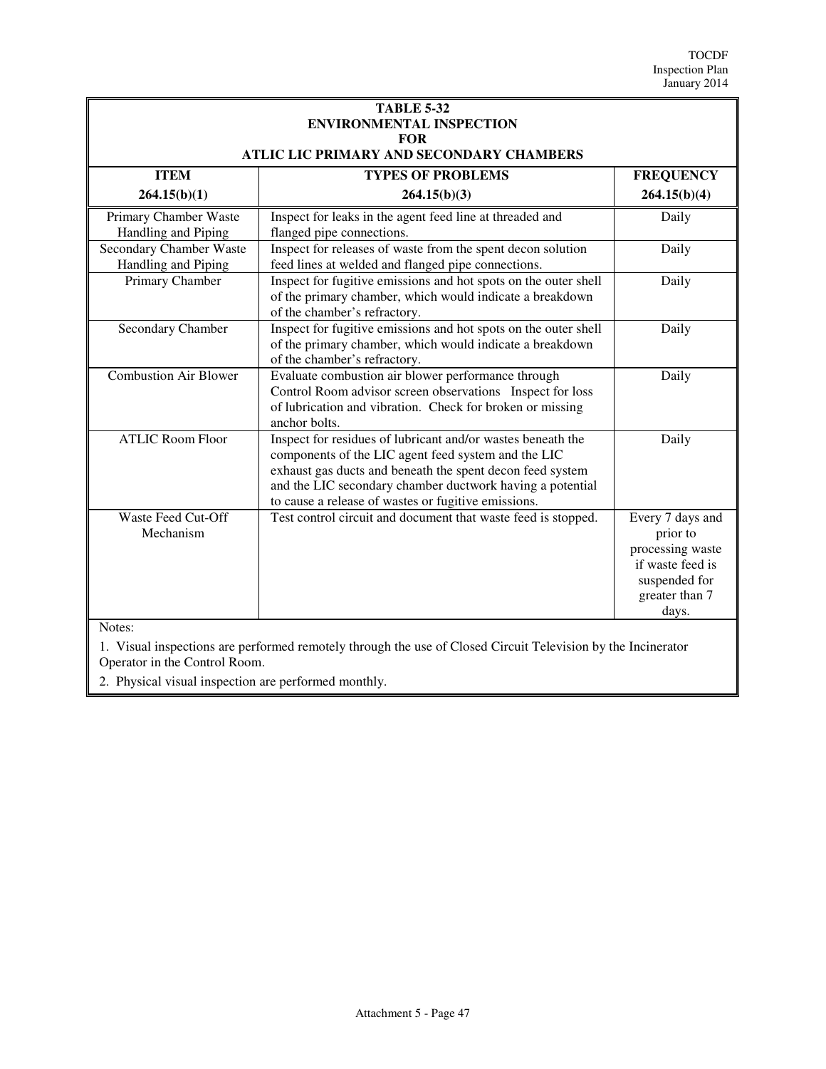**TABLE 5-32**
**ENVIRONMENTAL INSPECTION**
**FOR**
**ATLIC LIC PRIMARY AND SECONDARY CHAMBERS**

| ITEM 264.15(b)(1) | TYPES OF PROBLEMS 264.15(b)(3) | FREQUENCY 264.15(b)(4) |
|---|---|---|
| Primary Chamber Waste Handling and Piping | Inspect for leaks in the agent feed line at threaded and flanged pipe connections. | Daily |
| Secondary Chamber Waste Handling and Piping | Inspect for releases of waste from the spent decon solution feed lines at welded and flanged pipe connections. | Daily |
| Primary Chamber | Inspect for fugitive emissions and hot spots on the outer shell of the primary chamber, which would indicate a breakdown of the chamber's refractory. | Daily |
| Secondary Chamber | Inspect for fugitive emissions and hot spots on the outer shell of the primary chamber, which would indicate a breakdown of the chamber's refractory. | Daily |
| Combustion Air Blower | Evaluate combustion air blower performance through Control Room advisor screen observations Inspect for loss of lubrication and vibration. Check for broken or missing anchor bolts. | Daily |
| ATLIC Room Floor | Inspect for residues of lubricant and/or wastes beneath the components of the LIC agent feed system and the LIC exhaust gas ducts and beneath the spent decon feed system and the LIC secondary chamber ductwork having a potential to cause a release of wastes or fugitive emissions. | Daily |
| Waste Feed Cut-Off Mechanism | Test control circuit and document that waste feed is stopped. | Every 7 days and prior to processing waste if waste feed is suspended for greater than 7 days. |

Notes:

1. Visual inspections are performed remotely through the use of Closed Circuit Television by the Incinerator Operator in the Control Room.
2. Physical visual inspection are performed monthly.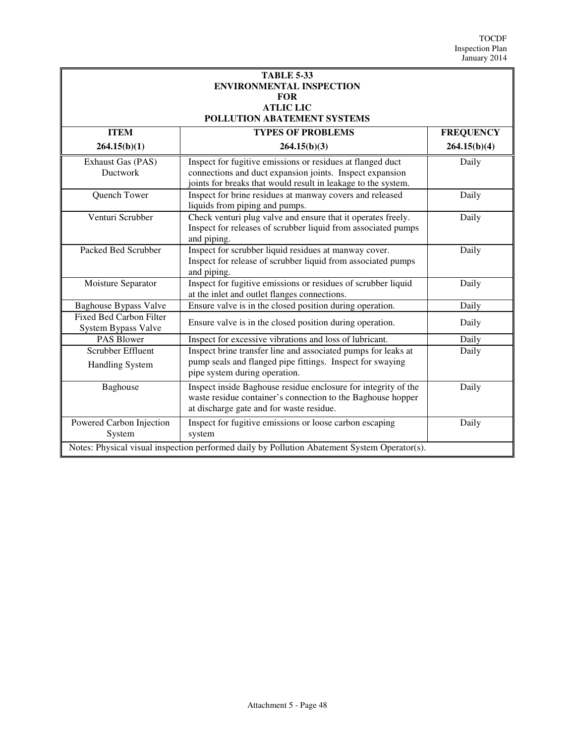**TABLE 5-33**
**ENVIRONMENTAL INSPECTION**
**FOR**
**ATLIC LIC**
**POLLUTION ABATEMENT SYSTEMS**

| ITEM<br>264.15(b)(1) | TYPES OF PROBLEMS<br>264.15(b)(3) | FREQUENCY<br>264.15(b)(4) |
|---|---|---|
| Exhaust Gas (PAS) Ductwork | Inspect for fugitive emissions or residues at flanged duct connections and duct expansion joints. Inspect expansion joints for breaks that would result in leakage to the system. | Daily |
| Quench Tower | Inspect for brine residues at manway covers and released liquids from piping and pumps. | Daily |
| Venturi Scrubber | Check venturi plug valve and ensure that it operates freely. Inspect for releases of scrubber liquid from associated pumps and piping. | Daily |
| Packed Bed Scrubber | Inspect for scrubber liquid residues at manway cover. Inspect for release of scrubber liquid from associated pumps and piping. | Daily |
| Moisture Separator | Inspect for fugitive emissions or residues of scrubber liquid at the inlet and outlet flanges connections. | Daily |
| Baghouse Bypass Valve | Ensure valve is in the closed position during operation. | Daily |
| Fixed Bed Carbon Filter System Bypass Valve | Ensure valve is in the closed position during operation. | Daily |
| PAS Blower | Inspect for excessive vibrations and loss of lubricant. | Daily |
| Scrubber Effluent Handling System | Inspect brine transfer line and associated pumps for leaks at pump seals and flanged pipe fittings. Inspect for swaying pipe system during operation. | Daily |
| Baghouse | Inspect inside Baghouse residue enclosure for integrity of the waste residue container's connection to the Baghouse hopper at discharge gate and for waste residue. | Daily |
| Powered Carbon Injection System | Inspect for fugitive emissions or loose carbon escaping system | Daily |
| Notes: Physical visual inspection performed daily by Pollution Abatement System Operator(s). | | |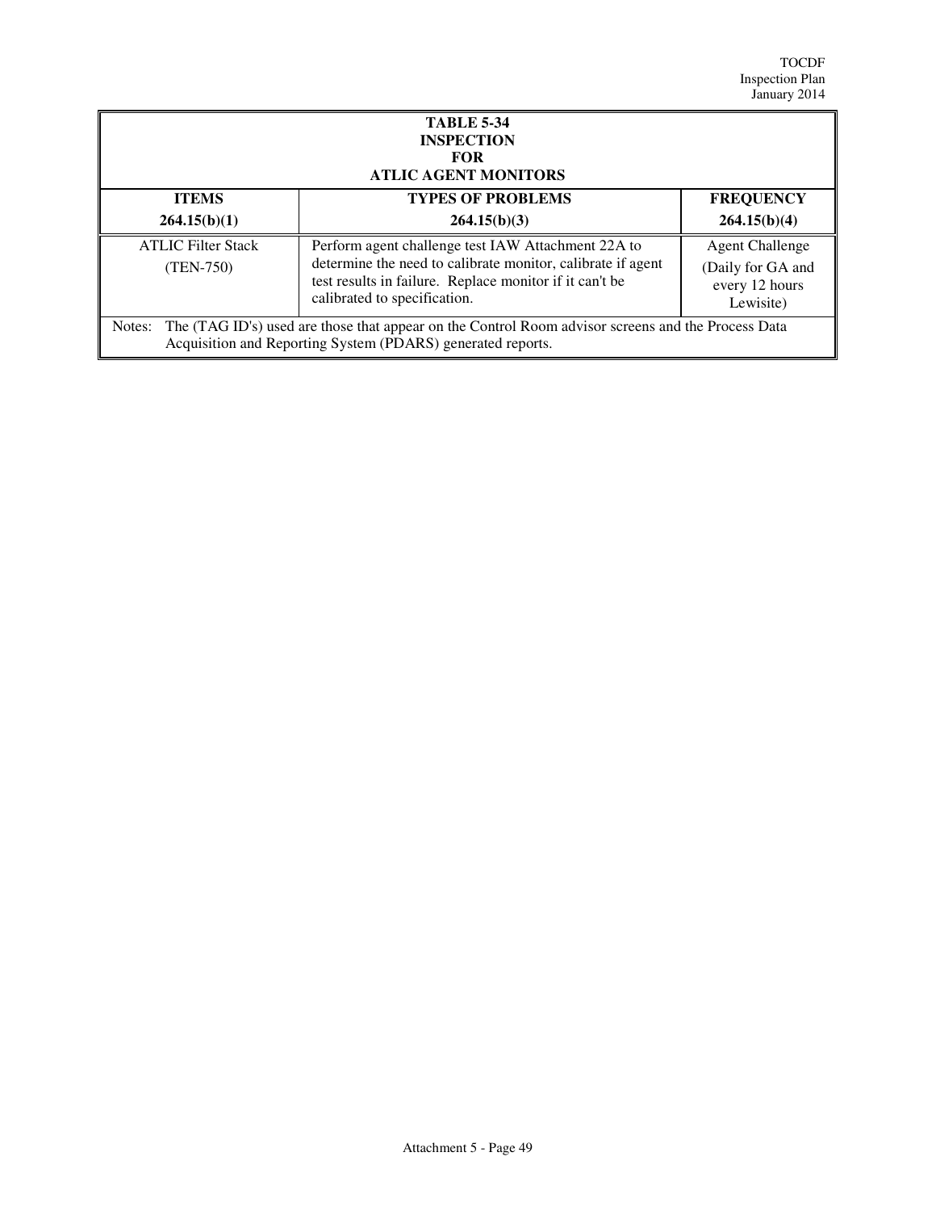**TABLE 5-34**
**INSPECTION**
**FOR**
**ATLIC AGENT MONITORS**

| ITEMS<br>264.15(b)(1) | TYPES OF PROBLEMS<br>264.15(b)(3) | FREQUENCY<br>264.15(b)(4) |
|---|---|---|
| ATLIC Filter Stack<br>(TEN-750) | Perform agent challenge test IAW Attachment 22A to determine the need to calibrate monitor, calibrate if agent test results in failure. Replace monitor if it can't be calibrated to specification. | Agent Challenge<br>(Daily for GA and every 12 hours Lewisite) |

Notes: The (TAG ID's) used are those that appear on the Control Room advisor screens and the Process Data Acquisition and Reporting System (PDARS) generated reports.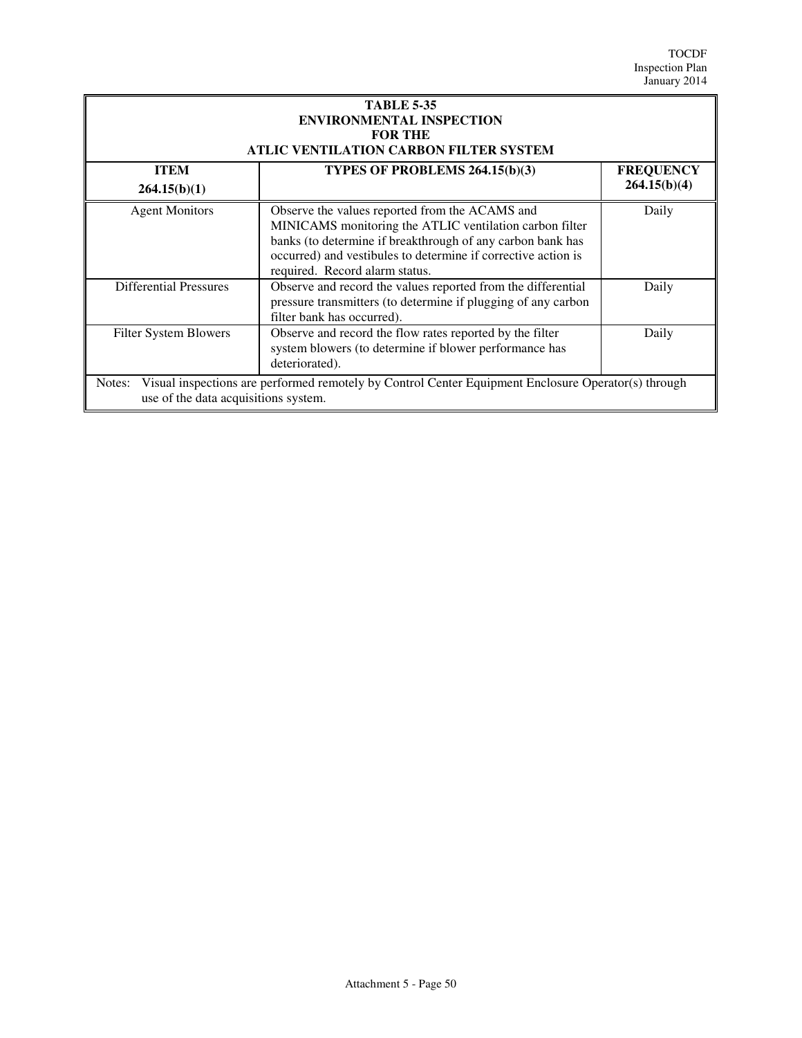**TABLE 5-35**
**ENVIRONMENTAL INSPECTION**
**FOR THE**
**ATLIC VENTILATION CARBON FILTER SYSTEM**

| ITEM 264.15(b)(1) | TYPES OF PROBLEMS 264.15(b)(3) | FREQUENCY 264.15(b)(4) |
|---|---|---|
| Agent Monitors | Observe the values reported from the ACAMS and MINICAMS monitoring the ATLIC ventilation carbon filter banks (to determine if breakthrough of any carbon bank has occurred) and vestibules to determine if corrective action is required. Record alarm status. | Daily |
| Differential Pressures | Observe and record the values reported from the differential pressure transmitters (to determine if plugging of any carbon filter bank has occurred). | Daily |
| Filter System Blowers | Observe and record the flow rates reported by the filter system blowers (to determine if blower performance has deteriorated). | Daily |

Notes: Visual inspections are performed remotely by Control Center Equipment Enclosure Operator(s) through use of the data acquisitions system.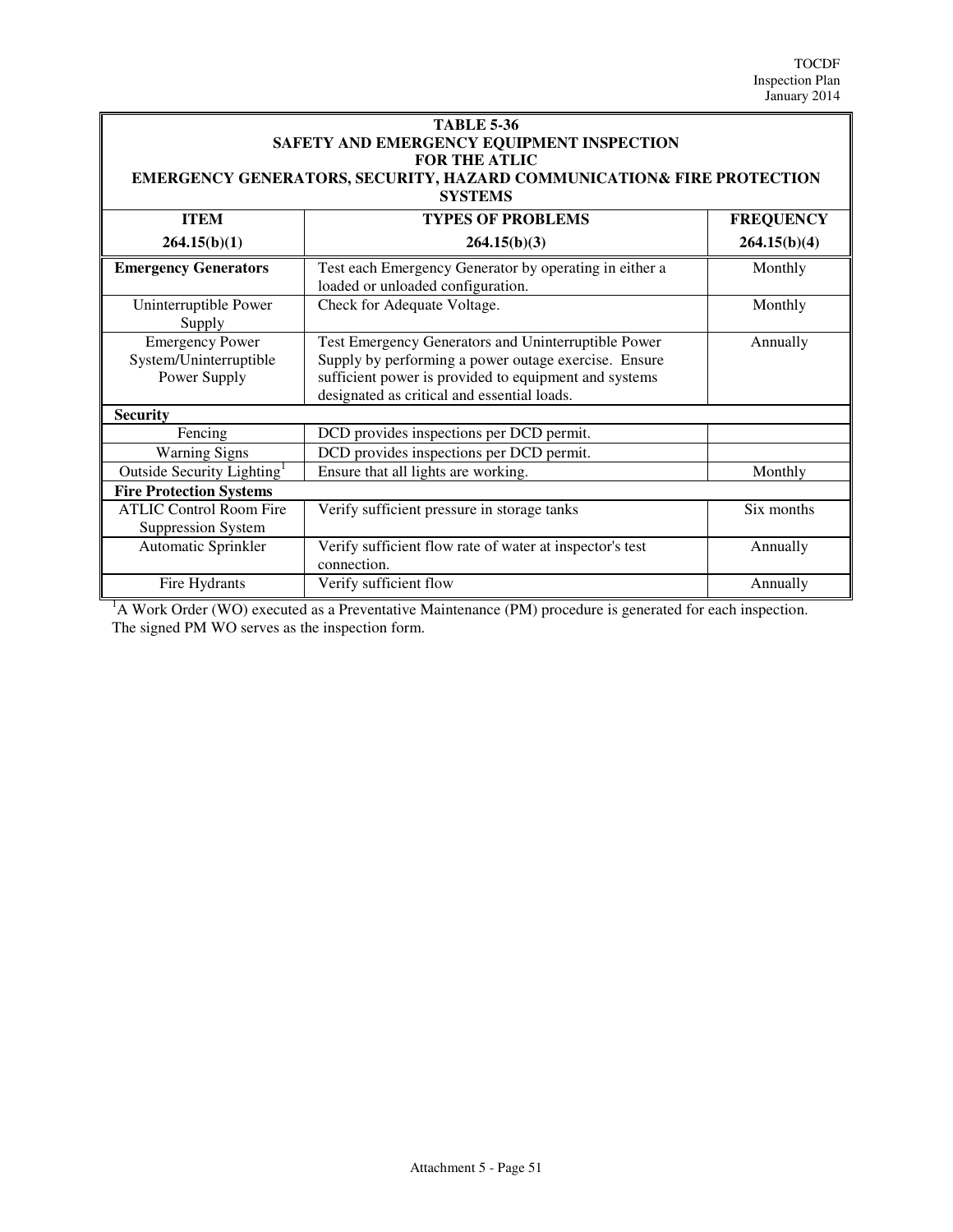**TABLE 5-36**
**SAFETY AND EMERGENCY EQUIPMENT INSPECTION**
**FOR THE ATLIC**
**EMERGENCY GENERATORS, SECURITY, HAZARD COMMUNICATION& FIRE PROTECTION SYSTEMS**

| ITEM<br>264.15(b)(1) | TYPES OF PROBLEMS<br>264.15(b)(3) | FREQUENCY<br>264.15(b)(4) |
|---|---|---|
| **Emergency Generators** | Test each Emergency Generator by operating in either a loaded or unloaded configuration. | Monthly |
| Uninterruptible Power Supply | Check for Adequate Voltage. | Monthly |
| Emergency Power System/Uninterruptible Power Supply | Test Emergency Generators and Uninterruptible Power Supply by performing a power outage exercise. Ensure sufficient power is provided to equipment and systems designated as critical and essential loads. | Annually |
| **Security** | | |
| Fencing | DCD provides inspections per DCD permit. | |
| Warning Signs | DCD provides inspections per DCD permit. | |
| Outside Security Lighting[1] | Ensure that all lights are working. | Monthly |
| **Fire Protection Systems** | | |
| ATLIC Control Room Fire Suppression System | Verify sufficient pressure in storage tanks | Six months |
| Automatic Sprinkler | Verify sufficient flow rate of water at inspector's test connection. | Annually |
| Fire Hydrants | Verify sufficient flow | Annually |

[1]A Work Order (WO) executed as a Preventative Maintenance (PM) procedure is generated for each inspection. The signed PM WO serves as the inspection form.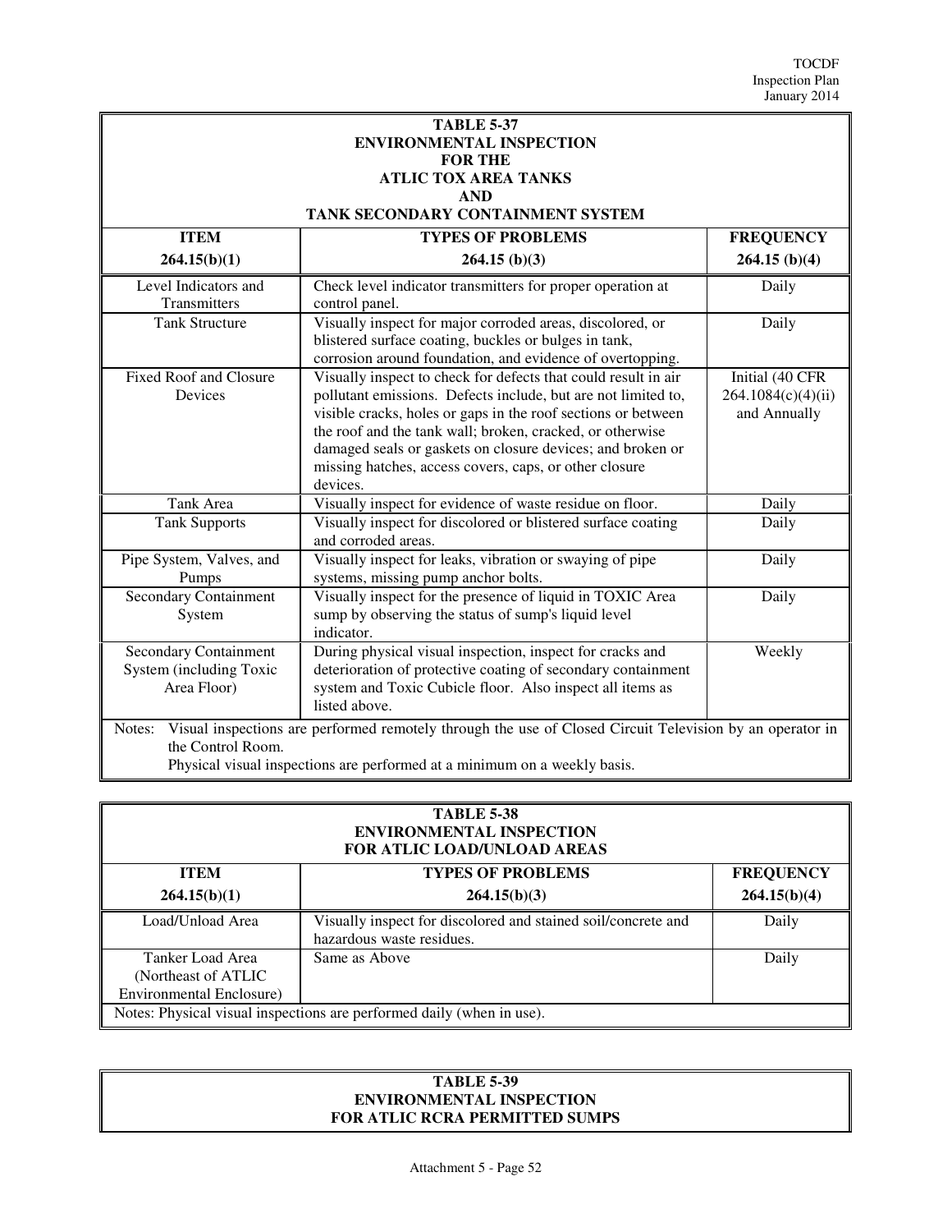**TABLE 5-37**
**ENVIRONMENTAL INSPECTION**
**FOR THE**
**ATLIC TOX AREA TANKS**
**AND**
**TANK SECONDARY CONTAINMENT SYSTEM**

| ITEM<br>264.15(b)(1) | TYPES OF PROBLEMS<br>264.15 (b)(3) | FREQUENCY<br>264.15 (b)(4) |
|---|---|---|
| Level Indicators and Transmitters | Check level indicator transmitters for proper operation at control panel. | Daily |
| Tank Structure | Visually inspect for major corroded areas, discolored, or blistered surface coating, buckles or bulges in tank, corrosion around foundation, and evidence of overtopping. | Daily |
| Fixed Roof and Closure Devices | Visually inspect to check for defects that could result in air pollutant emissions. Defects include, but are not limited to, visible cracks, holes or gaps in the roof sections or between the roof and the tank wall; broken, cracked, or otherwise damaged seals or gaskets on closure devices; and broken or missing hatches, access covers, caps, or other closure devices. | Initial (40 CFR 264.1084(c)(4)(ii) and Annually |
| Tank Area | Visually inspect for evidence of waste residue on floor. | Daily |
| Tank Supports | Visually inspect for discolored or blistered surface coating and corroded areas. | Daily |
| Pipe System, Valves, and Pumps | Visually inspect for leaks, vibration or swaying of pipe systems, missing pump anchor bolts. | Daily |
| Secondary Containment System | Visually inspect for the presence of liquid in TOXIC Area sump by observing the status of sump's liquid level indicator. | Daily |
| Secondary Containment System (including Toxic Area Floor) | During physical visual inspection, inspect for cracks and deterioration of protective coating of secondary containment system and Toxic Cubicle floor. Also inspect all items as listed above. | Weekly |

Notes: Visual inspections are performed remotely through the use of Closed Circuit Television by an operator in the Control Room.
Physical visual inspections are performed at a minimum on a weekly basis.

**TABLE 5-38**
**ENVIRONMENTAL INSPECTION**
**FOR ATLIC LOAD/UNLOAD AREAS**

| ITEM<br>264.15(b)(1) | TYPES OF PROBLEMS<br>264.15(b)(3) | FREQUENCY<br>264.15(b)(4) |
|---|---|---|
| Load/Unload Area | Visually inspect for discolored and stained soil/concrete and hazardous waste residues. | Daily |
| Tanker Load Area (Northeast of ATLIC Environmental Enclosure) | Same as Above | Daily |

Notes: Physical visual inspections are performed daily (when in use).

**TABLE 5-39**
**ENVIRONMENTAL INSPECTION**
**FOR ATLIC RCRA PERMITTED SUMPS**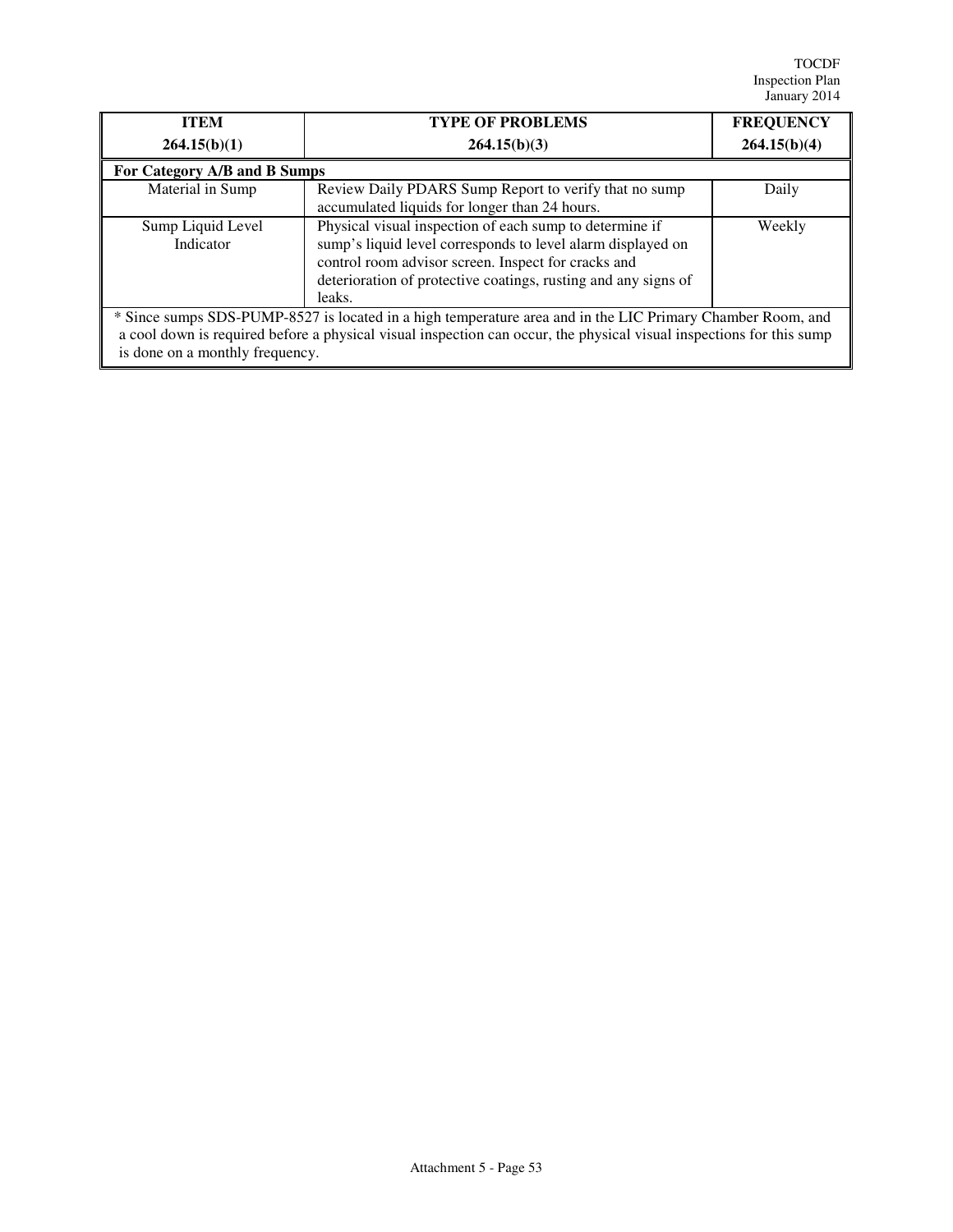| ITEM 264.15(b)(1) | TYPE OF PROBLEMS 264.15(b)(3) | FREQUENCY 264.15(b)(4) |
|---|---|---|
| **For Category A/B and B Sumps** | | |
| Material in Sump | Review Daily PDARS Sump Report to verify that no sump accumulated liquids for longer than 24 hours. | Daily |
| Sump Liquid Level Indicator | Physical visual inspection of each sump to determine if sump's liquid level corresponds to level alarm displayed on control room advisor screen. Inspect for cracks and deterioration of protective coatings, rusting and any signs of leaks. | Weekly |
| * Since sumps SDS-PUMP-8527 is located in a high temperature area and in the LIC Primary Chamber Room, and a cool down is required before a physical visual inspection can occur, the physical visual inspections for this sump is done on a monthly frequency. | | |